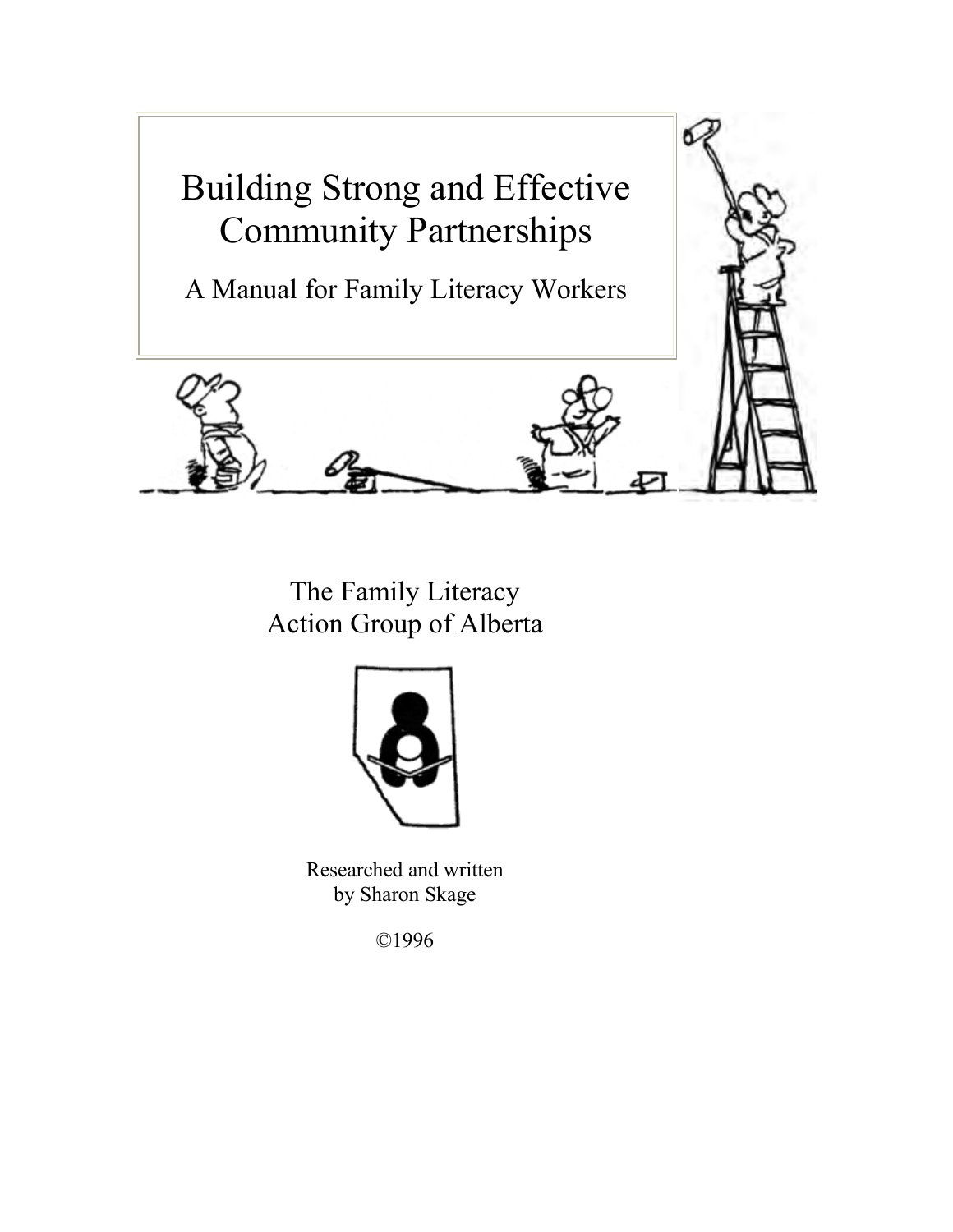# Building Strong and Effective Community Partnerships

## A Manual for Family Literacy Workers

The Family Literacy Action Group of Alberta

Researched and written by Sharon Skage

©1996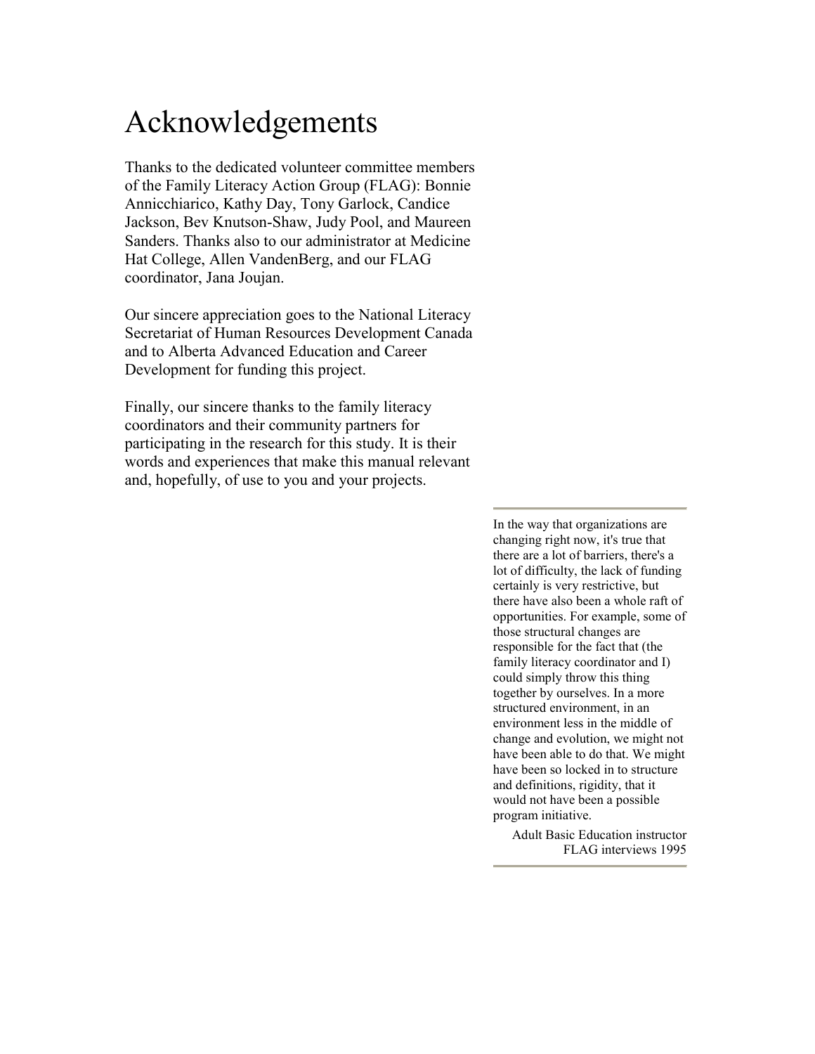# Acknowledgements

Thanks to the dedicated volunteer committee members of the Family Literacy Action Group (FLAG): Bonnie Annicchiarico, Kathy Day, Tony Garlock, Candice Jackson, Bev Knutson-Shaw, Judy Pool, and Maureen Sanders. Thanks also to our administrator at Medicine Hat College, Allen VandenBerg, and our FLAG coordinator, Jana Joujan.

Our sincere appreciation goes to the National Literacy Secretariat of Human Resources Development Canada and to Alberta Advanced Education and Career Development for funding this project.

Finally, our sincere thanks to the family literacy coordinators and their community partners for participating in the research for this study. It is their words and experiences that make this manual relevant and, hopefully, of use to you and your projects.

---

> In the way that organizations are changing right now, it's true that there are a lot of barriers, there's a lot of difficulty, the lack of funding certainly is very restrictive, but there have also been a whole raft of opportunities. For example, some of those structural changes are responsible for the fact that (the family literacy coordinator and I) could simply throw this thing together by ourselves. In a more structured environment, in an environment less in the middle of change and evolution, we might not have been able to do that. We might have been so locked in to structure and definitions, rigidity, that it would not have been a possible program initiative.
>
> Adult Basic Education instructor
> FLAG interviews 1995

---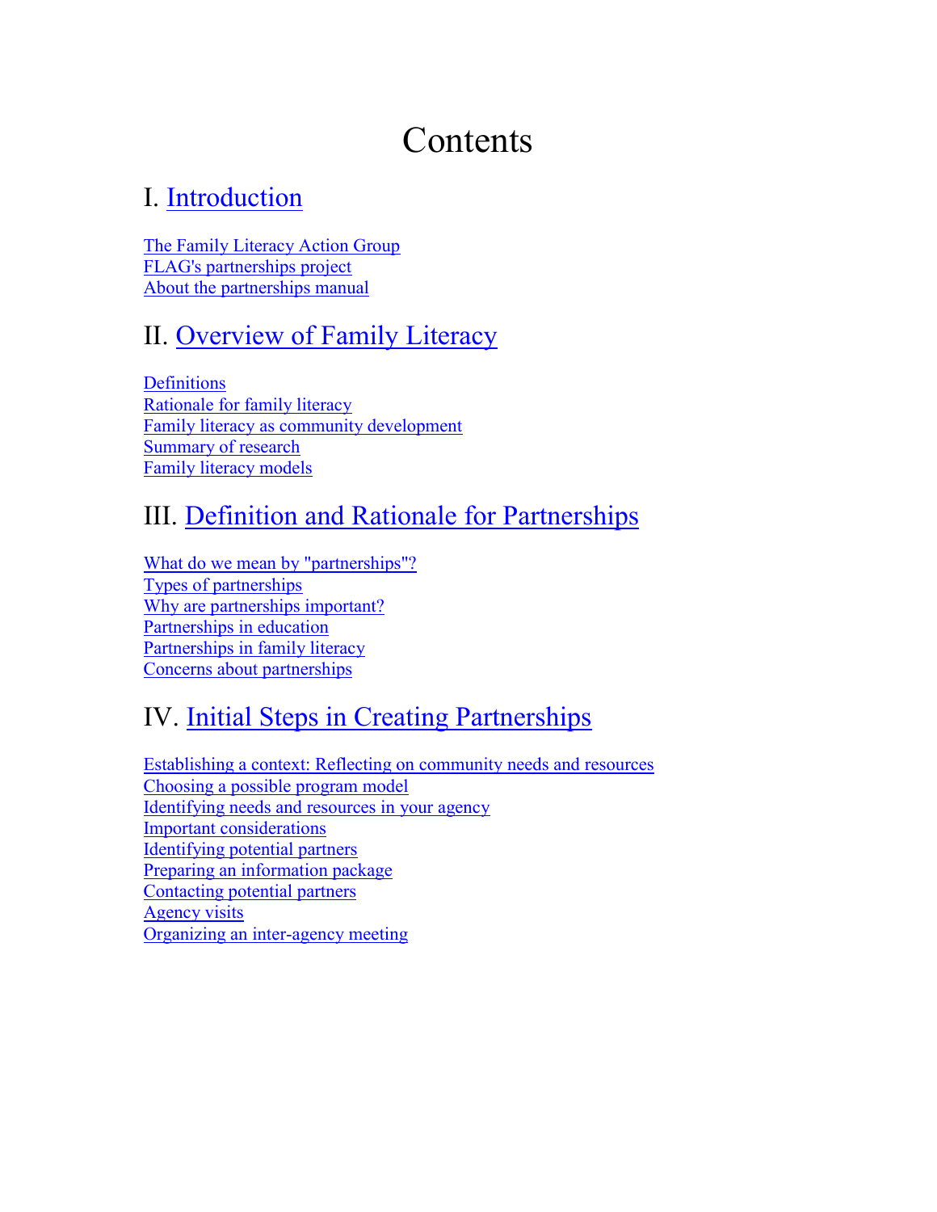# Contents

## I. Introduction

The Family Literacy Action Group
FLAG's partnerships project
About the partnerships manual

## II. Overview of Family Literacy

Definitions
Rationale for family literacy
Family literacy as community development
Summary of research
Family literacy models

## III. Definition and Rationale for Partnerships

What do we mean by "partnerships"?
Types of partnerships
Why are partnerships important?
Partnerships in education
Partnerships in family literacy
Concerns about partnerships

## IV. Initial Steps in Creating Partnerships

Establishing a context: Reflecting on community needs and resources
Choosing a possible program model
Identifying needs and resources in your agency
Important considerations
Identifying potential partners
Preparing an information package
Contacting potential partners
Agency visits
Organizing an inter-agency meeting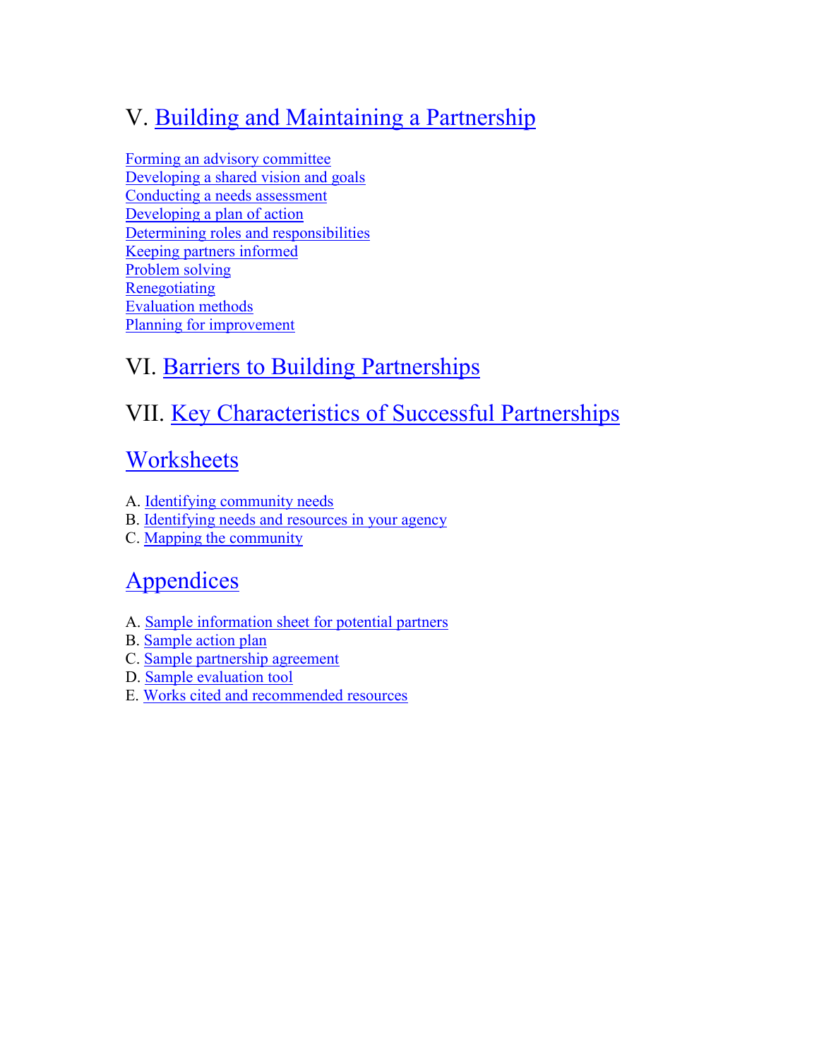## V. Building and Maintaining a Partnership

Forming an advisory committee
Developing a shared vision and goals
Conducting a needs assessment
Developing a plan of action
Determining roles and responsibilities
Keeping partners informed
Problem solving
Renegotiating
Evaluation methods
Planning for improvement

## VI. Barriers to Building Partnerships

## VII. Key Characteristics of Successful Partnerships

## Worksheets

A. Identifying community needs
B. Identifying needs and resources in your agency
C. Mapping the community

## Appendices

A. Sample information sheet for potential partners
B. Sample action plan
C. Sample partnership agreement
D. Sample evaluation tool
E. Works cited and recommended resources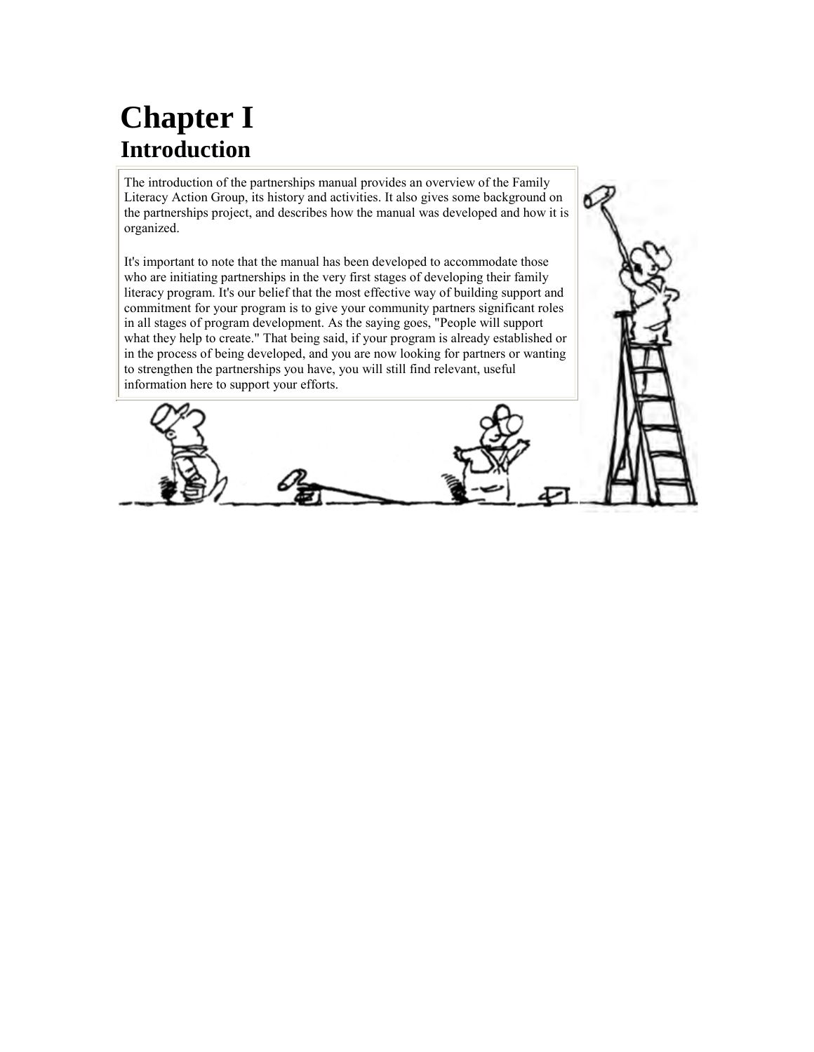# Chapter I

## Introduction

The introduction of the partnerships manual provides an overview of the Family Literacy Action Group, its history and activities. It also gives some background on the partnerships project, and describes how the manual was developed and how it is organized.

It's important to note that the manual has been developed to accommodate those who are initiating partnerships in the very first stages of developing their family literacy program. It's our belief that the most effective way of building support and commitment for your program is to give your community partners significant roles in all stages of program development. As the saying goes, "People will support what they help to create." That being said, if your program is already established or in the process of being developed, and you are now looking for partners or wanting to strengthen the partnerships you have, you will still find relevant, useful information here to support your efforts.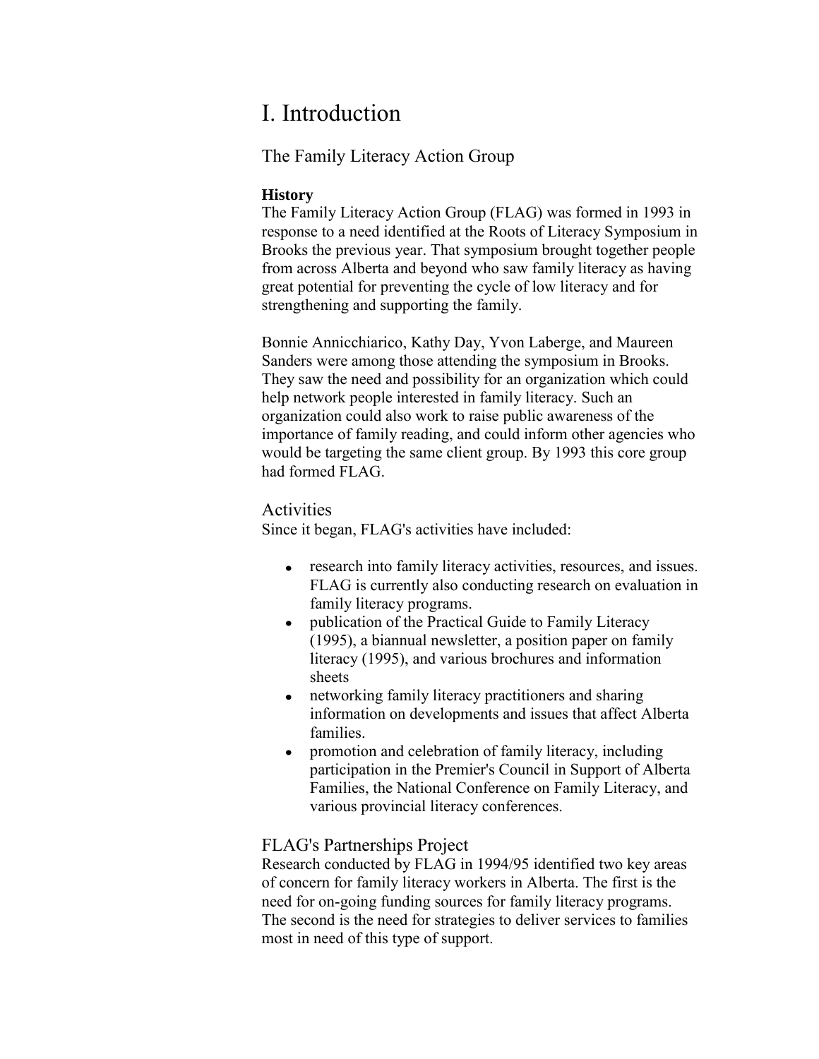# I. Introduction

## The Family Literacy Action Group

**History**

The Family Literacy Action Group (FLAG) was formed in 1993 in response to a need identified at the Roots of Literacy Symposium in Brooks the previous year. That symposium brought together people from across Alberta and beyond who saw family literacy as having great potential for preventing the cycle of low literacy and for strengthening and supporting the family.

Bonnie Annicchiarico, Kathy Day, Yvon Laberge, and Maureen Sanders were among those attending the symposium in Brooks. They saw the need and possibility for an organization which could help network people interested in family literacy. Such an organization could also work to raise public awareness of the importance of family reading, and could inform other agencies who would be targeting the same client group. By 1993 this core group had formed FLAG.

### Activities

Since it began, FLAG's activities have included:

- research into family literacy activities, resources, and issues. FLAG is currently also conducting research on evaluation in family literacy programs.
- publication of the Practical Guide to Family Literacy (1995), a biannual newsletter, a position paper on family literacy (1995), and various brochures and information sheets
- networking family literacy practitioners and sharing information on developments and issues that affect Alberta families.
- promotion and celebration of family literacy, including participation in the Premier's Council in Support of Alberta Families, the National Conference on Family Literacy, and various provincial literacy conferences.

### FLAG's Partnerships Project

Research conducted by FLAG in 1994/95 identified two key areas of concern for family literacy workers in Alberta. The first is the need for on-going funding sources for family literacy programs. The second is the need for strategies to deliver services to families most in need of this type of support.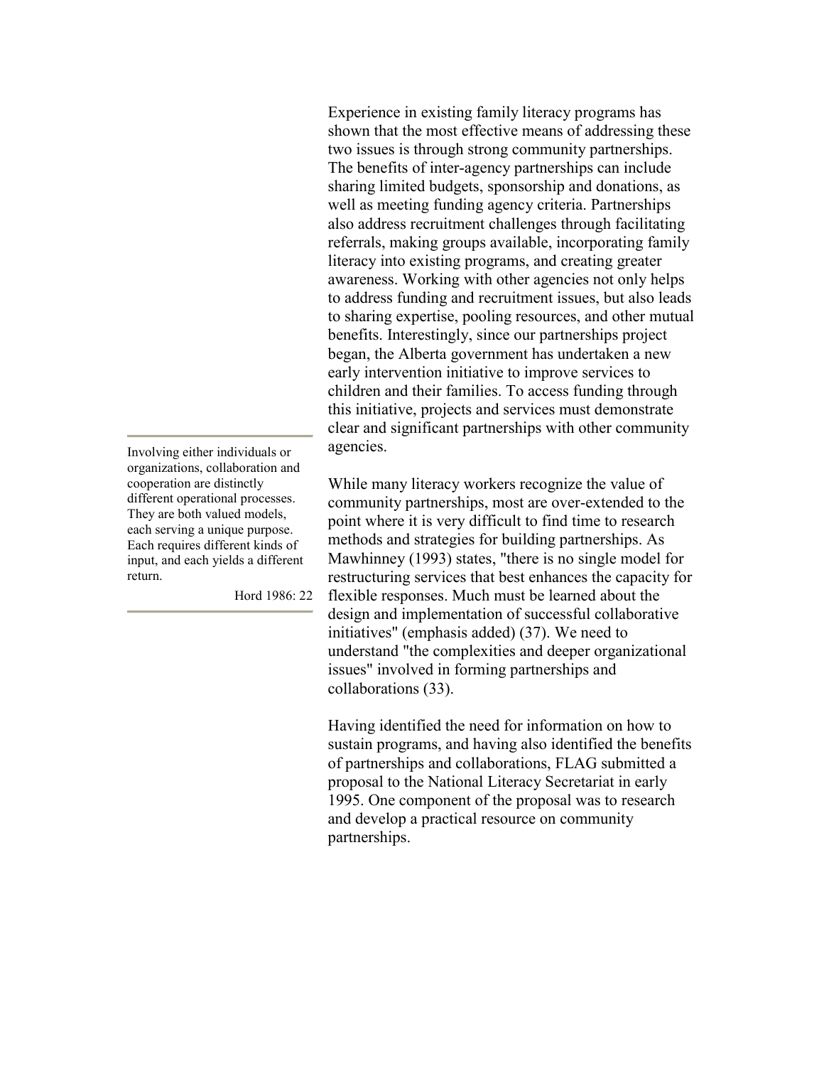Experience in existing family literacy programs has shown that the most effective means of addressing these two issues is through strong community partnerships. The benefits of inter-agency partnerships can include sharing limited budgets, sponsorship and donations, as well as meeting funding agency criteria. Partnerships also address recruitment challenges through facilitating referrals, making groups available, incorporating family literacy into existing programs, and creating greater awareness. Working with other agencies not only helps to address funding and recruitment issues, but also leads to sharing expertise, pooling resources, and other mutual benefits. Interestingly, since our partnerships project began, the Alberta government has undertaken a new early intervention initiative to improve services to children and their families. To access funding through this initiative, projects and services must demonstrate clear and significant partnerships with other community agencies.

> Involving either individuals or organizations, collaboration and cooperation are distinctly different operational processes. They are both valued models, each serving a unique purpose. Each requires different kinds of input, and each yields a different return.
>
> Hord 1986: 22

While many literacy workers recognize the value of community partnerships, most are over-extended to the point where it is very difficult to find time to research methods and strategies for building partnerships. As Mawhinney (1993) states, "there is no single model for restructuring services that best enhances the capacity for flexible responses. Much must be learned about the design and implementation of successful collaborative initiatives" (emphasis added) (37). We need to understand "the complexities and deeper organizational issues" involved in forming partnerships and collaborations (33).

Having identified the need for information on how to sustain programs, and having also identified the benefits of partnerships and collaborations, FLAG submitted a proposal to the National Literacy Secretariat in early 1995. One component of the proposal was to research and develop a practical resource on community partnerships.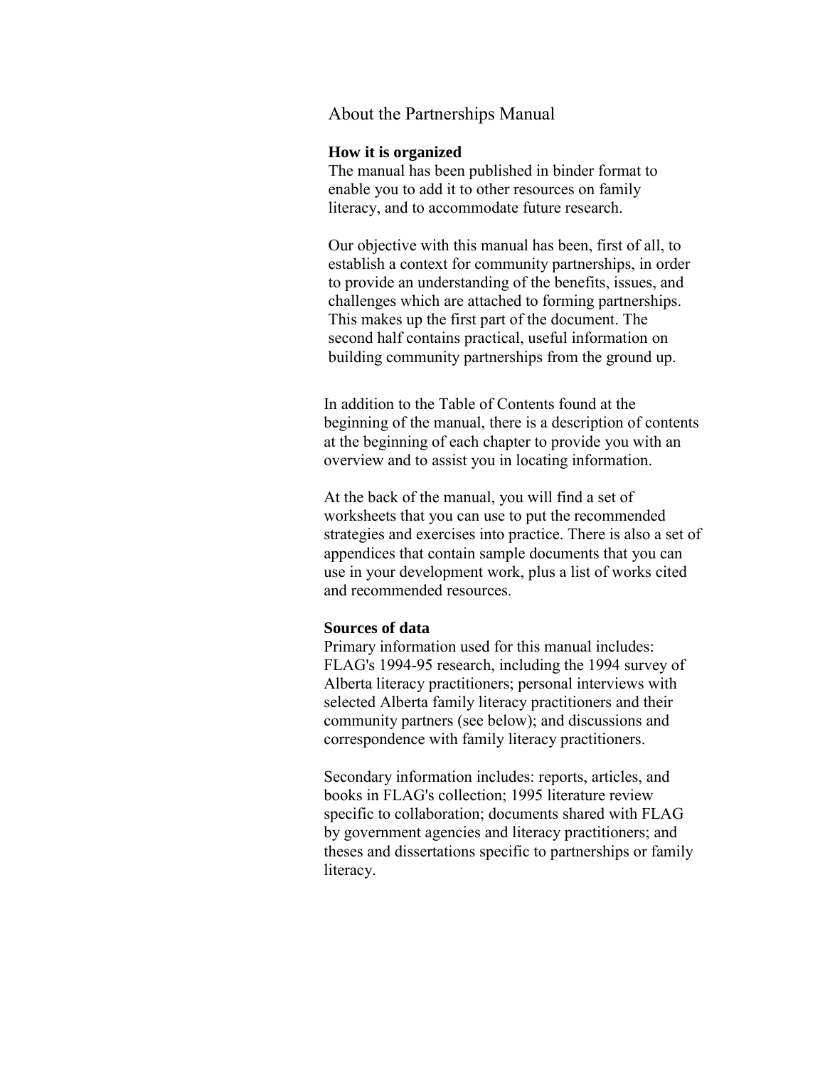# About the Partnerships Manual

**How it is organized**

The manual has been published in binder format to enable you to add it to other resources on family literacy, and to accommodate future research.

Our objective with this manual has been, first of all, to establish a context for community partnerships, in order to provide an understanding of the benefits, issues, and challenges which are attached to forming partnerships. This makes up the first part of the document. The second half contains practical, useful information on building community partnerships from the ground up.

In addition to the Table of Contents found at the beginning of the manual, there is a description of contents at the beginning of each chapter to provide you with an overview and to assist you in locating information.

At the back of the manual, you will find a set of worksheets that you can use to put the recommended strategies and exercises into practice. There is also a set of appendices that contain sample documents that you can use in your development work, plus a list of works cited and recommended resources.

**Sources of data**

Primary information used for this manual includes: FLAG's 1994-95 research, including the 1994 survey of Alberta literacy practitioners; personal interviews with selected Alberta family literacy practitioners and their community partners (see below); and discussions and correspondence with family literacy practitioners.

Secondary information includes: reports, articles, and books in FLAG's collection; 1995 literature review specific to collaboration; documents shared with FLAG by government agencies and literacy practitioners; and theses and dissertations specific to partnerships or family literacy.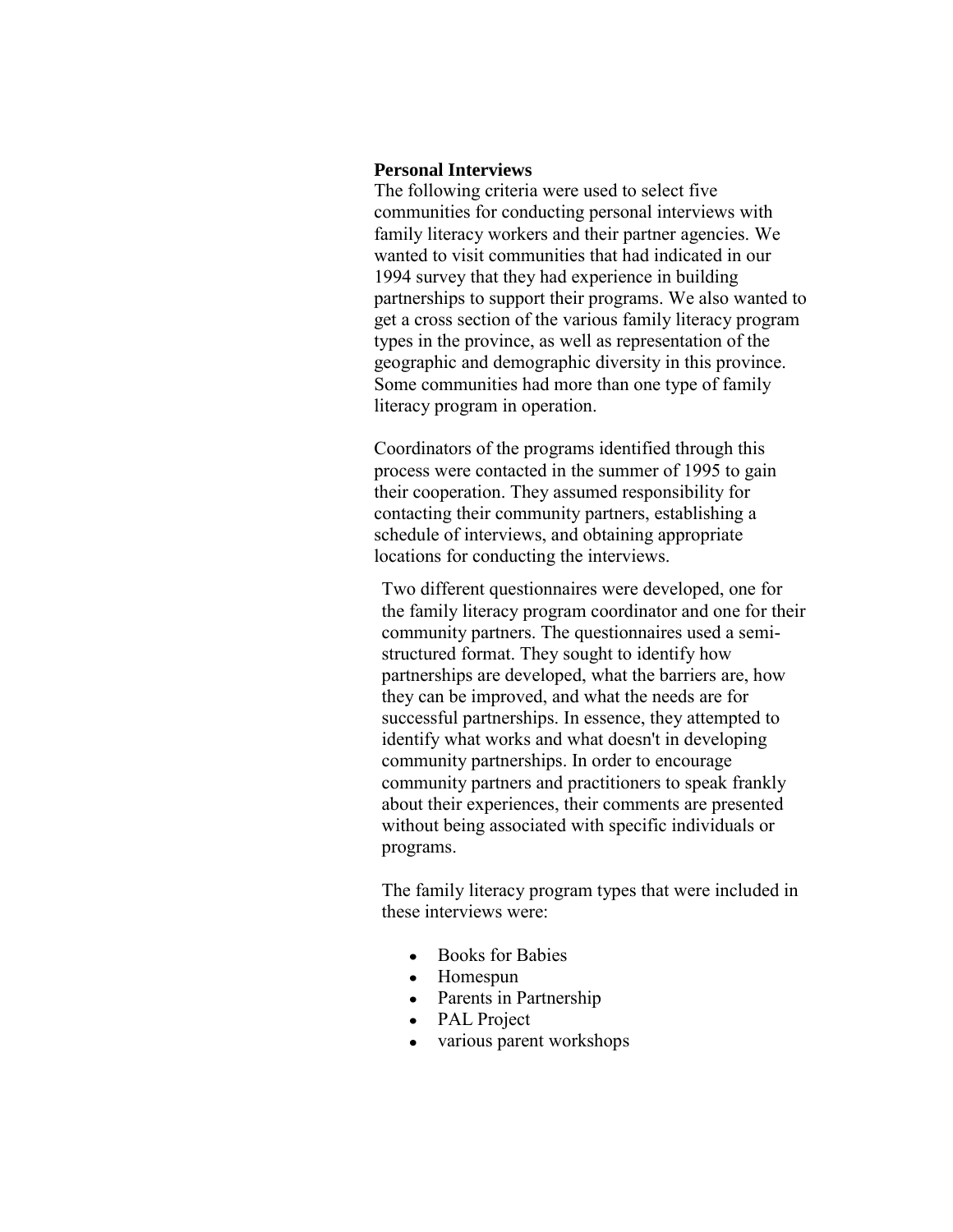**Personal Interviews**

The following criteria were used to select five communities for conducting personal interviews with family literacy workers and their partner agencies. We wanted to visit communities that had indicated in our 1994 survey that they had experience in building partnerships to support their programs. We also wanted to get a cross section of the various family literacy program types in the province, as well as representation of the geographic and demographic diversity in this province. Some communities had more than one type of family literacy program in operation.

Coordinators of the programs identified through this process were contacted in the summer of 1995 to gain their cooperation. They assumed responsibility for contacting their community partners, establishing a schedule of interviews, and obtaining appropriate locations for conducting the interviews.

Two different questionnaires were developed, one for the family literacy program coordinator and one for their community partners. The questionnaires used a semi-structured format. They sought to identify how partnerships are developed, what the barriers are, how they can be improved, and what the needs are for successful partnerships. In essence, they attempted to identify what works and what doesn't in developing community partnerships. In order to encourage community partners and practitioners to speak frankly about their experiences, their comments are presented without being associated with specific individuals or programs.

The family literacy program types that were included in these interviews were:

- Books for Babies
- Homespun
- Parents in Partnership
- PAL Project
- various parent workshops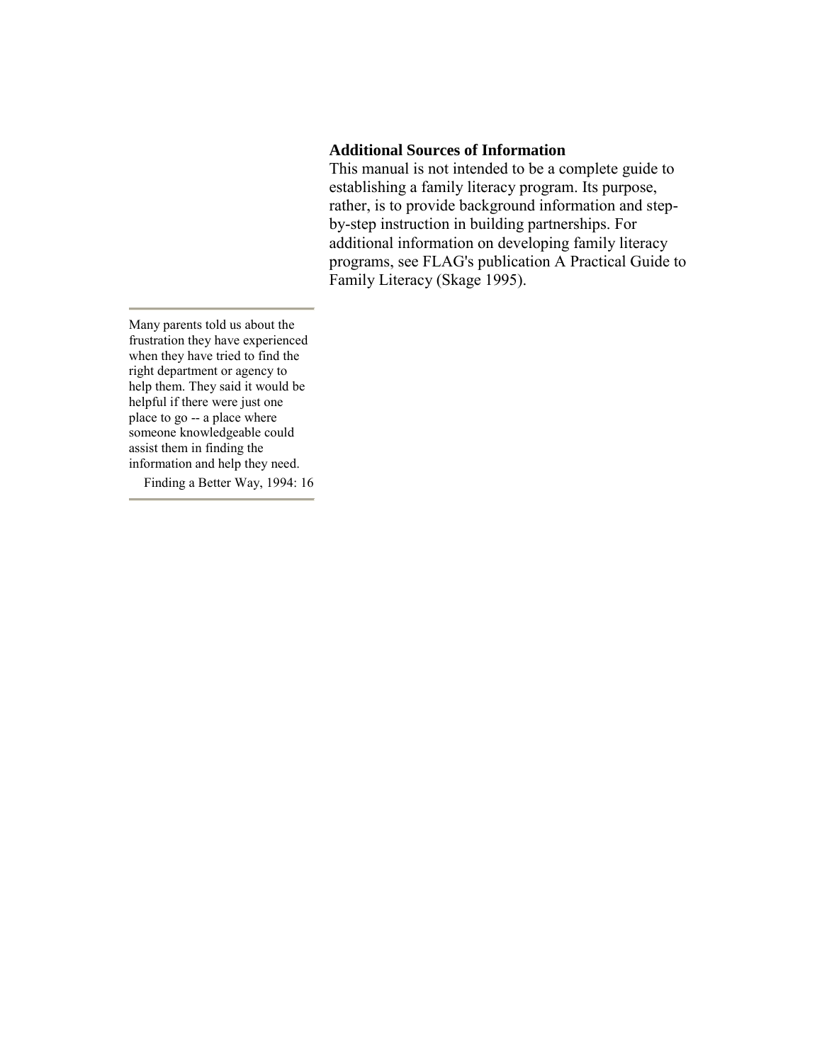### Additional Sources of Information

This manual is not intended to be a complete guide to establishing a family literacy program. Its purpose, rather, is to provide background information and step-by-step instruction in building partnerships. For additional information on developing family literacy programs, see FLAG's publication A Practical Guide to Family Literacy (Skage 1995).

---

> Many parents told us about the frustration they have experienced when they have tried to find the right department or agency to help them. They said it would be helpful if there were just one place to go -- a place where someone knowledgeable could assist them in finding the information and help they need.
>
> Finding a Better Way, 1994: 16

---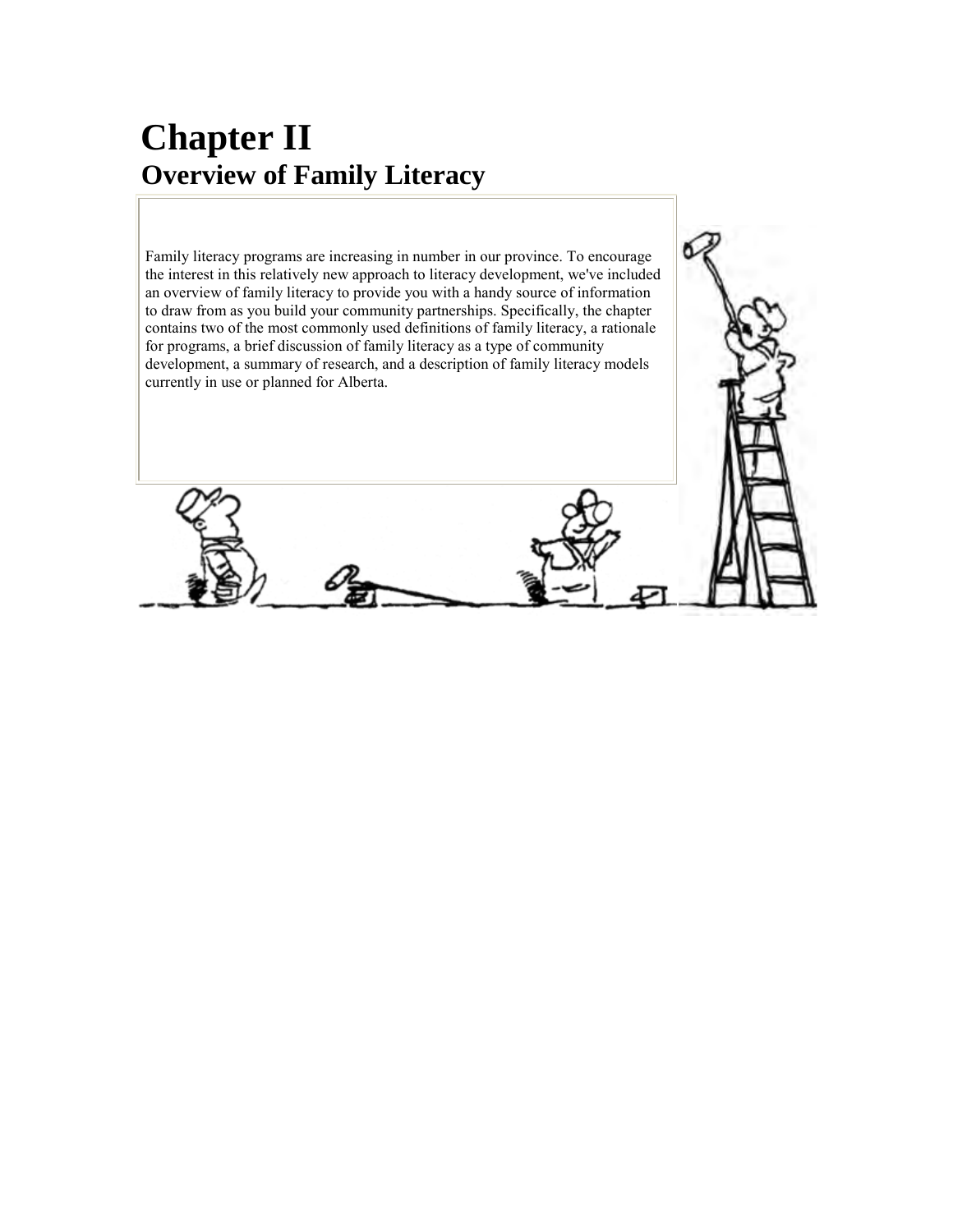# Chapter II
## Overview of Family Literacy

Family literacy programs are increasing in number in our province. To encourage the interest in this relatively new approach to literacy development, we've included an overview of family literacy to provide you with a handy source of information to draw from as you build your community partnerships. Specifically, the chapter contains two of the most commonly used definitions of family literacy, a rationale for programs, a brief discussion of family literacy as a type of community development, a summary of research, and a description of family literacy models currently in use or planned for Alberta.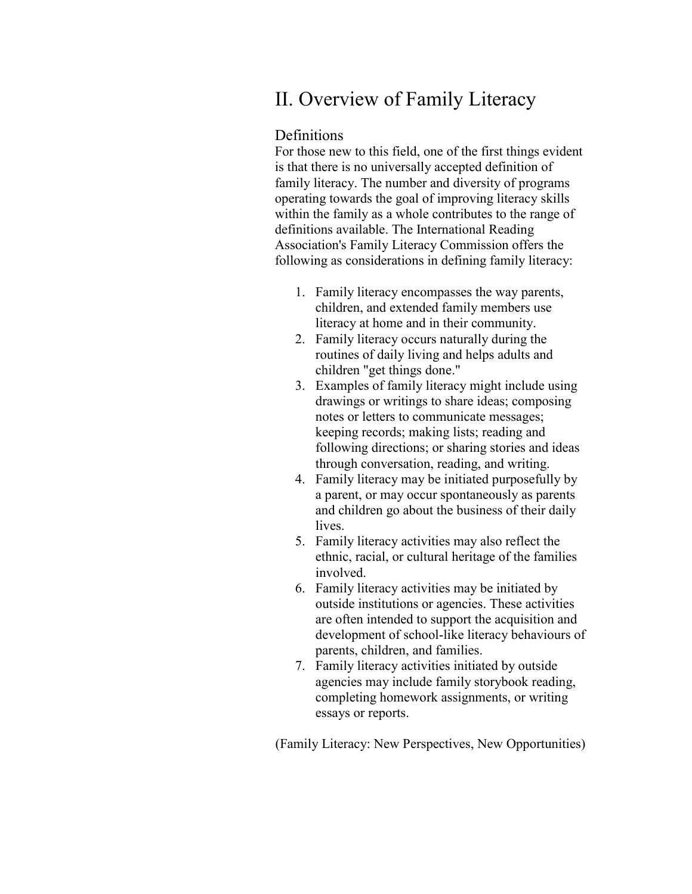# II. Overview of Family Literacy

## Definitions

For those new to this field, one of the first things evident is that there is no universally accepted definition of family literacy. The number and diversity of programs operating towards the goal of improving literacy skills within the family as a whole contributes to the range of definitions available. The International Reading Association's Family Literacy Commission offers the following as considerations in defining family literacy:

1. Family literacy encompasses the way parents, children, and extended family members use literacy at home and in their community.
2. Family literacy occurs naturally during the routines of daily living and helps adults and children "get things done."
3. Examples of family literacy might include using drawings or writings to share ideas; composing notes or letters to communicate messages; keeping records; making lists; reading and following directions; or sharing stories and ideas through conversation, reading, and writing.
4. Family literacy may be initiated purposefully by a parent, or may occur spontaneously as parents and children go about the business of their daily lives.
5. Family literacy activities may also reflect the ethnic, racial, or cultural heritage of the families involved.
6. Family literacy activities may be initiated by outside institutions or agencies. These activities are often intended to support the acquisition and development of school-like literacy behaviours of parents, children, and families.
7. Family literacy activities initiated by outside agencies may include family storybook reading, completing homework assignments, or writing essays or reports.

(Family Literacy: New Perspectives, New Opportunities)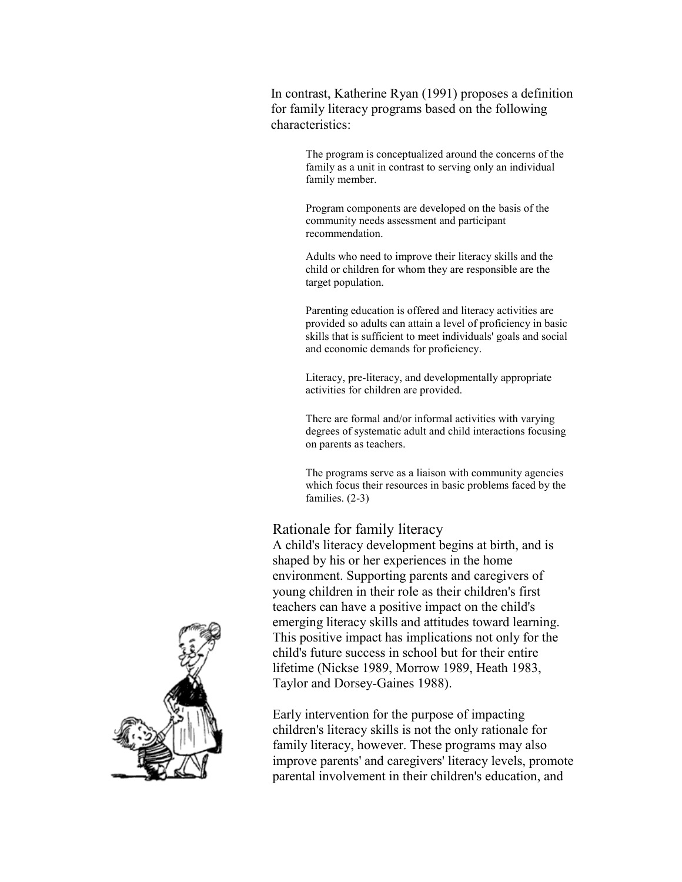In contrast, Katherine Ryan (1991) proposes a definition for family literacy programs based on the following characteristics:

> The program is conceptualized around the concerns of the family as a unit in contrast to serving only an individual family member.
>
> Program components are developed on the basis of the community needs assessment and participant recommendation.
>
> Adults who need to improve their literacy skills and the child or children for whom they are responsible are the target population.
>
> Parenting education is offered and literacy activities are provided so adults can attain a level of proficiency in basic skills that is sufficient to meet individuals' goals and social and economic demands for proficiency.
>
> Literacy, pre-literacy, and developmentally appropriate activities for children are provided.
>
> There are formal and/or informal activities with varying degrees of systematic adult and child interactions focusing on parents as teachers.
>
> The programs serve as a liaison with community agencies which focus their resources in basic problems faced by the families. (2-3)

## Rationale for family literacy

A child's literacy development begins at birth, and is shaped by his or her experiences in the home environment. Supporting parents and caregivers of young children in their role as their children's first teachers can have a positive impact on the child's emerging literacy skills and attitudes toward learning. This positive impact has implications not only for the child's future success in school but for their entire lifetime (Nickse 1989, Morrow 1989, Heath 1983, Taylor and Dorsey-Gaines 1988).

Early intervention for the purpose of impacting children's literacy skills is not the only rationale for family literacy, however. These programs may also improve parents' and caregivers' literacy levels, promote parental involvement in their children's education, and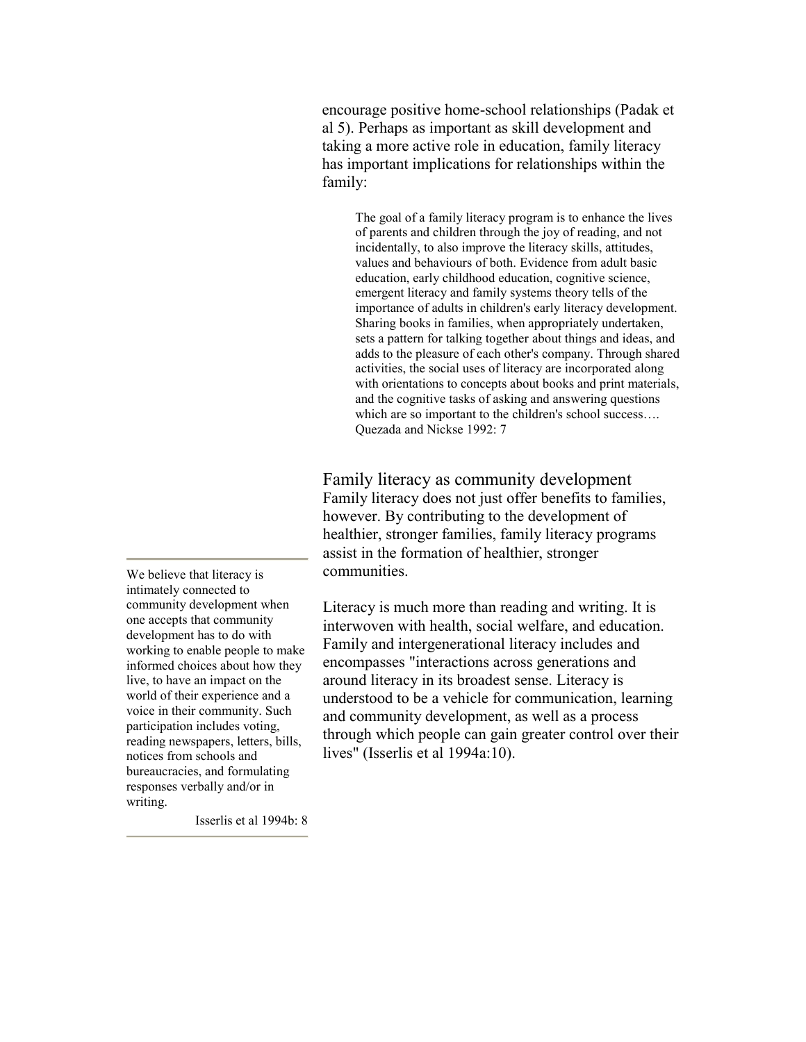encourage positive home-school relationships (Padak et al 5). Perhaps as important as skill development and taking a more active role in education, family literacy has important implications for relationships within the family:

> The goal of a family literacy program is to enhance the lives of parents and children through the joy of reading, and not incidentally, to also improve the literacy skills, attitudes, values and behaviours of both. Evidence from adult basic education, early childhood education, cognitive science, emergent literacy and family systems theory tells of the importance of adults in children's early literacy development. Sharing books in families, when appropriately undertaken, sets a pattern for talking together about things and ideas, and adds to the pleasure of each other's company. Through shared activities, the social uses of literacy are incorporated along with orientations to concepts about books and print materials, and the cognitive tasks of asking and answering questions which are so important to the children's school success….
> Quezada and Nickse 1992: 7

## Family literacy as community development

Family literacy does not just offer benefits to families, however. By contributing to the development of healthier, stronger families, family literacy programs assist in the formation of healthier, stronger communities.

Literacy is much more than reading and writing. It is interwoven with health, social welfare, and education. Family and intergenerational literacy includes and encompasses "interactions across generations and around literacy in its broadest sense. Literacy is understood to be a vehicle for communication, learning and community development, as well as a process through which people can gain greater control over their lives" (Isserlis et al 1994a:10).

---

We believe that literacy is intimately connected to community development when one accepts that community development has to do with working to enable people to make informed choices about how they live, to have an impact on the world of their experience and a voice in their community. Such participation includes voting, reading newspapers, letters, bills, notices from schools and bureaucracies, and formulating responses verbally and/or in writing.

Isserlis et al 1994b: 8

---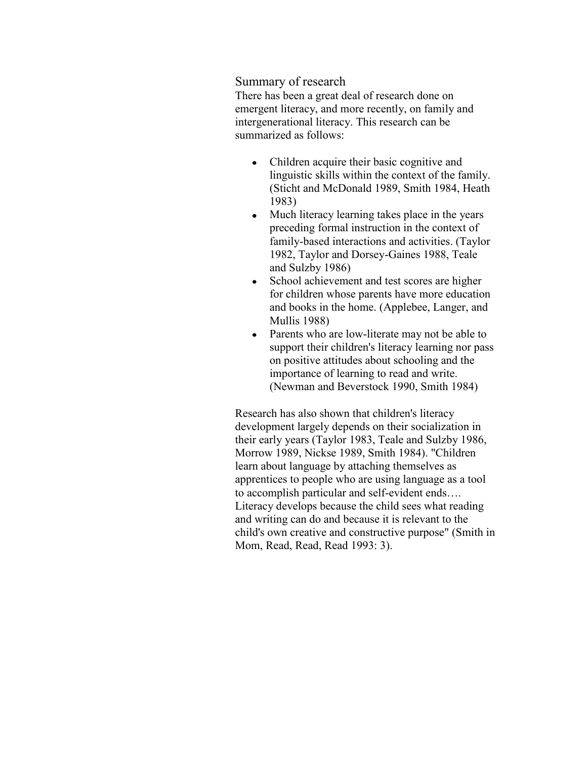## Summary of research

There has been a great deal of research done on emergent literacy, and more recently, on family and intergenerational literacy. This research can be summarized as follows:

- Children acquire their basic cognitive and linguistic skills within the context of the family. (Sticht and McDonald 1989, Smith 1984, Heath 1983)
- Much literacy learning takes place in the years preceding formal instruction in the context of family-based interactions and activities. (Taylor 1982, Taylor and Dorsey-Gaines 1988, Teale and Sulzby 1986)
- School achievement and test scores are higher for children whose parents have more education and books in the home. (Applebee, Langer, and Mullis 1988)
- Parents who are low-literate may not be able to support their children's literacy learning nor pass on positive attitudes about schooling and the importance of learning to read and write. (Newman and Beverstock 1990, Smith 1984)

Research has also shown that children's literacy development largely depends on their socialization in their early years (Taylor 1983, Teale and Sulzby 1986, Morrow 1989, Nickse 1989, Smith 1984). "Children learn about language by attaching themselves as apprentices to people who are using language as a tool to accomplish particular and self-evident ends…. Literacy develops because the child sees what reading and writing can do and because it is relevant to the child's own creative and constructive purpose" (Smith in Mom, Read, Read, Read 1993: 3).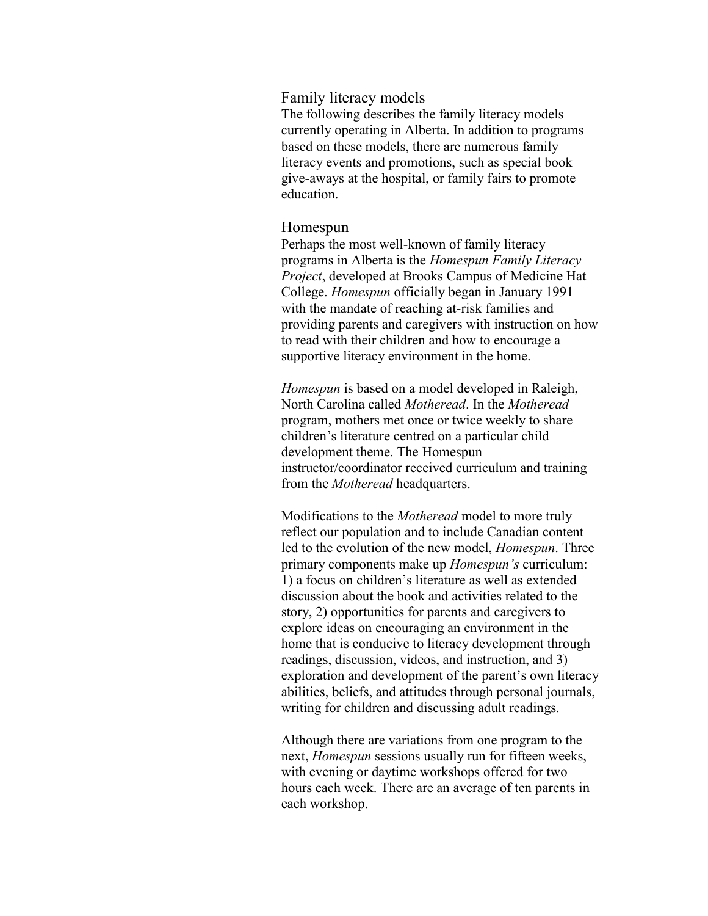## Family literacy models

The following describes the family literacy models currently operating in Alberta. In addition to programs based on these models, there are numerous family literacy events and promotions, such as special book give-aways at the hospital, or family fairs to promote education.

### Homespun

Perhaps the most well-known of family literacy programs in Alberta is the *Homespun Family Literacy Project*, developed at Brooks Campus of Medicine Hat College. *Homespun* officially began in January 1991 with the mandate of reaching at-risk families and providing parents and caregivers with instruction on how to read with their children and how to encourage a supportive literacy environment in the home.

*Homespun* is based on a model developed in Raleigh, North Carolina called *Motheread*. In the *Motheread* program, mothers met once or twice weekly to share children's literature centred on a particular child development theme. The Homespun instructor/coordinator received curriculum and training from the *Motheread* headquarters.

Modifications to the *Motheread* model to more truly reflect our population and to include Canadian content led to the evolution of the new model, *Homespun*. Three primary components make up *Homespun's* curriculum: 1) a focus on children's literature as well as extended discussion about the book and activities related to the story, 2) opportunities for parents and caregivers to explore ideas on encouraging an environment in the home that is conducive to literacy development through readings, discussion, videos, and instruction, and 3) exploration and development of the parent's own literacy abilities, beliefs, and attitudes through personal journals, writing for children and discussing adult readings.

Although there are variations from one program to the next, *Homespun* sessions usually run for fifteen weeks, with evening or daytime workshops offered for two hours each week. There are an average of ten parents in each workshop.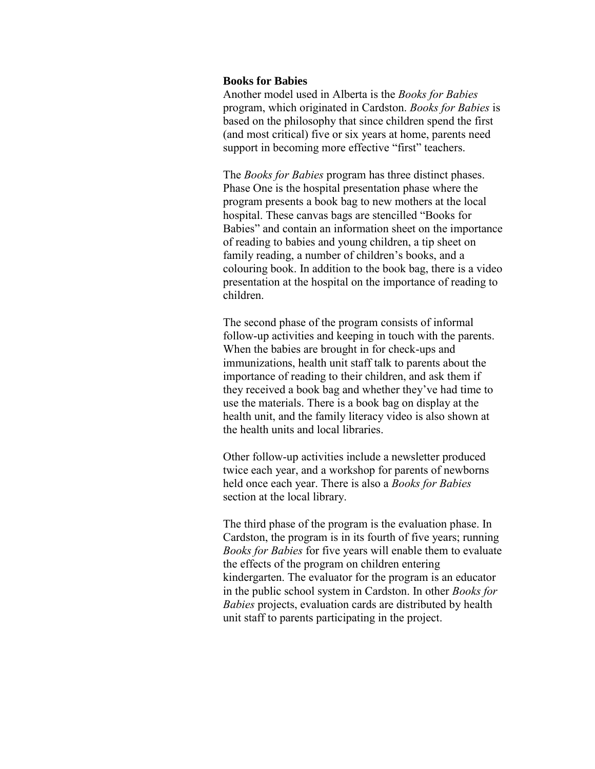### Books for Babies

Another model used in Alberta is the *Books for Babies* program, which originated in Cardston. *Books for Babies* is based on the philosophy that since children spend the first (and most critical) five or six years at home, parents need support in becoming more effective "first" teachers.

The *Books for Babies* program has three distinct phases. Phase One is the hospital presentation phase where the program presents a book bag to new mothers at the local hospital. These canvas bags are stencilled "Books for Babies" and contain an information sheet on the importance of reading to babies and young children, a tip sheet on family reading, a number of children's books, and a colouring book. In addition to the book bag, there is a video presentation at the hospital on the importance of reading to children.

The second phase of the program consists of informal follow-up activities and keeping in touch with the parents. When the babies are brought in for check-ups and immunizations, health unit staff talk to parents about the importance of reading to their children, and ask them if they received a book bag and whether they've had time to use the materials. There is a book bag on display at the health unit, and the family literacy video is also shown at the health units and local libraries.

Other follow-up activities include a newsletter produced twice each year, and a workshop for parents of newborns held once each year. There is also a *Books for Babies* section at the local library.

The third phase of the program is the evaluation phase. In Cardston, the program is in its fourth of five years; running *Books for Babies* for five years will enable them to evaluate the effects of the program on children entering kindergarten. The evaluator for the program is an educator in the public school system in Cardston. In other *Books for Babies* projects, evaluation cards are distributed by health unit staff to parents participating in the project.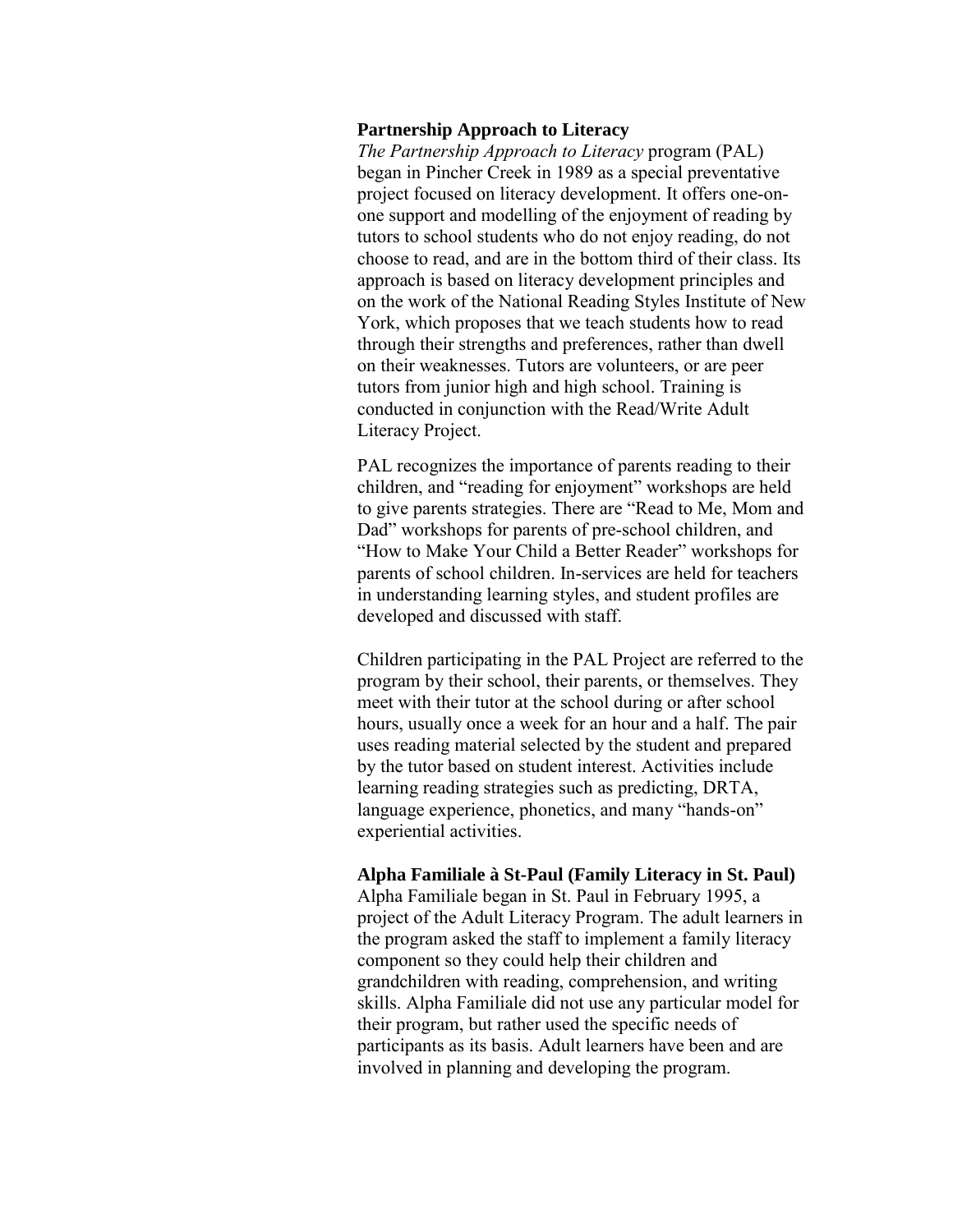**Partnership Approach to Literacy**

*The Partnership Approach to Literacy* program (PAL) began in Pincher Creek in 1989 as a special preventative project focused on literacy development. It offers one-on-one support and modelling of the enjoyment of reading by tutors to school students who do not enjoy reading, do not choose to read, and are in the bottom third of their class. Its approach is based on literacy development principles and on the work of the National Reading Styles Institute of New York, which proposes that we teach students how to read through their strengths and preferences, rather than dwell on their weaknesses. Tutors are volunteers, or are peer tutors from junior high and high school. Training is conducted in conjunction with the Read/Write Adult Literacy Project.

PAL recognizes the importance of parents reading to their children, and "reading for enjoyment" workshops are held to give parents strategies. There are "Read to Me, Mom and Dad" workshops for parents of pre-school children, and "How to Make Your Child a Better Reader" workshops for parents of school children. In-services are held for teachers in understanding learning styles, and student profiles are developed and discussed with staff.

Children participating in the PAL Project are referred to the program by their school, their parents, or themselves. They meet with their tutor at the school during or after school hours, usually once a week for an hour and a half. The pair uses reading material selected by the student and prepared by the tutor based on student interest. Activities include learning reading strategies such as predicting, DRTA, language experience, phonetics, and many "hands-on" experiential activities.

**Alpha Familiale à St-Paul (Family Literacy in St. Paul)**

Alpha Familiale began in St. Paul in February 1995, a project of the Adult Literacy Program. The adult learners in the program asked the staff to implement a family literacy component so they could help their children and grandchildren with reading, comprehension, and writing skills. Alpha Familiale did not use any particular model for their program, but rather used the specific needs of participants as its basis. Adult learners have been and are involved in planning and developing the program.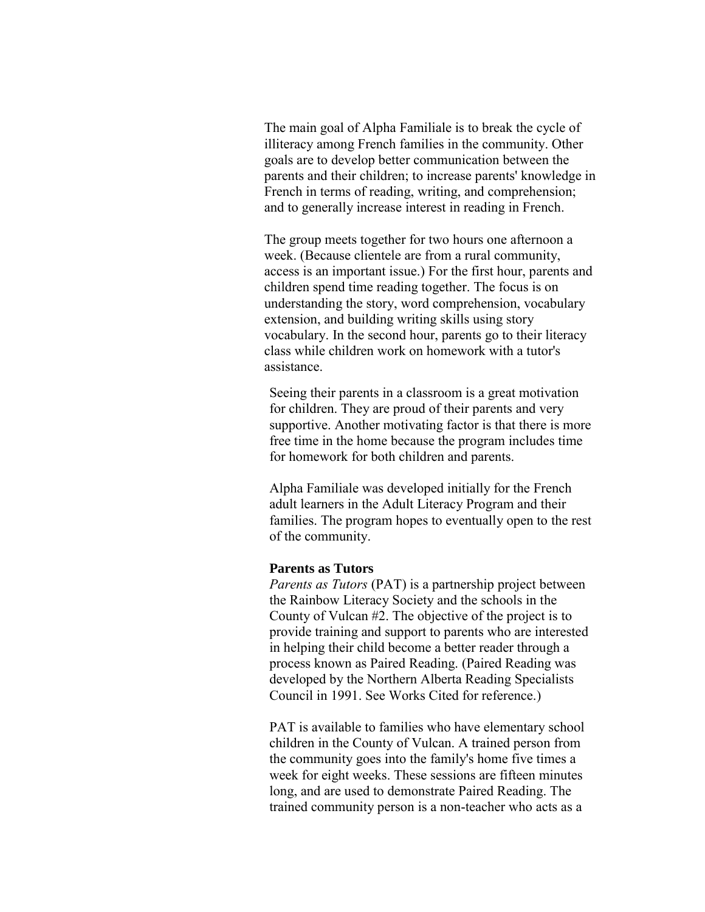The main goal of Alpha Familiale is to break the cycle of illiteracy among French families in the community. Other goals are to develop better communication between the parents and their children; to increase parents' knowledge in French in terms of reading, writing, and comprehension; and to generally increase interest in reading in French.

The group meets together for two hours one afternoon a week. (Because clientele are from a rural community, access is an important issue.) For the first hour, parents and children spend time reading together. The focus is on understanding the story, word comprehension, vocabulary extension, and building writing skills using story vocabulary. In the second hour, parents go to their literacy class while children work on homework with a tutor's assistance.

Seeing their parents in a classroom is a great motivation for children. They are proud of their parents and very supportive. Another motivating factor is that there is more free time in the home because the program includes time for homework for both children and parents.

Alpha Familiale was developed initially for the French adult learners in the Adult Literacy Program and their families. The program hopes to eventually open to the rest of the community.

**Parents as Tutors**

*Parents as Tutors* (PAT) is a partnership project between the Rainbow Literacy Society and the schools in the County of Vulcan #2. The objective of the project is to provide training and support to parents who are interested in helping their child become a better reader through a process known as Paired Reading. (Paired Reading was developed by the Northern Alberta Reading Specialists Council in 1991. See Works Cited for reference.)

PAT is available to families who have elementary school children in the County of Vulcan. A trained person from the community goes into the family's home five times a week for eight weeks. These sessions are fifteen minutes long, and are used to demonstrate Paired Reading. The trained community person is a non-teacher who acts as a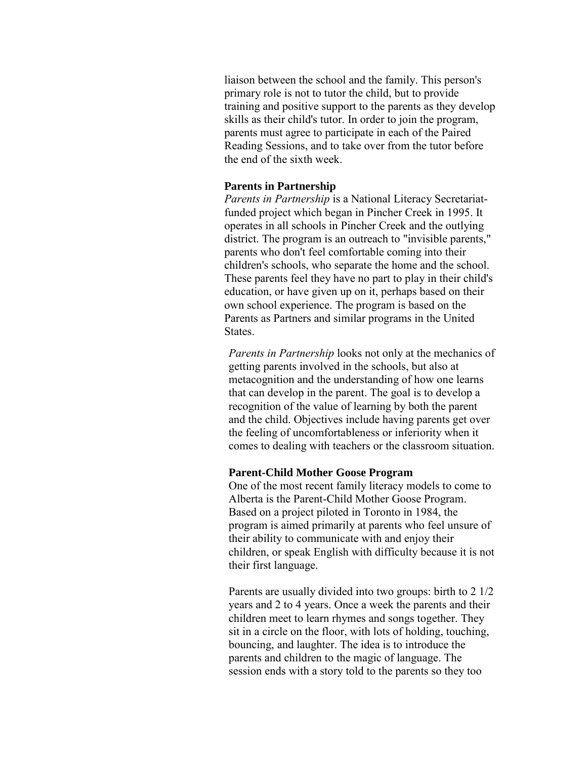liaison between the school and the family. This person's primary role is not to tutor the child, but to provide training and positive support to the parents as they develop skills as their child's tutor. In order to join the program, parents must agree to participate in each of the Paired Reading Sessions, and to take over from the tutor before the end of the sixth week.

**Parents in Partnership**

*Parents in Partnership* is a National Literacy Secretariat-funded project which began in Pincher Creek in 1995. It operates in all schools in Pincher Creek and the outlying district. The program is an outreach to "invisible parents," parents who don't feel comfortable coming into their children's schools, who separate the home and the school. These parents feel they have no part to play in their child's education, or have given up on it, perhaps based on their own school experience. The program is based on the Parents as Partners and similar programs in the United States.

*Parents in Partnership* looks not only at the mechanics of getting parents involved in the schools, but also at metacognition and the understanding of how one learns that can develop in the parent. The goal is to develop a recognition of the value of learning by both the parent and the child. Objectives include having parents get over the feeling of uncomfortableness or inferiority when it comes to dealing with teachers or the classroom situation.

**Parent-Child Mother Goose Program**

One of the most recent family literacy models to come to Alberta is the Parent-Child Mother Goose Program. Based on a project piloted in Toronto in 1984, the program is aimed primarily at parents who feel unsure of their ability to communicate with and enjoy their children, or speak English with difficulty because it is not their first language.

Parents are usually divided into two groups: birth to 2 1/2 years and 2 to 4 years. Once a week the parents and their children meet to learn rhymes and songs together. They sit in a circle on the floor, with lots of holding, touching, bouncing, and laughter. The idea is to introduce the parents and children to the magic of language. The session ends with a story told to the parents so they too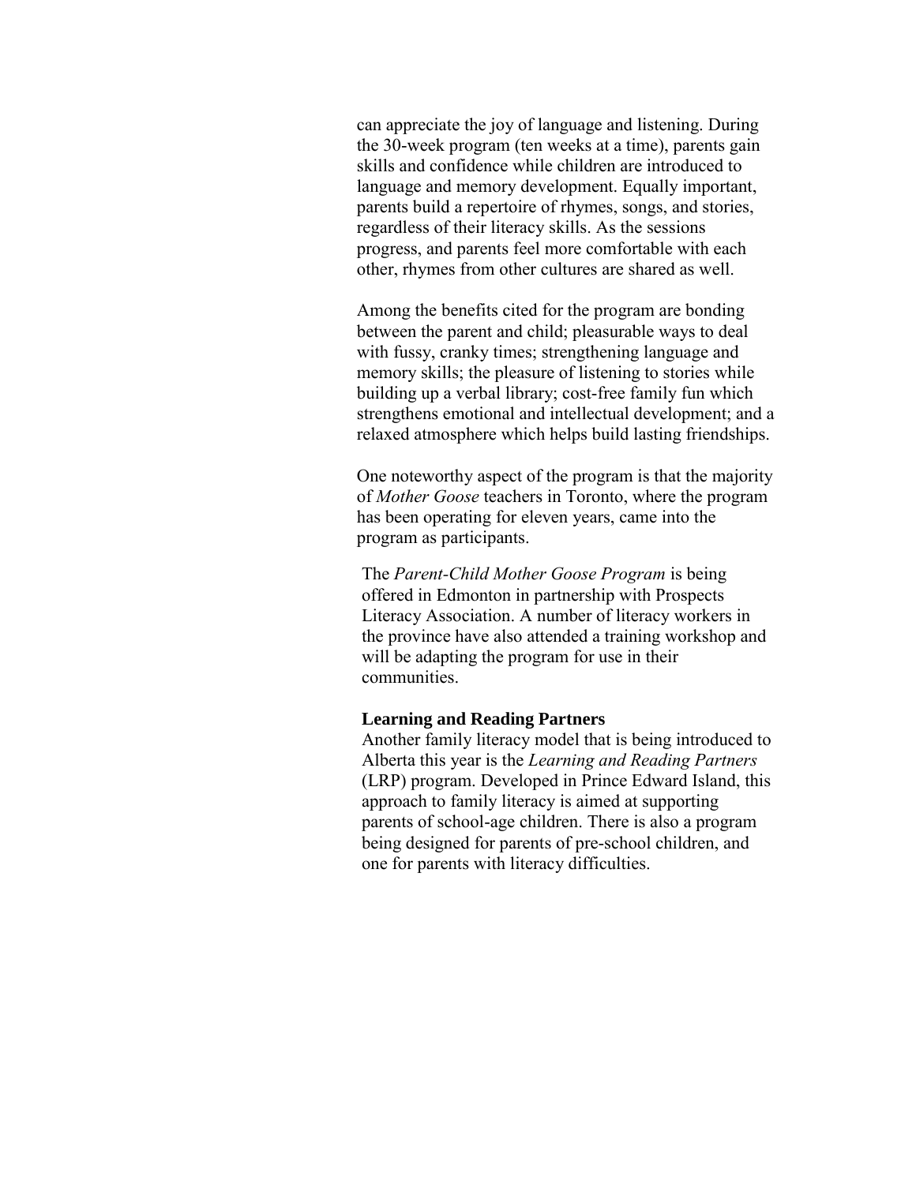can appreciate the joy of language and listening. During the 30-week program (ten weeks at a time), parents gain skills and confidence while children are introduced to language and memory development. Equally important, parents build a repertoire of rhymes, songs, and stories, regardless of their literacy skills. As the sessions progress, and parents feel more comfortable with each other, rhymes from other cultures are shared as well.

Among the benefits cited for the program are bonding between the parent and child; pleasurable ways to deal with fussy, cranky times; strengthening language and memory skills; the pleasure of listening to stories while building up a verbal library; cost-free family fun which strengthens emotional and intellectual development; and a relaxed atmosphere which helps build lasting friendships.

One noteworthy aspect of the program is that the majority of *Mother Goose* teachers in Toronto, where the program has been operating for eleven years, came into the program as participants.

The *Parent-Child Mother Goose Program* is being offered in Edmonton in partnership with Prospects Literacy Association. A number of literacy workers in the province have also attended a training workshop and will be adapting the program for use in their communities.

**Learning and Reading Partners**

Another family literacy model that is being introduced to Alberta this year is the *Learning and Reading Partners* (LRP) program. Developed in Prince Edward Island, this approach to family literacy is aimed at supporting parents of school-age children. There is also a program being designed for parents of pre-school children, and one for parents with literacy difficulties.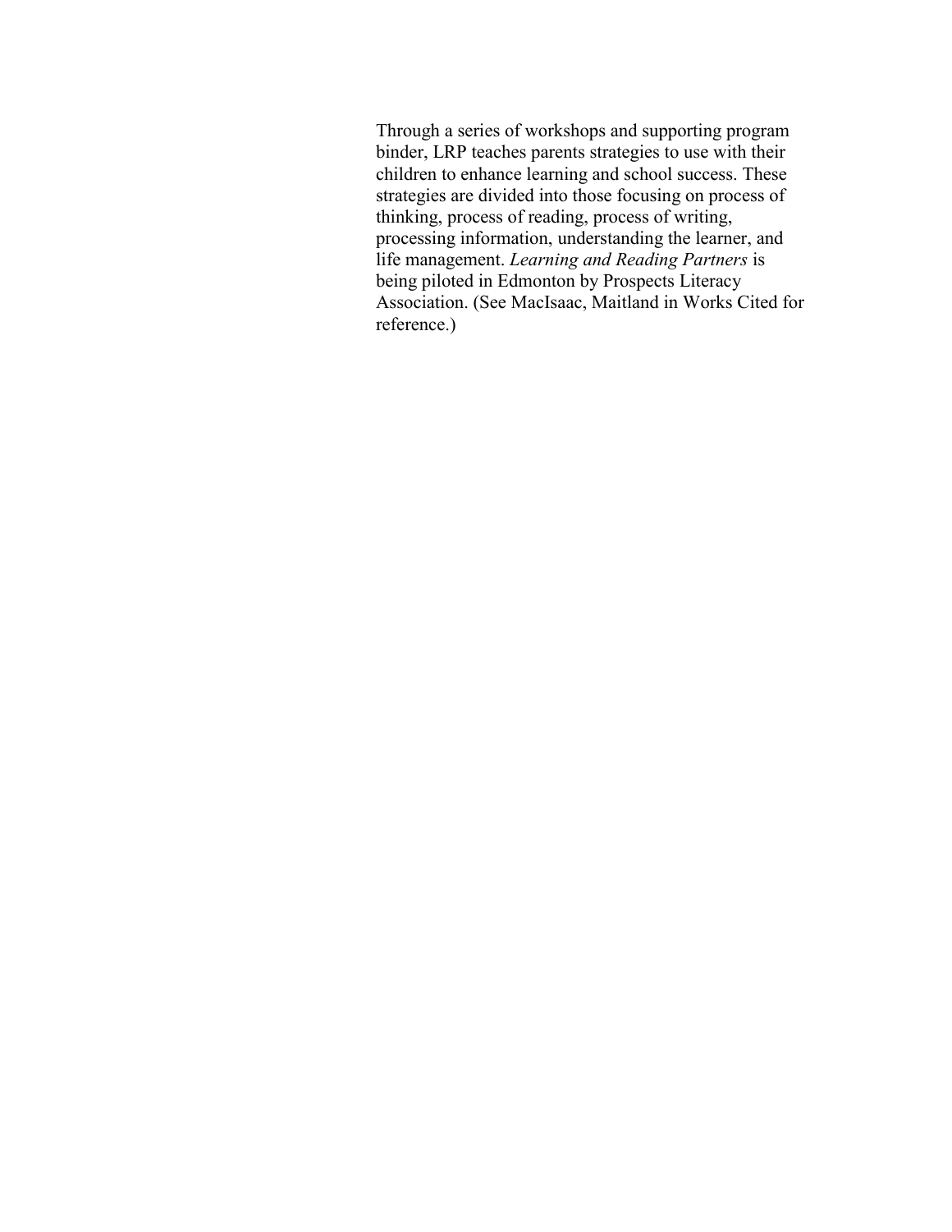Through a series of workshops and supporting program binder, LRP teaches parents strategies to use with their children to enhance learning and school success. These strategies are divided into those focusing on process of thinking, process of reading, process of writing, processing information, understanding the learner, and life management. *Learning and Reading Partners* is being piloted in Edmonton by Prospects Literacy Association. (See MacIsaac, Maitland in Works Cited for reference.)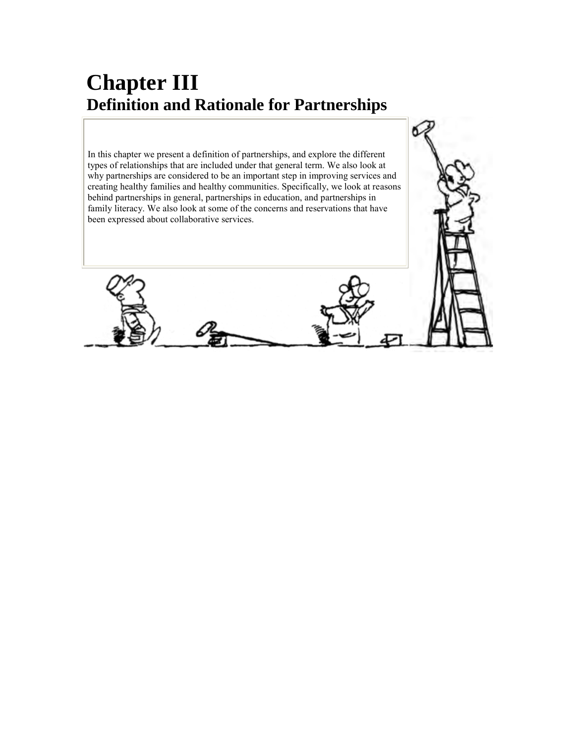# Chapter III
## Definition and Rationale for Partnerships

In this chapter we present a definition of partnerships, and explore the different types of relationships that are included under that general term. We also look at why partnerships are considered to be an important step in improving services and creating healthy families and healthy communities. Specifically, we look at reasons behind partnerships in general, partnerships in education, and partnerships in family literacy. We also look at some of the concerns and reservations that have been expressed about collaborative services.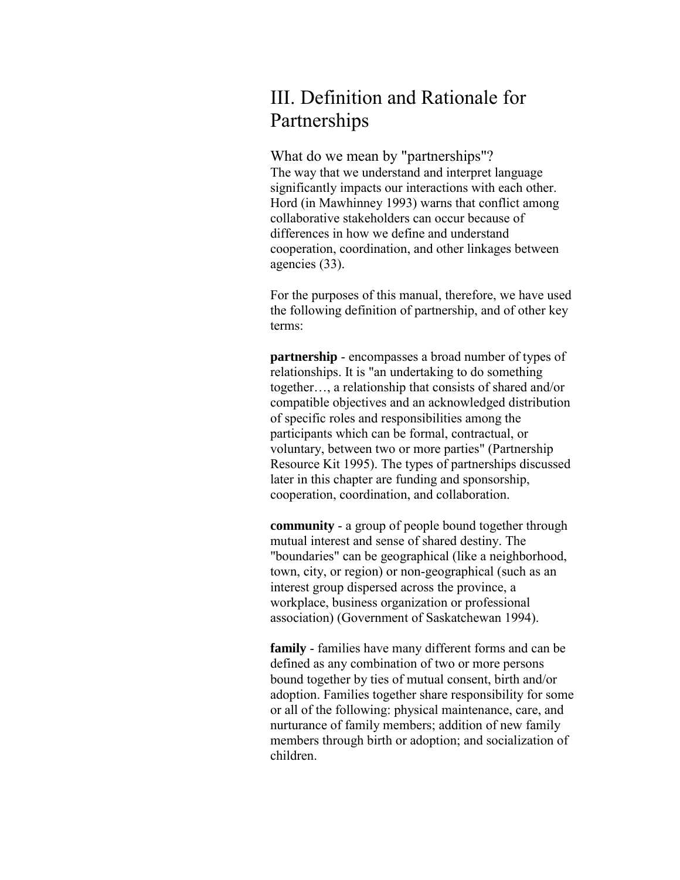# III. Definition and Rationale for Partnerships

## What do we mean by "partnerships"?

The way that we understand and interpret language significantly impacts our interactions with each other. Hord (in Mawhinney 1993) warns that conflict among collaborative stakeholders can occur because of differences in how we define and understand cooperation, coordination, and other linkages between agencies (33).

For the purposes of this manual, therefore, we have used the following definition of partnership, and of other key terms:

**partnership** - encompasses a broad number of types of relationships. It is "an undertaking to do something together…, a relationship that consists of shared and/or compatible objectives and an acknowledged distribution of specific roles and responsibilities among the participants which can be formal, contractual, or voluntary, between two or more parties" (Partnership Resource Kit 1995). The types of partnerships discussed later in this chapter are funding and sponsorship, cooperation, coordination, and collaboration.

**community** - a group of people bound together through mutual interest and sense of shared destiny. The "boundaries" can be geographical (like a neighborhood, town, city, or region) or non-geographical (such as an interest group dispersed across the province, a workplace, business organization or professional association) (Government of Saskatchewan 1994).

**family** - families have many different forms and can be defined as any combination of two or more persons bound together by ties of mutual consent, birth and/or adoption. Families together share responsibility for some or all of the following: physical maintenance, care, and nurturance of family members; addition of new family members through birth or adoption; and socialization of children.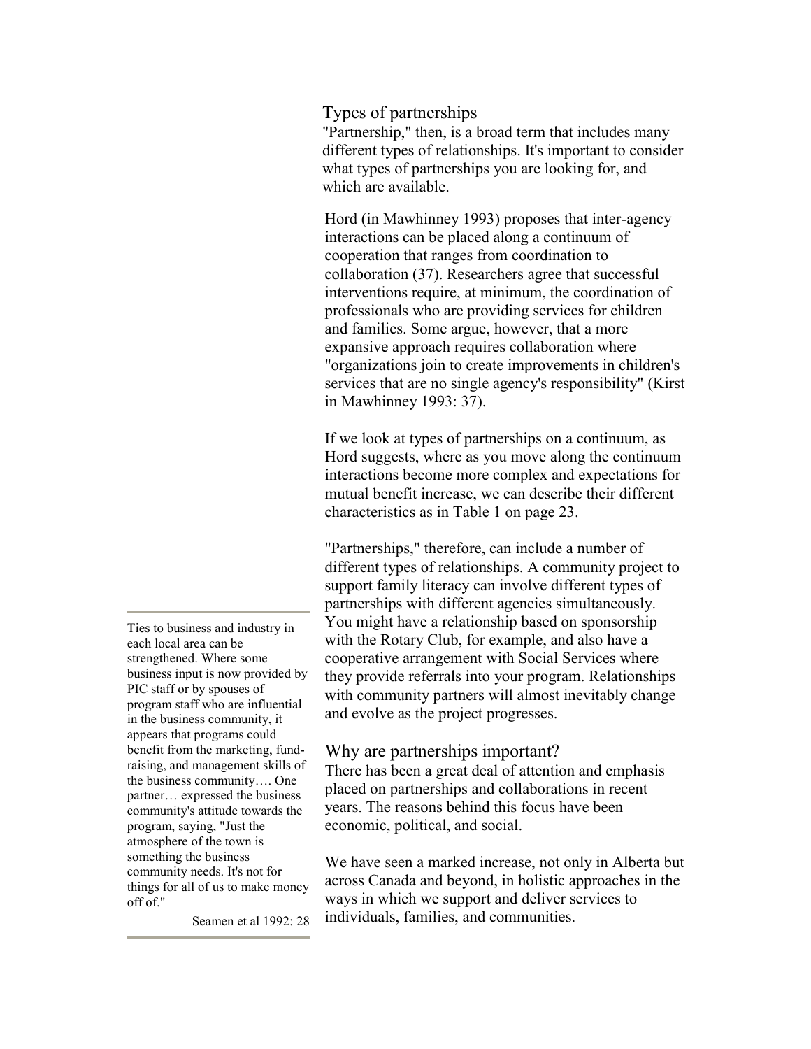## Types of partnerships

"Partnership," then, is a broad term that includes many different types of relationships. It's important to consider what types of partnerships you are looking for, and which are available.

Hord (in Mawhinney 1993) proposes that inter-agency interactions can be placed along a continuum of cooperation that ranges from coordination to collaboration (37). Researchers agree that successful interventions require, at minimum, the coordination of professionals who are providing services for children and families. Some argue, however, that a more expansive approach requires collaboration where "organizations join to create improvements in children's services that are no single agency's responsibility" (Kirst in Mawhinney 1993: 37).

If we look at types of partnerships on a continuum, as Hord suggests, where as you move along the continuum interactions become more complex and expectations for mutual benefit increase, we can describe their different characteristics as in Table 1 on page 23.

"Partnerships," therefore, can include a number of different types of relationships. A community project to support family literacy can involve different types of partnerships with different agencies simultaneously. You might have a relationship based on sponsorship with the Rotary Club, for example, and also have a cooperative arrangement with Social Services where they provide referrals into your program. Relationships with community partners will almost inevitably change and evolve as the project progresses.

> Ties to business and industry in each local area can be strengthened. Where some business input is now provided by PIC staff or by spouses of program staff who are influential in the business community, it appears that programs could benefit from the marketing, fund-raising, and management skills of the business community…. One partner… expressed the business community's attitude towards the program, saying, "Just the atmosphere of the town is something the business community needs. It's not for things for all of us to make money off of."
>
> Seamen et al 1992: 28

## Why are partnerships important?

There has been a great deal of attention and emphasis placed on partnerships and collaborations in recent years. The reasons behind this focus have been economic, political, and social.

We have seen a marked increase, not only in Alberta but across Canada and beyond, in holistic approaches in the ways in which we support and deliver services to individuals, families, and communities.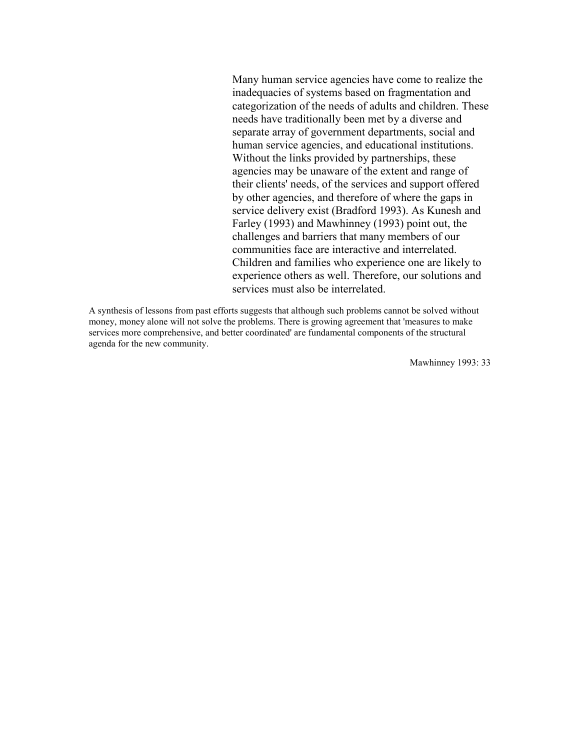Many human service agencies have come to realize the inadequacies of systems based on fragmentation and categorization of the needs of adults and children. These needs have traditionally been met by a diverse and separate array of government departments, social and human service agencies, and educational institutions. Without the links provided by partnerships, these agencies may be unaware of the extent and range of their clients' needs, of the services and support offered by other agencies, and therefore of where the gaps in service delivery exist (Bradford 1993). As Kunesh and Farley (1993) and Mawhinney (1993) point out, the challenges and barriers that many members of our communities face are interactive and interrelated. Children and families who experience one are likely to experience others as well. Therefore, our solutions and services must also be interrelated.

> A synthesis of lessons from past efforts suggests that although such problems cannot be solved without money, money alone will not solve the problems. There is growing agreement that 'measures to make services more comprehensive, and better coordinated' are fundamental components of the structural agenda for the new community.
>
> Mawhinney 1993: 33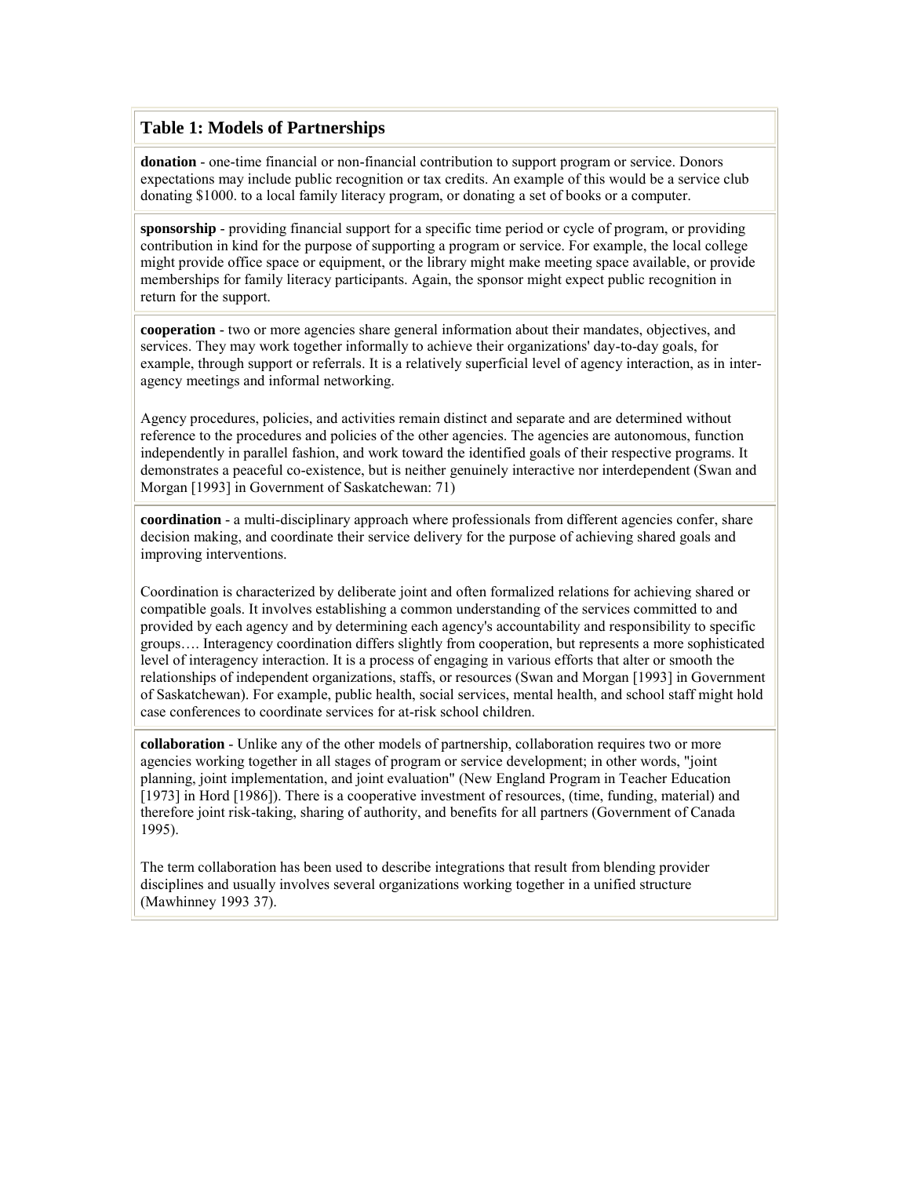## Table 1: Models of Partnerships

**donation** - one-time financial or non-financial contribution to support program or service. Donors expectations may include public recognition or tax credits. An example of this would be a service club donating $1000. to a local family literacy program, or donating a set of books or a computer.

**sponsorship** - providing financial support for a specific time period or cycle of program, or providing contribution in kind for the purpose of supporting a program or service. For example, the local college might provide office space or equipment, or the library might make meeting space available, or provide memberships for family literacy participants. Again, the sponsor might expect public recognition in return for the support.

**cooperation** - two or more agencies share general information about their mandates, objectives, and services. They may work together informally to achieve their organizations' day-to-day goals, for example, through support or referrals. It is a relatively superficial level of agency interaction, as in inter-agency meetings and informal networking.

Agency procedures, policies, and activities remain distinct and separate and are determined without reference to the procedures and policies of the other agencies. The agencies are autonomous, function independently in parallel fashion, and work toward the identified goals of their respective programs. It demonstrates a peaceful co-existence, but is neither genuinely interactive nor interdependent (Swan and Morgan [1993] in Government of Saskatchewan: 71)

**coordination** - a multi-disciplinary approach where professionals from different agencies confer, share decision making, and coordinate their service delivery for the purpose of achieving shared goals and improving interventions.

Coordination is characterized by deliberate joint and often formalized relations for achieving shared or compatible goals. It involves establishing a common understanding of the services committed to and provided by each agency and by determining each agency's accountability and responsibility to specific groups…. Interagency coordination differs slightly from cooperation, but represents a more sophisticated level of interagency interaction. It is a process of engaging in various efforts that alter or smooth the relationships of independent organizations, staffs, or resources (Swan and Morgan [1993] in Government of Saskatchewan). For example, public health, social services, mental health, and school staff might hold case conferences to coordinate services for at-risk school children.

**collaboration** - Unlike any of the other models of partnership, collaboration requires two or more agencies working together in all stages of program or service development; in other words, "joint planning, joint implementation, and joint evaluation" (New England Program in Teacher Education [1973] in Hord [1986]). There is a cooperative investment of resources, (time, funding, material) and therefore joint risk-taking, sharing of authority, and benefits for all partners (Government of Canada 1995).

The term collaboration has been used to describe integrations that result from blending provider disciplines and usually involves several organizations working together in a unified structure (Mawhinney 1993 37).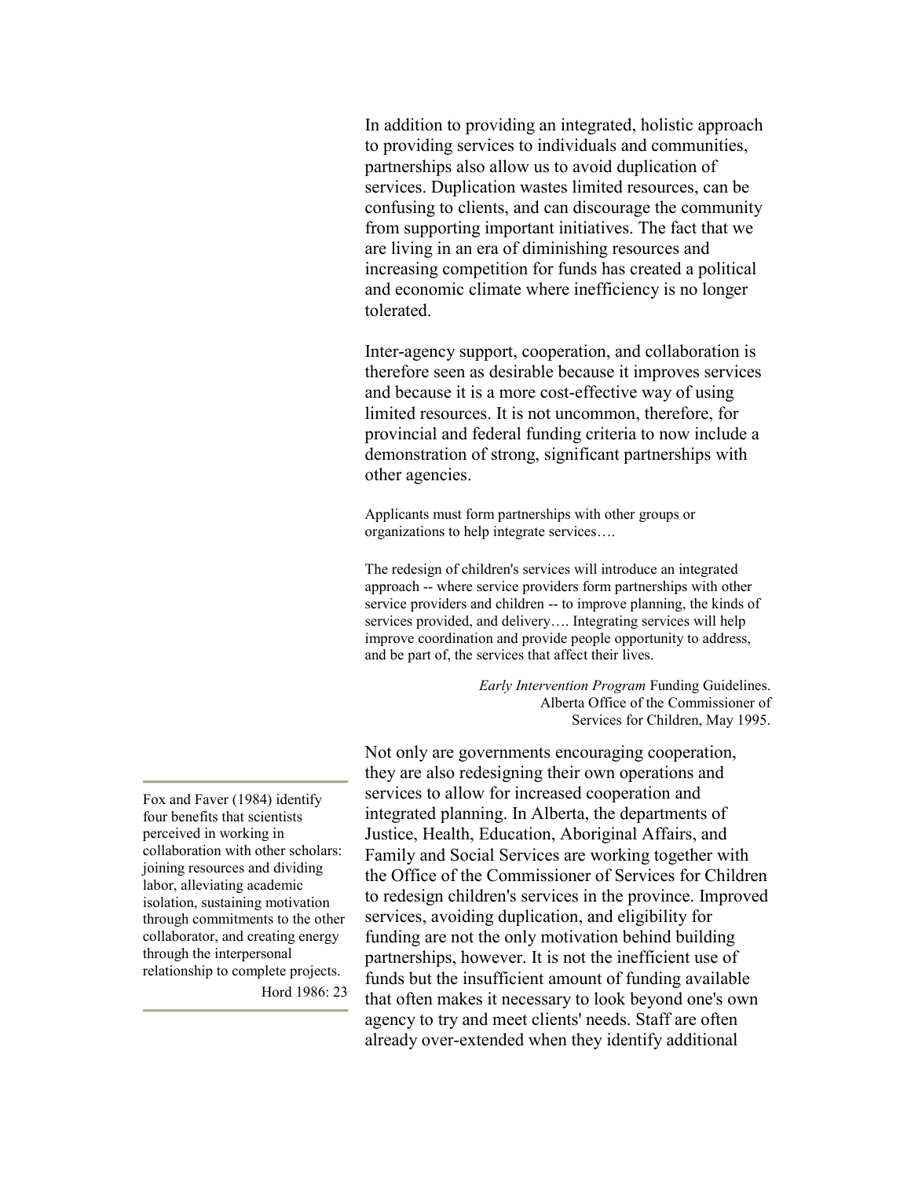In addition to providing an integrated, holistic approach to providing services to individuals and communities, partnerships also allow us to avoid duplication of services. Duplication wastes limited resources, can be confusing to clients, and can discourage the community from supporting important initiatives. The fact that we are living in an era of diminishing resources and increasing competition for funds has created a political and economic climate where inefficiency is no longer tolerated.

Inter-agency support, cooperation, and collaboration is therefore seen as desirable because it improves services and because it is a more cost-effective way of using limited resources. It is not uncommon, therefore, for provincial and federal funding criteria to now include a demonstration of strong, significant partnerships with other agencies.

> Applicants must form partnerships with other groups or organizations to help integrate services….
>
> The redesign of children's services will introduce an integrated approach -- where service providers form partnerships with other service providers and children -- to improve planning, the kinds of services provided, and delivery…. Integrating services will help improve coordination and provide people opportunity to address, and be part of, the services that affect their lives.
>
> *Early Intervention Program* Funding Guidelines. Alberta Office of the Commissioner of Services for Children, May 1995.

Not only are governments encouraging cooperation, they are also redesigning their own operations and services to allow for increased cooperation and integrated planning. In Alberta, the departments of Justice, Health, Education, Aboriginal Affairs, and Family and Social Services are working together with the Office of the Commissioner of Services for Children to redesign children's services in the province. Improved services, avoiding duplication, and eligibility for funding are not the only motivation behind building partnerships, however. It is not the inefficient use of funds but the insufficient amount of funding available that often makes it necessary to look beyond one's own agency to try and meet clients' needs. Staff are often already over-extended when they identify additional

> Fox and Faver (1984) identify four benefits that scientists perceived in working in collaboration with other scholars: joining resources and dividing labor, alleviating academic isolation, sustaining motivation through commitments to the other collaborator, and creating energy through the interpersonal relationship to complete projects.
>
> Hord 1986: 23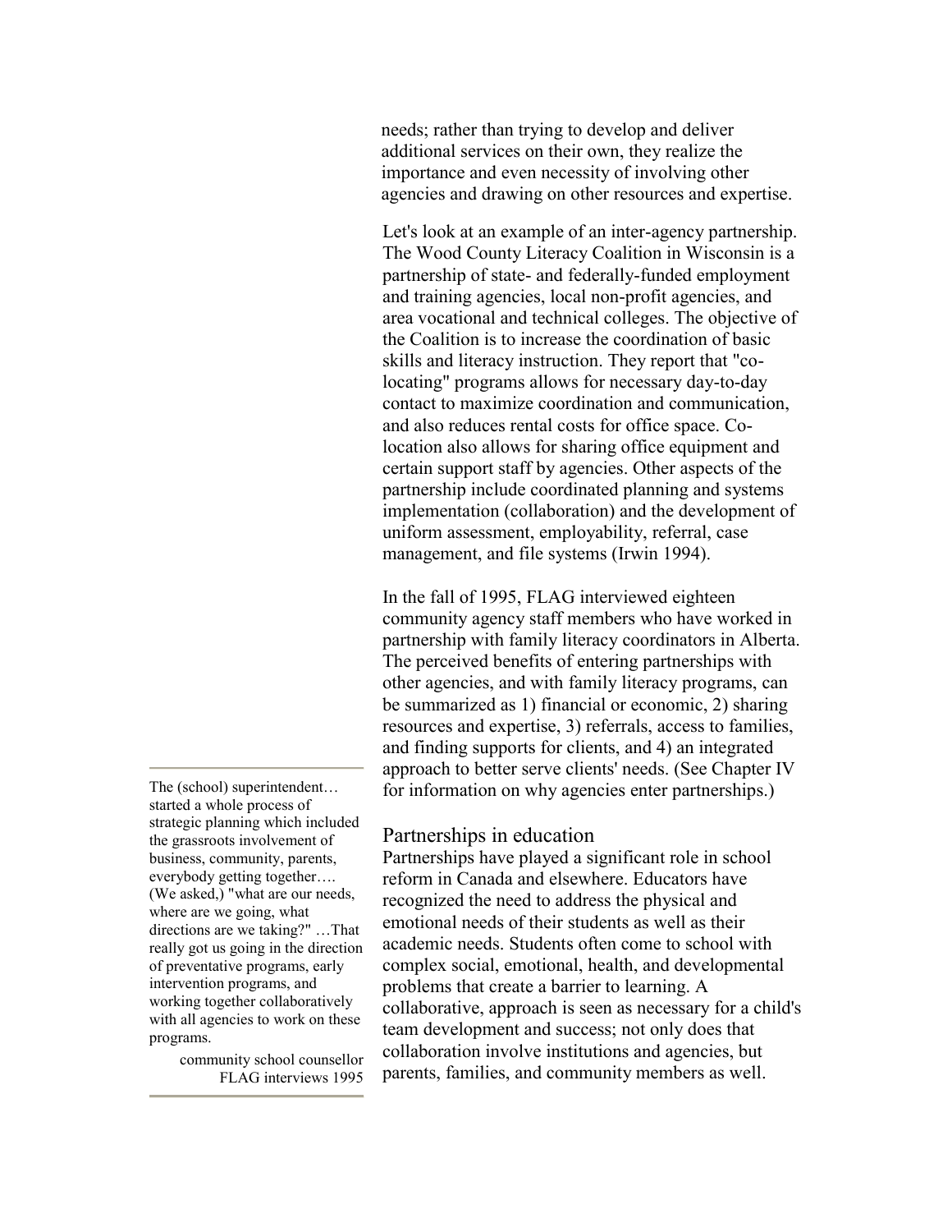needs; rather than trying to develop and deliver additional services on their own, they realize the importance and even necessity of involving other agencies and drawing on other resources and expertise.

Let's look at an example of an inter-agency partnership. The Wood County Literacy Coalition in Wisconsin is a partnership of state- and federally-funded employment and training agencies, local non-profit agencies, and area vocational and technical colleges. The objective of the Coalition is to increase the coordination of basic skills and literacy instruction. They report that "co-locating" programs allows for necessary day-to-day contact to maximize coordination and communication, and also reduces rental costs for office space. Co-location also allows for sharing office equipment and certain support staff by agencies. Other aspects of the partnership include coordinated planning and systems implementation (collaboration) and the development of uniform assessment, employability, referral, case management, and file systems (Irwin 1994).

In the fall of 1995, FLAG interviewed eighteen community agency staff members who have worked in partnership with family literacy coordinators in Alberta. The perceived benefits of entering partnerships with other agencies, and with family literacy programs, can be summarized as 1) financial or economic, 2) sharing resources and expertise, 3) referrals, access to families, and finding supports for clients, and 4) an integrated approach to better serve clients' needs. (See Chapter IV for information on why agencies enter partnerships.)

> The (school) superintendent… started a whole process of strategic planning which included the grassroots involvement of business, community, parents, everybody getting together…. (We asked,) "what are our needs, where are we going, what directions are we taking?" …That really got us going in the direction of preventative programs, early intervention programs, and working together collaboratively with all agencies to work on these programs.
>
> community school counsellor
> FLAG interviews 1995

## Partnerships in education

Partnerships have played a significant role in school reform in Canada and elsewhere. Educators have recognized the need to address the physical and emotional needs of their students as well as their academic needs. Students often come to school with complex social, emotional, health, and developmental problems that create a barrier to learning. A collaborative, approach is seen as necessary for a child's team development and success; not only does that collaboration involve institutions and agencies, but parents, families, and community members as well.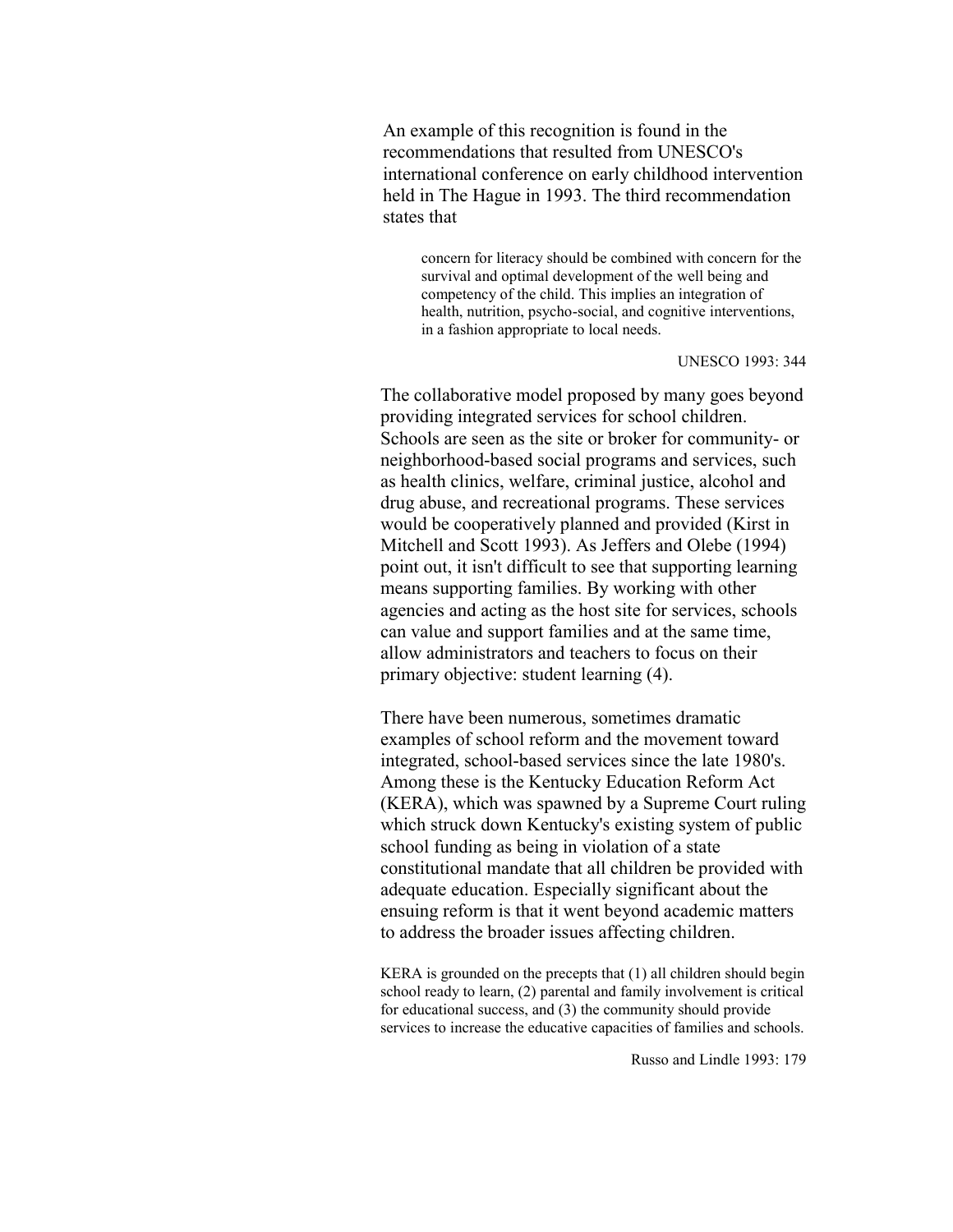An example of this recognition is found in the recommendations that resulted from UNESCO's international conference on early childhood intervention held in The Hague in 1993. The third recommendation states that

> concern for literacy should be combined with concern for the survival and optimal development of the well being and competency of the child. This implies an integration of health, nutrition, psycho-social, and cognitive interventions, in a fashion appropriate to local needs.
>
> UNESCO 1993: 344

The collaborative model proposed by many goes beyond providing integrated services for school children. Schools are seen as the site or broker for community- or neighborhood-based social programs and services, such as health clinics, welfare, criminal justice, alcohol and drug abuse, and recreational programs. These services would be cooperatively planned and provided (Kirst in Mitchell and Scott 1993). As Jeffers and Olebe (1994) point out, it isn't difficult to see that supporting learning means supporting families. By working with other agencies and acting as the host site for services, schools can value and support families and at the same time, allow administrators and teachers to focus on their primary objective: student learning (4).

There have been numerous, sometimes dramatic examples of school reform and the movement toward integrated, school-based services since the late 1980's. Among these is the Kentucky Education Reform Act (KERA), which was spawned by a Supreme Court ruling which struck down Kentucky's existing system of public school funding as being in violation of a state constitutional mandate that all children be provided with adequate education. Especially significant about the ensuing reform is that it went beyond academic matters to address the broader issues affecting children.

> KERA is grounded on the precepts that (1) all children should begin school ready to learn, (2) parental and family involvement is critical for educational success, and (3) the community should provide services to increase the educative capacities of families and schools.
>
> Russo and Lindle 1993: 179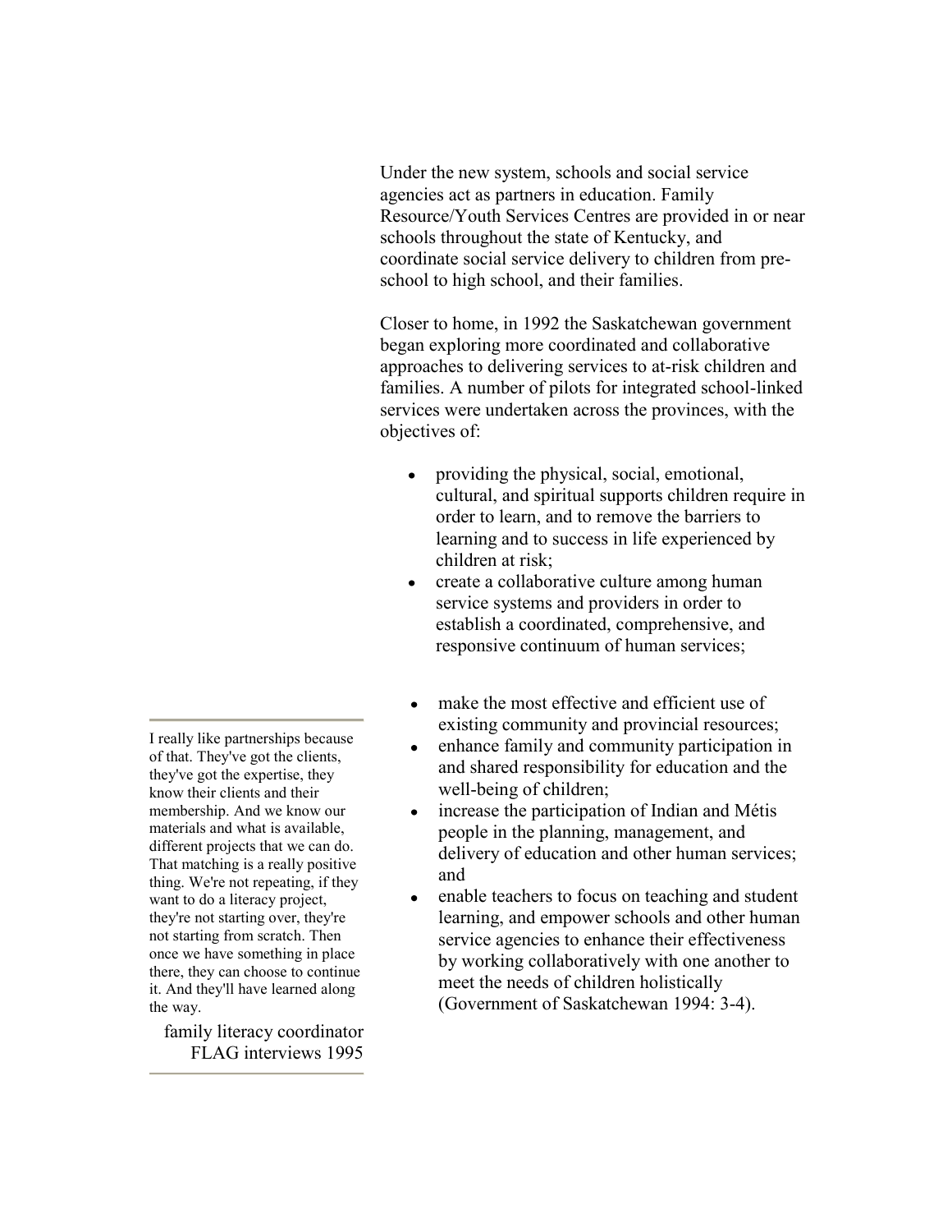Under the new system, schools and social service agencies act as partners in education. Family Resource/Youth Services Centres are provided in or near schools throughout the state of Kentucky, and coordinate social service delivery to children from pre-school to high school, and their families.

Closer to home, in 1992 the Saskatchewan government began exploring more coordinated and collaborative approaches to delivering services to at-risk children and families. A number of pilots for integrated school-linked services were undertaken across the provinces, with the objectives of:

- providing the physical, social, emotional, cultural, and spiritual supports children require in order to learn, and to remove the barriers to learning and to success in life experienced by children at risk;
- create a collaborative culture among human service systems and providers in order to establish a coordinated, comprehensive, and responsive continuum of human services;
- make the most effective and efficient use of existing community and provincial resources;
- enhance family and community participation in and shared responsibility for education and the well-being of children;
- increase the participation of Indian and Métis people in the planning, management, and delivery of education and other human services; and
- enable teachers to focus on teaching and student learning, and empower schools and other human service agencies to enhance their effectiveness by working collaboratively with one another to meet the needs of children holistically (Government of Saskatchewan 1994: 3-4).

> I really like partnerships because of that. They've got the clients, they've got the expertise, they know their clients and their membership. And we know our materials and what is available, different projects that we can do. That matching is a really positive thing. We're not repeating, if they want to do a literacy project, they're not starting over, they're not starting from scratch. Then once we have something in place there, they can choose to continue it. And they'll have learned along the way.
>
> family literacy coordinator
> FLAG interviews 1995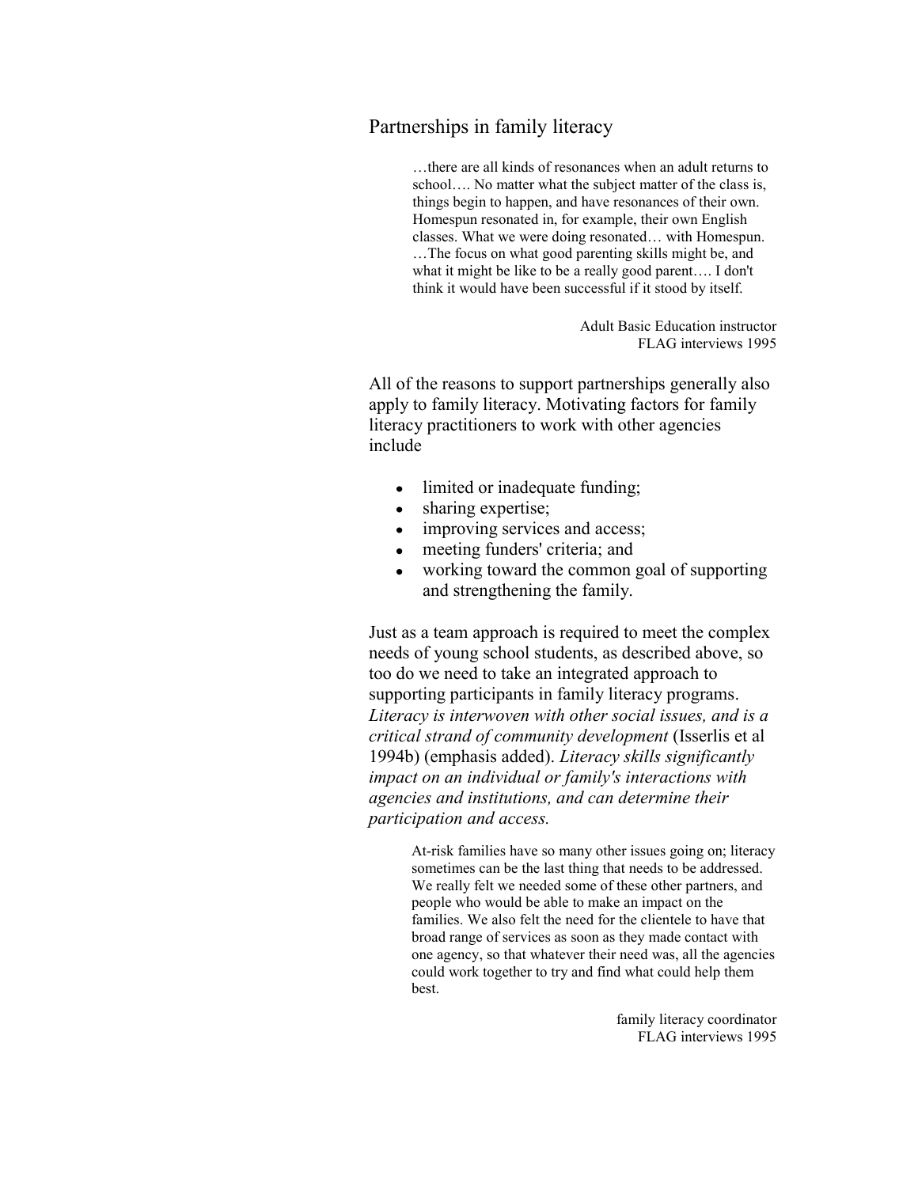## Partnerships in family literacy

> …there are all kinds of resonances when an adult returns to school…. No matter what the subject matter of the class is, things begin to happen, and have resonances of their own. Homespun resonated in, for example, their own English classes. What we were doing resonated… with Homespun. …The focus on what good parenting skills might be, and what it might be like to be a really good parent…. I don't think it would have been successful if it stood by itself.
>
> Adult Basic Education instructor
> FLAG interviews 1995

All of the reasons to support partnerships generally also apply to family literacy. Motivating factors for family literacy practitioners to work with other agencies include

- limited or inadequate funding;
- sharing expertise;
- improving services and access;
- meeting funders' criteria; and
- working toward the common goal of supporting and strengthening the family.

Just as a team approach is required to meet the complex needs of young school students, as described above, so too do we need to take an integrated approach to supporting participants in family literacy programs. *Literacy is interwoven with other social issues, and is a critical strand of community development* (Isserlis et al 1994b) (emphasis added). *Literacy skills significantly impact on an individual or family's interactions with agencies and institutions, and can determine their participation and access.*

> At-risk families have so many other issues going on; literacy sometimes can be the last thing that needs to be addressed. We really felt we needed some of these other partners, and people who would be able to make an impact on the families. We also felt the need for the clientele to have that broad range of services as soon as they made contact with one agency, so that whatever their need was, all the agencies could work together to try and find what could help them best.
>
> family literacy coordinator
> FLAG interviews 1995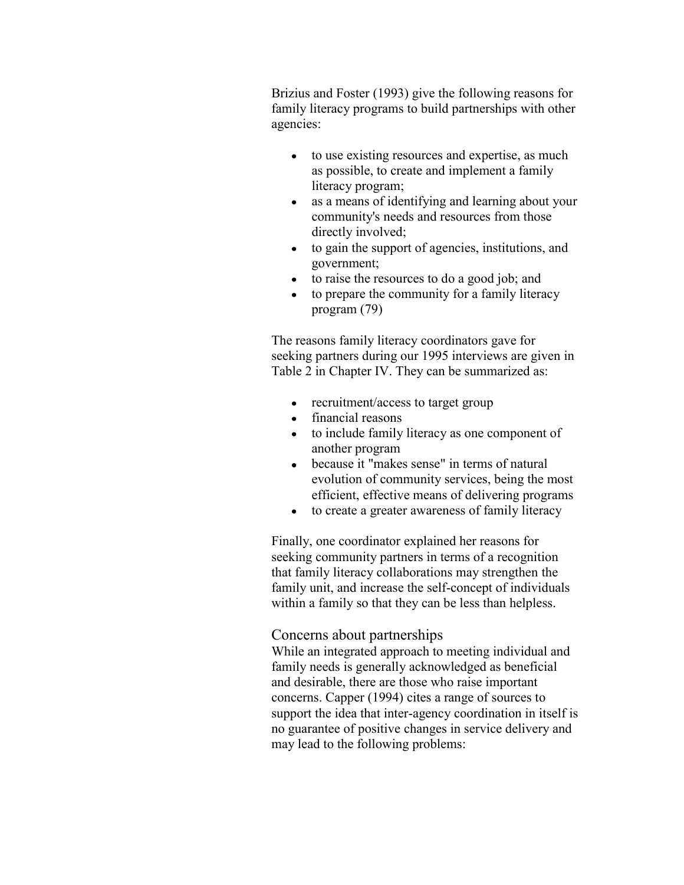Brizius and Foster (1993) give the following reasons for family literacy programs to build partnerships with other agencies:

- to use existing resources and expertise, as much as possible, to create and implement a family literacy program;
- as a means of identifying and learning about your community's needs and resources from those directly involved;
- to gain the support of agencies, institutions, and government;
- to raise the resources to do a good job; and
- to prepare the community for a family literacy program (79)

The reasons family literacy coordinators gave for seeking partners during our 1995 interviews are given in Table 2 in Chapter IV. They can be summarized as:

- recruitment/access to target group
- financial reasons
- to include family literacy as one component of another program
- because it "makes sense" in terms of natural evolution of community services, being the most efficient, effective means of delivering programs
- to create a greater awareness of family literacy

Finally, one coordinator explained her reasons for seeking community partners in terms of a recognition that family literacy collaborations may strengthen the family unit, and increase the self-concept of individuals within a family so that they can be less than helpless.

## Concerns about partnerships

While an integrated approach to meeting individual and family needs is generally acknowledged as beneficial and desirable, there are those who raise important concerns. Capper (1994) cites a range of sources to support the idea that inter-agency coordination in itself is no guarantee of positive changes in service delivery and may lead to the following problems: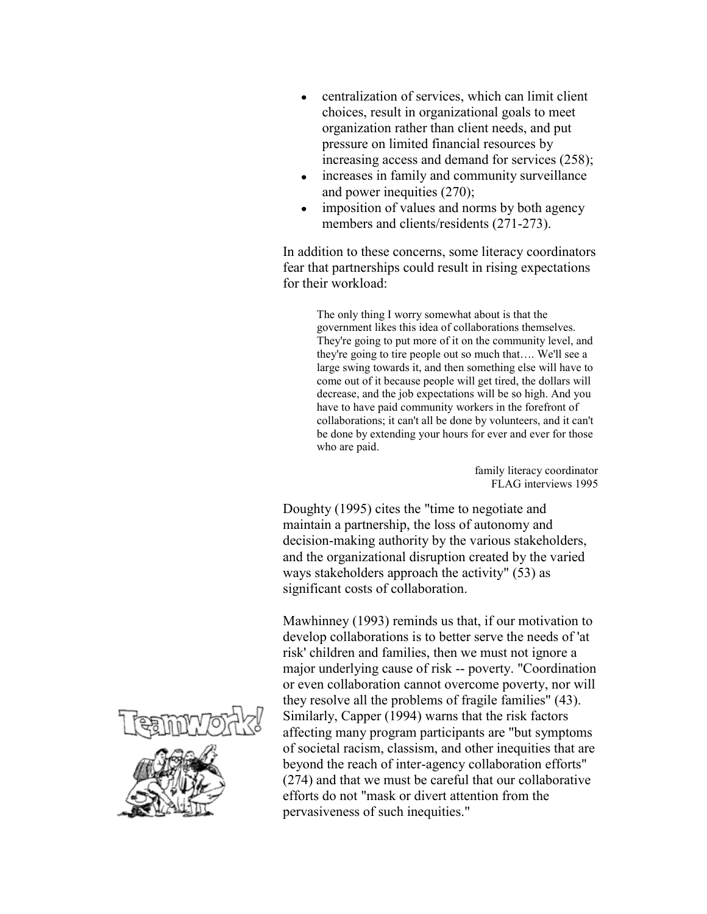- centralization of services, which can limit client choices, result in organizational goals to meet organization rather than client needs, and put pressure on limited financial resources by increasing access and demand for services (258);
- increases in family and community surveillance and power inequities (270);
- imposition of values and norms by both agency members and clients/residents (271-273).

In addition to these concerns, some literacy coordinators fear that partnerships could result in rising expectations for their workload:

> The only thing I worry somewhat about is that the government likes this idea of collaborations themselves. They're going to put more of it on the community level, and they're going to tire people out so much that…. We'll see a large swing towards it, and then something else will have to come out of it because people will get tired, the dollars will decrease, and the job expectations will be so high. And you have to have paid community workers in the forefront of collaborations; it can't all be done by volunteers, and it can't be done by extending your hours for ever and ever for those who are paid.
>
> family literacy coordinator
> FLAG interviews 1995

Doughty (1995) cites the "time to negotiate and maintain a partnership, the loss of autonomy and decision-making authority by the various stakeholders, and the organizational disruption created by the varied ways stakeholders approach the activity" (53) as significant costs of collaboration.

Mawhinney (1993) reminds us that, if our motivation to develop collaborations is to better serve the needs of 'at risk' children and families, then we must not ignore a major underlying cause of risk -- poverty. "Coordination or even collaboration cannot overcome poverty, nor will they resolve all the problems of fragile families" (43). Similarly, Capper (1994) warns that the risk factors affecting many program participants are "but symptoms of societal racism, classism, and other inequities that are beyond the reach of inter-agency collaboration efforts" (274) and that we must be careful that our collaborative efforts do not "mask or divert attention from the pervasiveness of such inequities."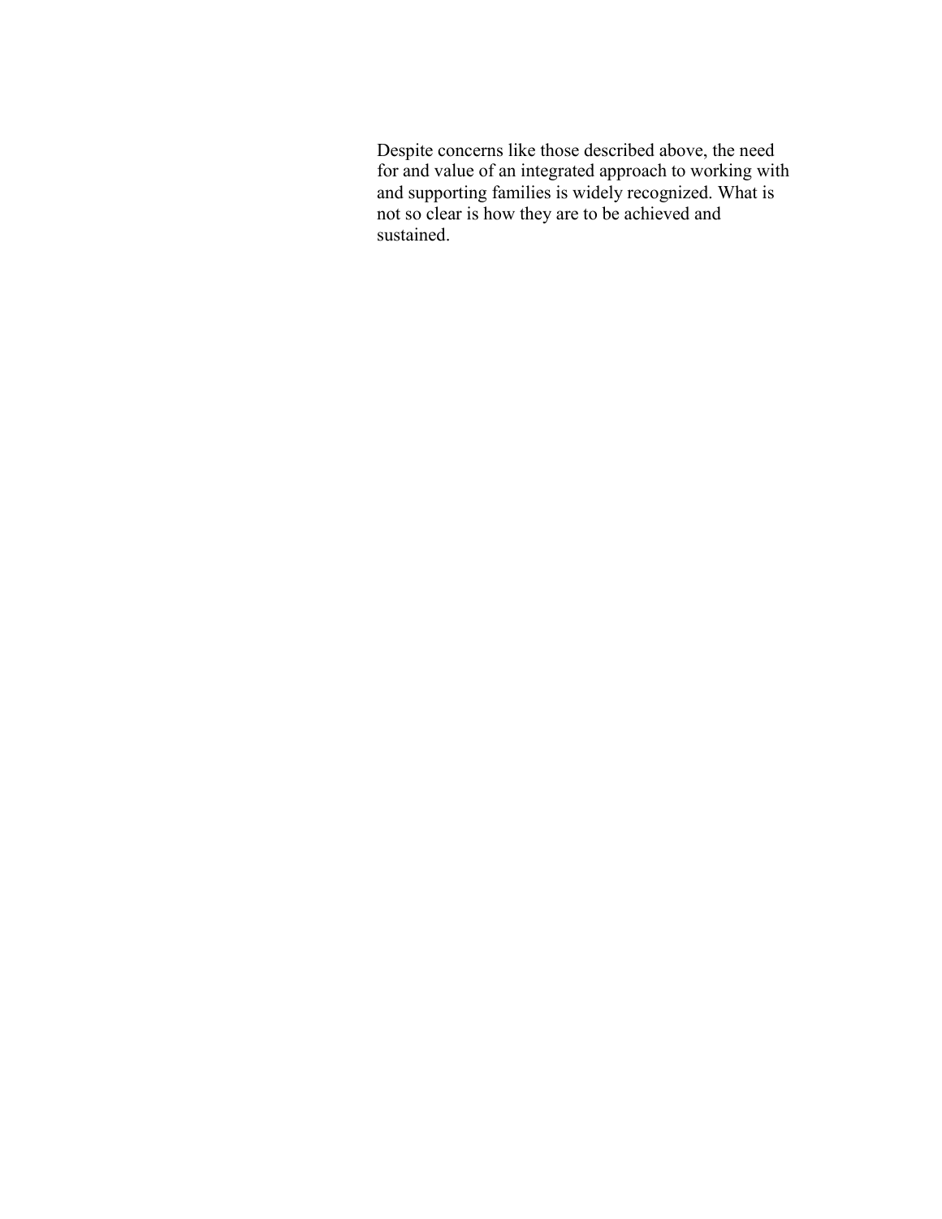Despite concerns like those described above, the need for and value of an integrated approach to working with and supporting families is widely recognized. What is not so clear is how they are to be achieved and sustained.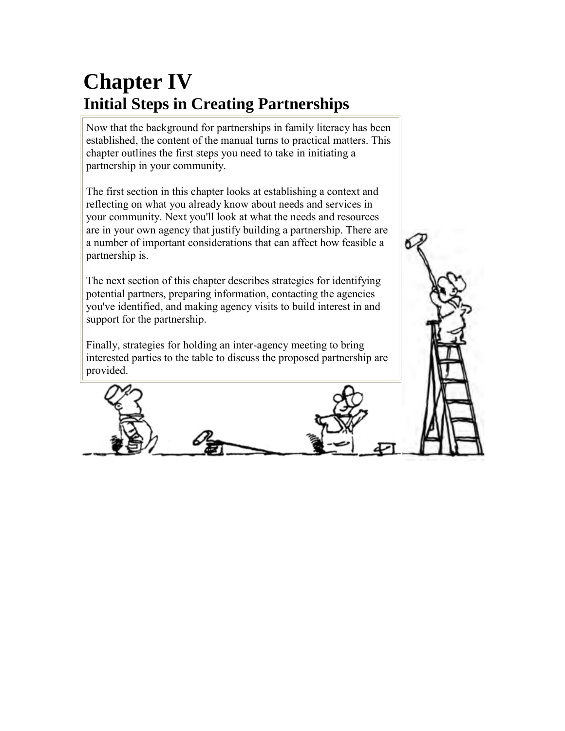# Chapter IV
## Initial Steps in Creating Partnerships

Now that the background for partnerships in family literacy has been established, the content of the manual turns to practical matters. This chapter outlines the first steps you need to take in initiating a partnership in your community.

The first section in this chapter looks at establishing a context and reflecting on what you already know about needs and services in your community. Next you'll look at what the needs and resources are in your own agency that justify building a partnership. There are a number of important considerations that can affect how feasible a partnership is.

The next section of this chapter describes strategies for identifying potential partners, preparing information, contacting the agencies you've identified, and making agency visits to build interest in and support for the partnership.

Finally, strategies for holding an inter-agency meeting to bring interested parties to the table to discuss the proposed partnership are provided.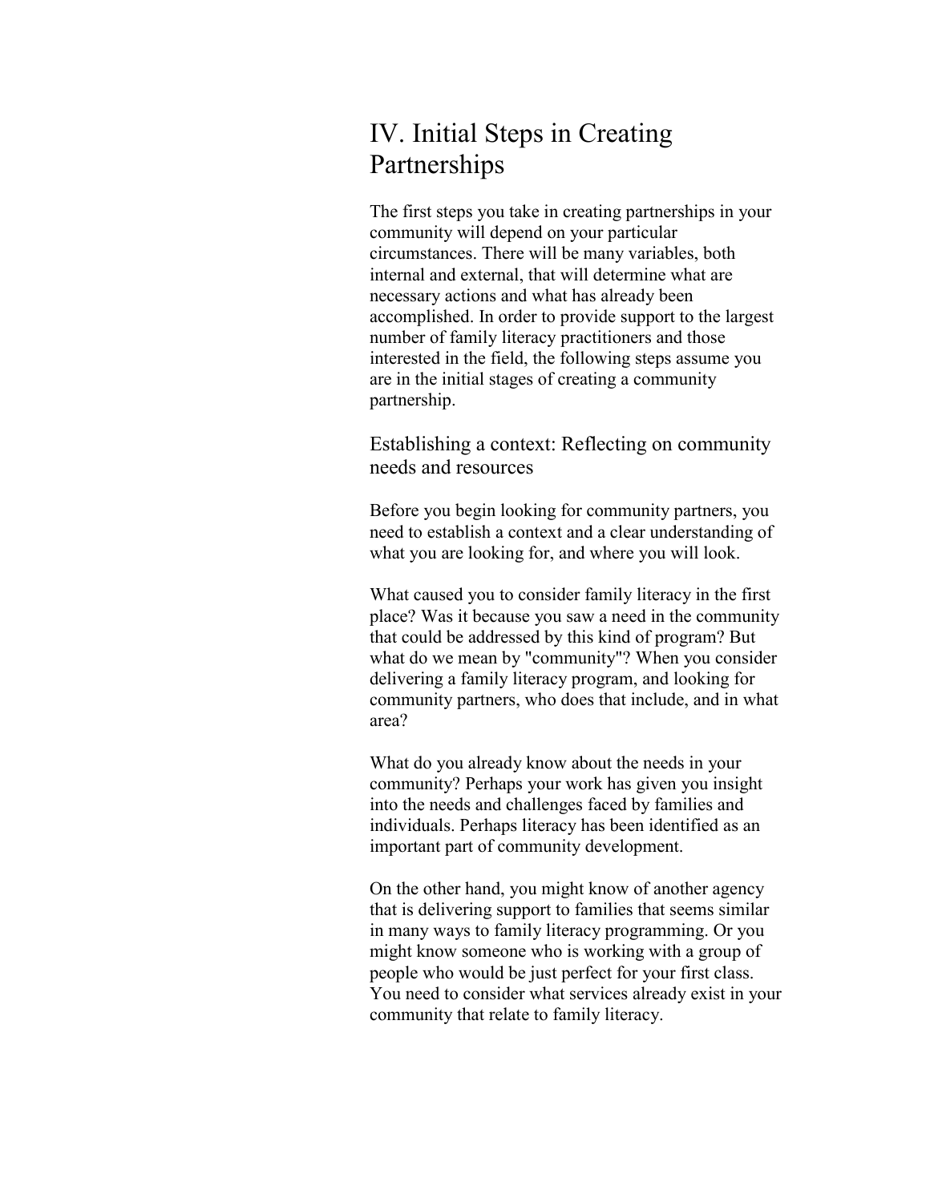# IV. Initial Steps in Creating Partnerships

The first steps you take in creating partnerships in your community will depend on your particular circumstances. There will be many variables, both internal and external, that will determine what are necessary actions and what has already been accomplished. In order to provide support to the largest number of family literacy practitioners and those interested in the field, the following steps assume you are in the initial stages of creating a community partnership.

## Establishing a context: Reflecting on community needs and resources

Before you begin looking for community partners, you need to establish a context and a clear understanding of what you are looking for, and where you will look.

What caused you to consider family literacy in the first place? Was it because you saw a need in the community that could be addressed by this kind of program? But what do we mean by "community"? When you consider delivering a family literacy program, and looking for community partners, who does that include, and in what area?

What do you already know about the needs in your community? Perhaps your work has given you insight into the needs and challenges faced by families and individuals. Perhaps literacy has been identified as an important part of community development.

On the other hand, you might know of another agency that is delivering support to families that seems similar in many ways to family literacy programming. Or you might know someone who is working with a group of people who would be just perfect for your first class. You need to consider what services already exist in your community that relate to family literacy.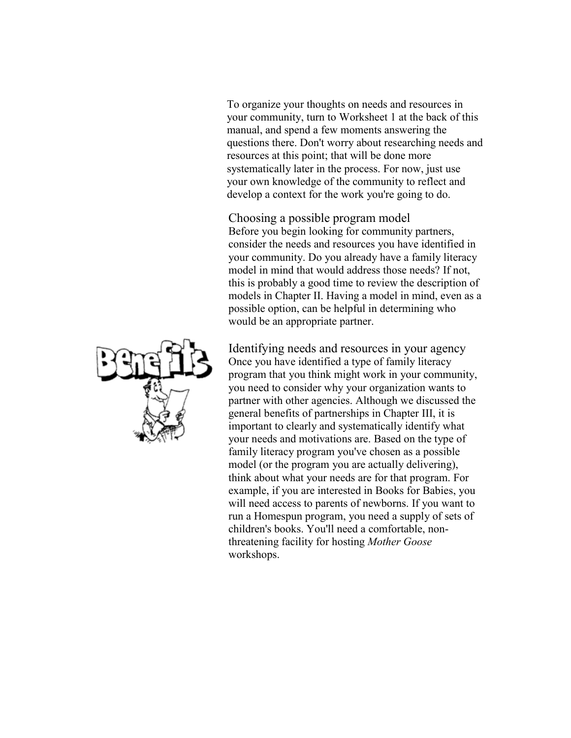To organize your thoughts on needs and resources in your community, turn to Worksheet 1 at the back of this manual, and spend a few moments answering the questions there. Don't worry about researching needs and resources at this point; that will be done more systematically later in the process. For now, just use your own knowledge of the community to reflect and develop a context for the work you're going to do.

### Choosing a possible program model

Before you begin looking for community partners, consider the needs and resources you have identified in your community. Do you already have a family literacy model in mind that would address those needs? If not, this is probably a good time to review the description of models in Chapter II. Having a model in mind, even as a possible option, can be helpful in determining who would be an appropriate partner.

### Identifying needs and resources in your agency

Once you have identified a type of family literacy program that you think might work in your community, you need to consider why your organization wants to partner with other agencies. Although we discussed the general benefits of partnerships in Chapter III, it is important to clearly and systematically identify what your needs and motivations are. Based on the type of family literacy program you've chosen as a possible model (or the program you are actually delivering), think about what your needs are for that program. For example, if you are interested in Books for Babies, you will need access to parents of newborns. If you want to run a Homespun program, you need a supply of sets of children's books. You'll need a comfortable, non-threatening facility for hosting *Mother Goose* workshops.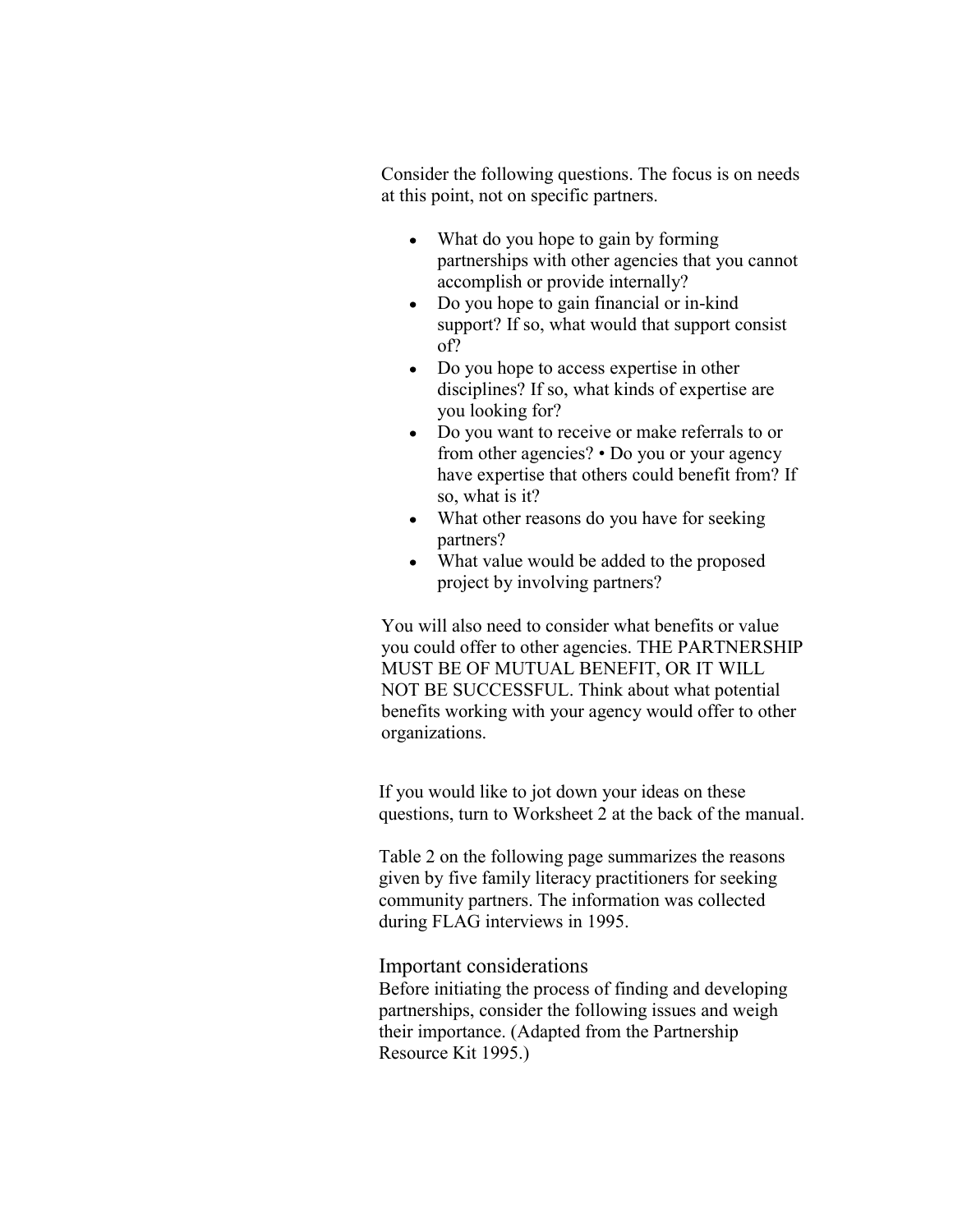Consider the following questions. The focus is on needs at this point, not on specific partners.

- What do you hope to gain by forming partnerships with other agencies that you cannot accomplish or provide internally?
- Do you hope to gain financial or in-kind support? If so, what would that support consist of?
- Do you hope to access expertise in other disciplines? If so, what kinds of expertise are you looking for?
- Do you want to receive or make referrals to or from other agencies? • Do you or your agency have expertise that others could benefit from? If so, what is it?
- What other reasons do you have for seeking partners?
- What value would be added to the proposed project by involving partners?

You will also need to consider what benefits or value you could offer to other agencies. THE PARTNERSHIP MUST BE OF MUTUAL BENEFIT, OR IT WILL NOT BE SUCCESSFUL. Think about what potential benefits working with your agency would offer to other organizations.

If you would like to jot down your ideas on these questions, turn to Worksheet 2 at the back of the manual.

Table 2 on the following page summarizes the reasons given by five family literacy practitioners for seeking community partners. The information was collected during FLAG interviews in 1995.

## Important considerations

Before initiating the process of finding and developing partnerships, consider the following issues and weigh their importance. (Adapted from the Partnership Resource Kit 1995.)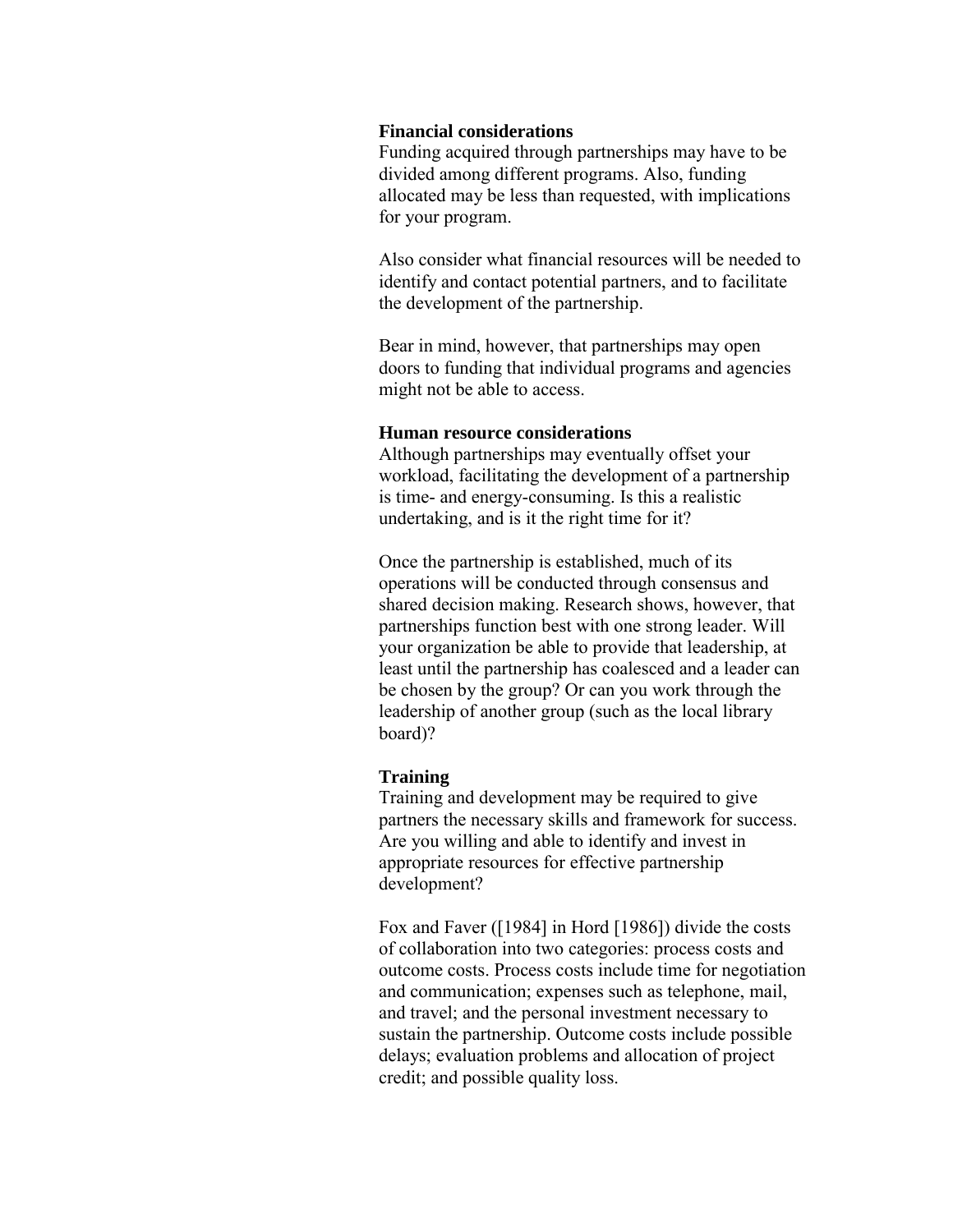**Financial considerations**

Funding acquired through partnerships may have to be divided among different programs. Also, funding allocated may be less than requested, with implications for your program.

Also consider what financial resources will be needed to identify and contact potential partners, and to facilitate the development of the partnership.

Bear in mind, however, that partnerships may open doors to funding that individual programs and agencies might not be able to access.

**Human resource considerations**

Although partnerships may eventually offset your workload, facilitating the development of a partnership is time- and energy-consuming. Is this a realistic undertaking, and is it the right time for it?

Once the partnership is established, much of its operations will be conducted through consensus and shared decision making. Research shows, however, that partnerships function best with one strong leader. Will your organization be able to provide that leadership, at least until the partnership has coalesced and a leader can be chosen by the group? Or can you work through the leadership of another group (such as the local library board)?

**Training**

Training and development may be required to give partners the necessary skills and framework for success. Are you willing and able to identify and invest in appropriate resources for effective partnership development?

Fox and Faver ([1984] in Hord [1986]) divide the costs of collaboration into two categories: process costs and outcome costs. Process costs include time for negotiation and communication; expenses such as telephone, mail, and travel; and the personal investment necessary to sustain the partnership. Outcome costs include possible delays; evaluation problems and allocation of project credit; and possible quality loss.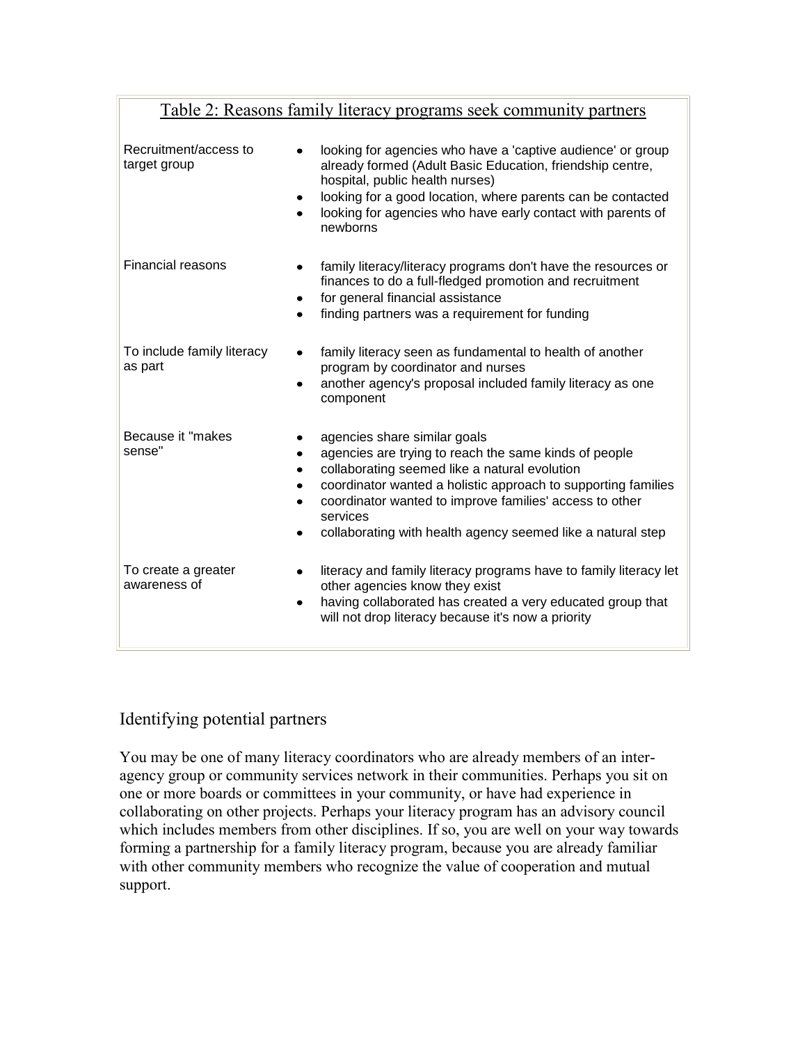Table 2: Reasons family literacy programs seek community partners

| | |
|---|---|
| Recruitment/access to target group | • looking for agencies who have a 'captive audience' or group already formed (Adult Basic Education, friendship centre, hospital, public health nurses)<br>• looking for a good location, where parents can be contacted<br>• looking for agencies who have early contact with parents of newborns |
| Financial reasons | • family literacy/literacy programs don't have the resources or finances to do a full-fledged promotion and recruitment<br>• for general financial assistance<br>• finding partners was a requirement for funding |
| To include family literacy as part | • family literacy seen as fundamental to health of another program by coordinator and nurses<br>• another agency's proposal included family literacy as one component |
| Because it "makes sense" | • agencies share similar goals<br>• agencies are trying to reach the same kinds of people<br>• collaborating seemed like a natural evolution<br>• coordinator wanted a holistic approach to supporting families<br>• coordinator wanted to improve families' access to other services<br>• collaborating with health agency seemed like a natural step |
| To create a greater awareness of | • literacy and family literacy programs have to family literacy let other agencies know they exist<br>• having collaborated has created a very educated group that will not drop literacy because it's now a priority |

## Identifying potential partners

You may be one of many literacy coordinators who are already members of an inter-agency group or community services network in their communities. Perhaps you sit on one or more boards or committees in your community, or have had experience in collaborating on other projects. Perhaps your literacy program has an advisory council which includes members from other disciplines. If so, you are well on your way towards forming a partnership for a family literacy program, because you are already familiar with other community members who recognize the value of cooperation and mutual support.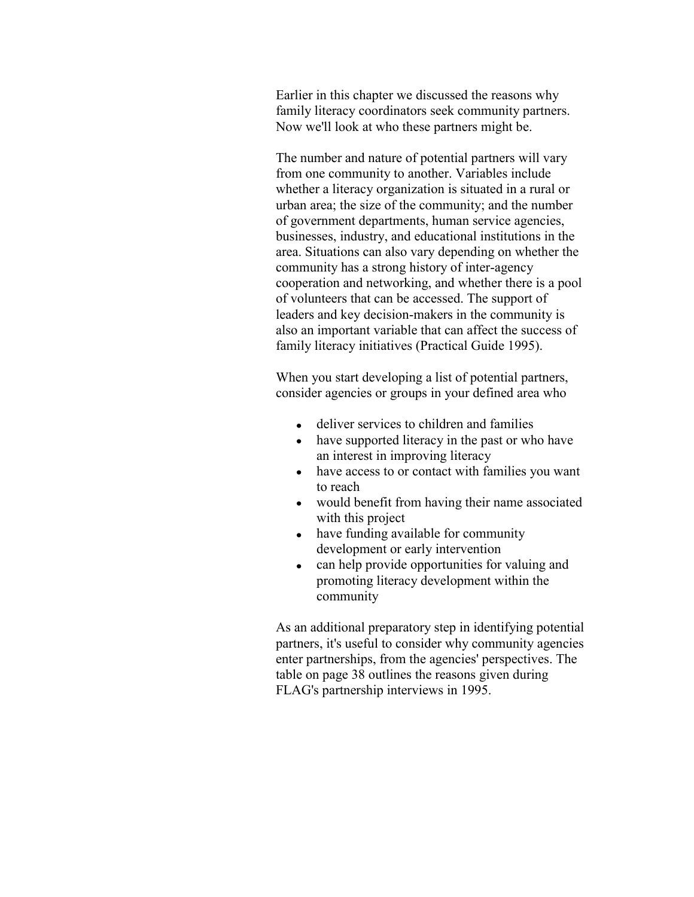Earlier in this chapter we discussed the reasons why family literacy coordinators seek community partners. Now we'll look at who these partners might be.

The number and nature of potential partners will vary from one community to another. Variables include whether a literacy organization is situated in a rural or urban area; the size of the community; and the number of government departments, human service agencies, businesses, industry, and educational institutions in the area. Situations can also vary depending on whether the community has a strong history of inter-agency cooperation and networking, and whether there is a pool of volunteers that can be accessed. The support of leaders and key decision-makers in the community is also an important variable that can affect the success of family literacy initiatives (Practical Guide 1995).

When you start developing a list of potential partners, consider agencies or groups in your defined area who

- deliver services to children and families
- have supported literacy in the past or who have an interest in improving literacy
- have access to or contact with families you want to reach
- would benefit from having their name associated with this project
- have funding available for community development or early intervention
- can help provide opportunities for valuing and promoting literacy development within the community

As an additional preparatory step in identifying potential partners, it's useful to consider why community agencies enter partnerships, from the agencies' perspectives. The table on page 38 outlines the reasons given during FLAG's partnership interviews in 1995.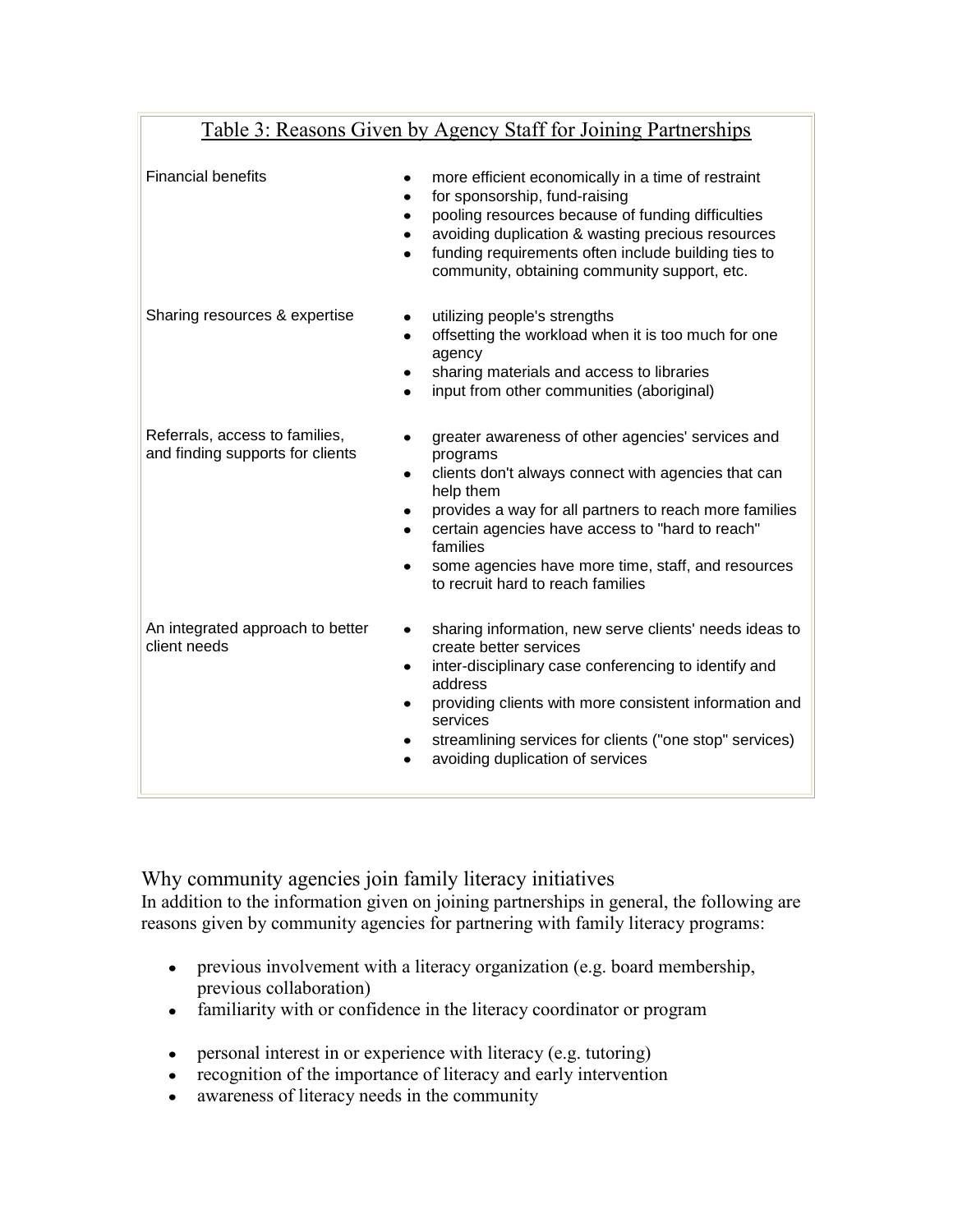Table 3: Reasons Given by Agency Staff for Joining Partnerships

| Reason | Details |
| --- | --- |
| Financial benefits | • more efficient economically in a time of restraint<br>• for sponsorship, fund-raising<br>• pooling resources because of funding difficulties<br>• avoiding duplication & wasting precious resources<br>• funding requirements often include building ties to community, obtaining community support, etc. |
| Sharing resources & expertise | • utilizing people's strengths<br>• offsetting the workload when it is too much for one agency<br>• sharing materials and access to libraries<br>• input from other communities (aboriginal) |
| Referrals, access to families, and finding supports for clients | • greater awareness of other agencies' services and programs<br>• clients don't always connect with agencies that can help them<br>• provides a way for all partners to reach more families<br>• certain agencies have access to "hard to reach" families<br>• some agencies have more time, staff, and resources to recruit hard to reach families |
| An integrated approach to better client needs | • sharing information, new serve clients' needs ideas to create better services<br>• inter-disciplinary case conferencing to identify and address<br>• providing clients with more consistent information and services<br>• streamlining services for clients ("one stop" services)<br>• avoiding duplication of services |

## Why community agencies join family literacy initiatives

In addition to the information given on joining partnerships in general, the following are reasons given by community agencies for partnering with family literacy programs:

- previous involvement with a literacy organization (e.g. board membership, previous collaboration)
- familiarity with or confidence in the literacy coordinator or program
- personal interest in or experience with literacy (e.g. tutoring)
- recognition of the importance of literacy and early intervention
- awareness of literacy needs in the community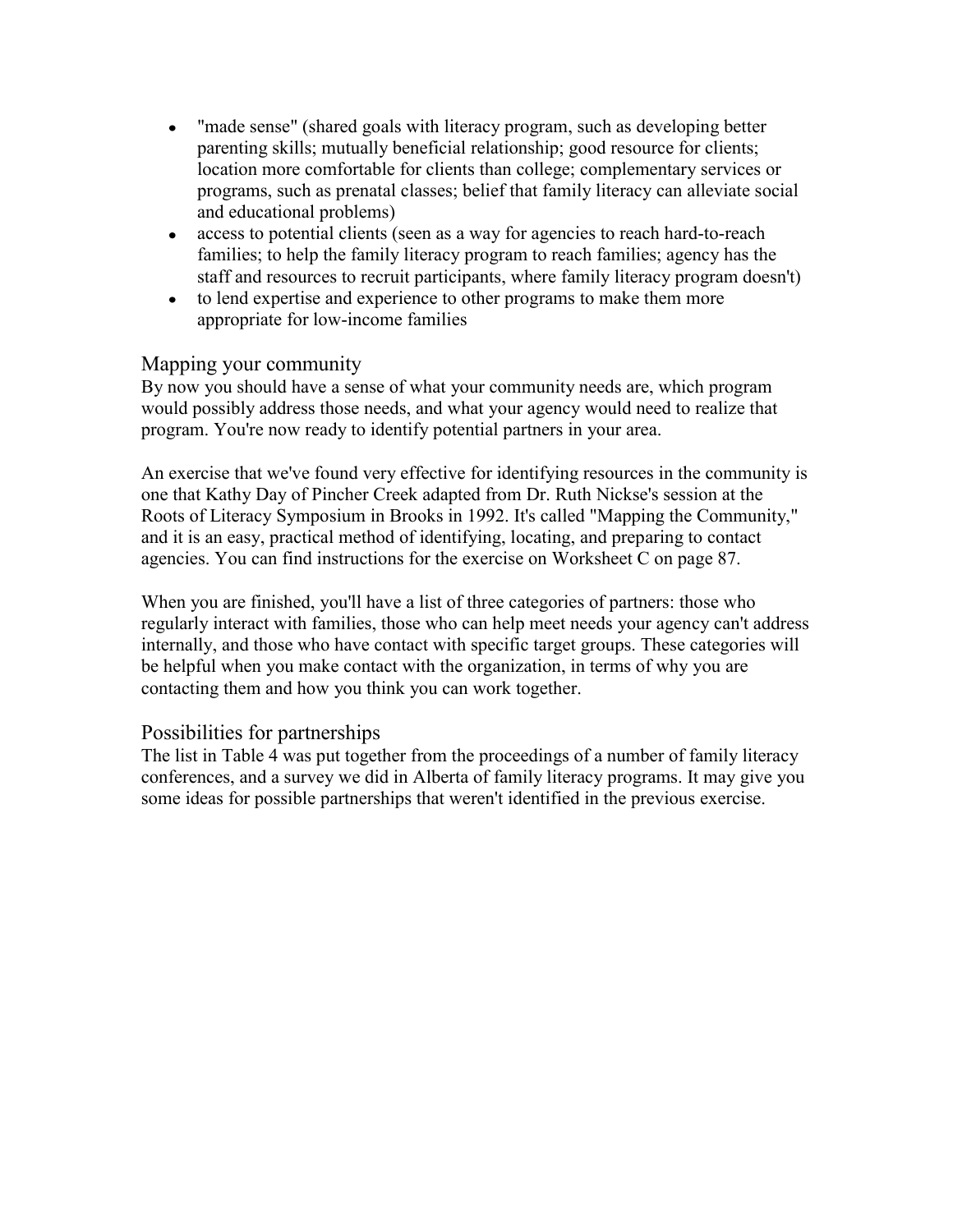- "made sense" (shared goals with literacy program, such as developing better parenting skills; mutually beneficial relationship; good resource for clients; location more comfortable for clients than college; complementary services or programs, such as prenatal classes; belief that family literacy can alleviate social and educational problems)
- access to potential clients (seen as a way for agencies to reach hard-to-reach families; to help the family literacy program to reach families; agency has the staff and resources to recruit participants, where family literacy program doesn't)
- to lend expertise and experience to other programs to make them more appropriate for low-income families

## Mapping your community

By now you should have a sense of what your community needs are, which program would possibly address those needs, and what your agency would need to realize that program. You're now ready to identify potential partners in your area.

An exercise that we've found very effective for identifying resources in the community is one that Kathy Day of Pincher Creek adapted from Dr. Ruth Nickse's session at the Roots of Literacy Symposium in Brooks in 1992. It's called "Mapping the Community," and it is an easy, practical method of identifying, locating, and preparing to contact agencies. You can find instructions for the exercise on Worksheet C on page 87.

When you are finished, you'll have a list of three categories of partners: those who regularly interact with families, those who can help meet needs your agency can't address internally, and those who have contact with specific target groups. These categories will be helpful when you make contact with the organization, in terms of why you are contacting them and how you think you can work together.

## Possibilities for partnerships

The list in Table 4 was put together from the proceedings of a number of family literacy conferences, and a survey we did in Alberta of family literacy programs. It may give you some ideas for possible partnerships that weren't identified in the previous exercise.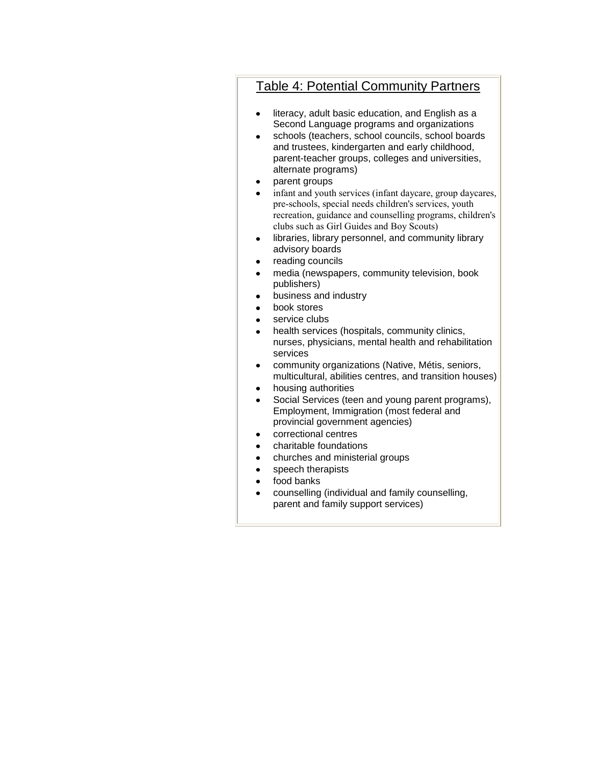## Table 4: Potential Community Partners

- literacy, adult basic education, and English as a Second Language programs and organizations
- schools (teachers, school councils, school boards and trustees, kindergarten and early childhood, parent-teacher groups, colleges and universities, alternate programs)
- parent groups
- infant and youth services (infant daycare, group daycares, pre-schools, special needs children's services, youth recreation, guidance and counselling programs, children's clubs such as Girl Guides and Boy Scouts)
- libraries, library personnel, and community library advisory boards
- reading councils
- media (newspapers, community television, book publishers)
- business and industry
- book stores
- service clubs
- health services (hospitals, community clinics, nurses, physicians, mental health and rehabilitation services
- community organizations (Native, Métis, seniors, multicultural, abilities centres, and transition houses)
- housing authorities
- Social Services (teen and young parent programs), Employment, Immigration (most federal and provincial government agencies)
- correctional centres
- charitable foundations
- churches and ministerial groups
- speech therapists
- food banks
- counselling (individual and family counselling, parent and family support services)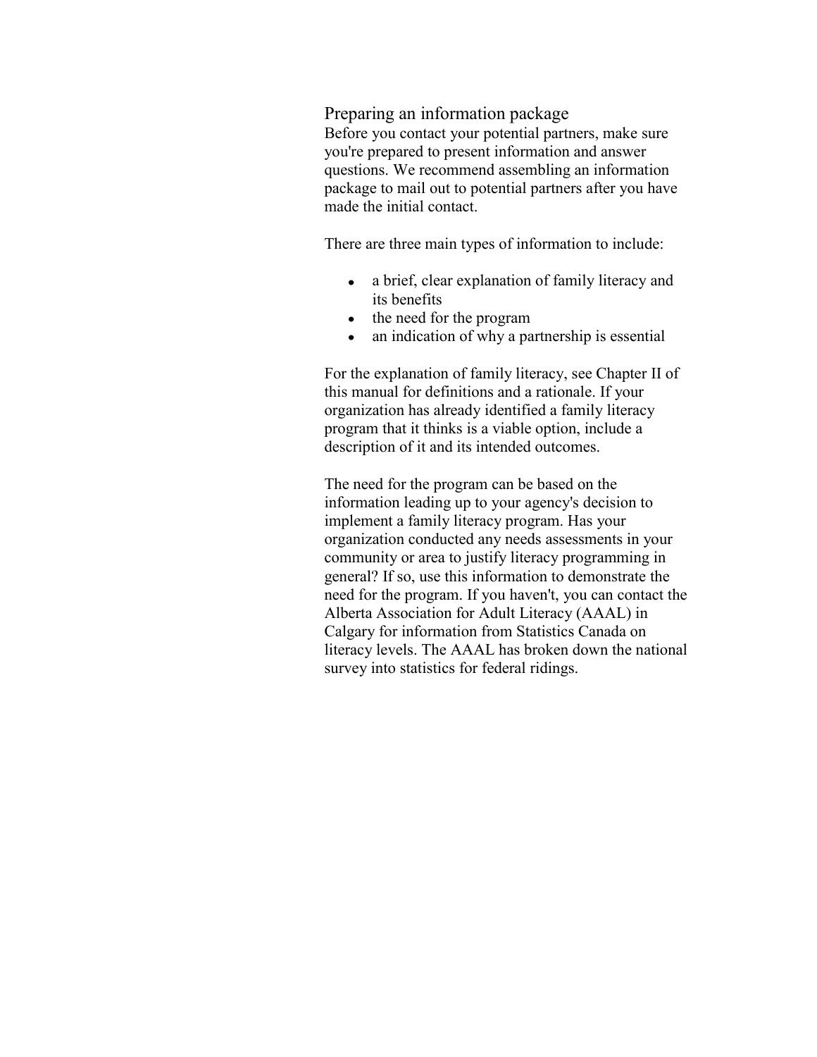## Preparing an information package

Before you contact your potential partners, make sure you're prepared to present information and answer questions. We recommend assembling an information package to mail out to potential partners after you have made the initial contact.

There are three main types of information to include:

- a brief, clear explanation of family literacy and its benefits
- the need for the program
- an indication of why a partnership is essential

For the explanation of family literacy, see Chapter II of this manual for definitions and a rationale. If your organization has already identified a family literacy program that it thinks is a viable option, include a description of it and its intended outcomes.

The need for the program can be based on the information leading up to your agency's decision to implement a family literacy program. Has your organization conducted any needs assessments in your community or area to justify literacy programming in general? If so, use this information to demonstrate the need for the program. If you haven't, you can contact the Alberta Association for Adult Literacy (AAAL) in Calgary for information from Statistics Canada on literacy levels. The AAAL has broken down the national survey into statistics for federal ridings.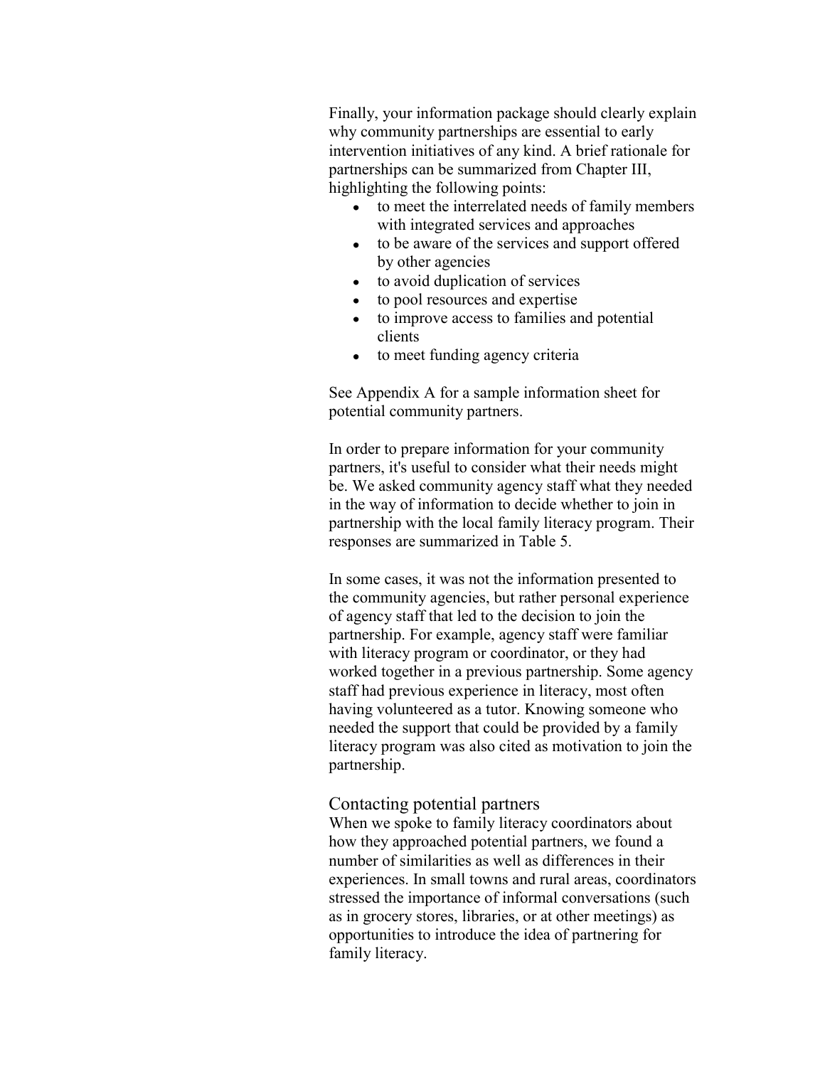Finally, your information package should clearly explain why community partnerships are essential to early intervention initiatives of any kind. A brief rationale for partnerships can be summarized from Chapter III, highlighting the following points:

- to meet the interrelated needs of family members with integrated services and approaches
- to be aware of the services and support offered by other agencies
- to avoid duplication of services
- to pool resources and expertise
- to improve access to families and potential clients
- to meet funding agency criteria

See Appendix A for a sample information sheet for potential community partners.

In order to prepare information for your community partners, it's useful to consider what their needs might be. We asked community agency staff what they needed in the way of information to decide whether to join in partnership with the local family literacy program. Their responses are summarized in Table 5.

In some cases, it was not the information presented to the community agencies, but rather personal experience of agency staff that led to the decision to join the partnership. For example, agency staff were familiar with literacy program or coordinator, or they had worked together in a previous partnership. Some agency staff had previous experience in literacy, most often having volunteered as a tutor. Knowing someone who needed the support that could be provided by a family literacy program was also cited as motivation to join the partnership.

## Contacting potential partners

When we spoke to family literacy coordinators about how they approached potential partners, we found a number of similarities as well as differences in their experiences. In small towns and rural areas, coordinators stressed the importance of informal conversations (such as in grocery stores, libraries, or at other meetings) as opportunities to introduce the idea of partnering for family literacy.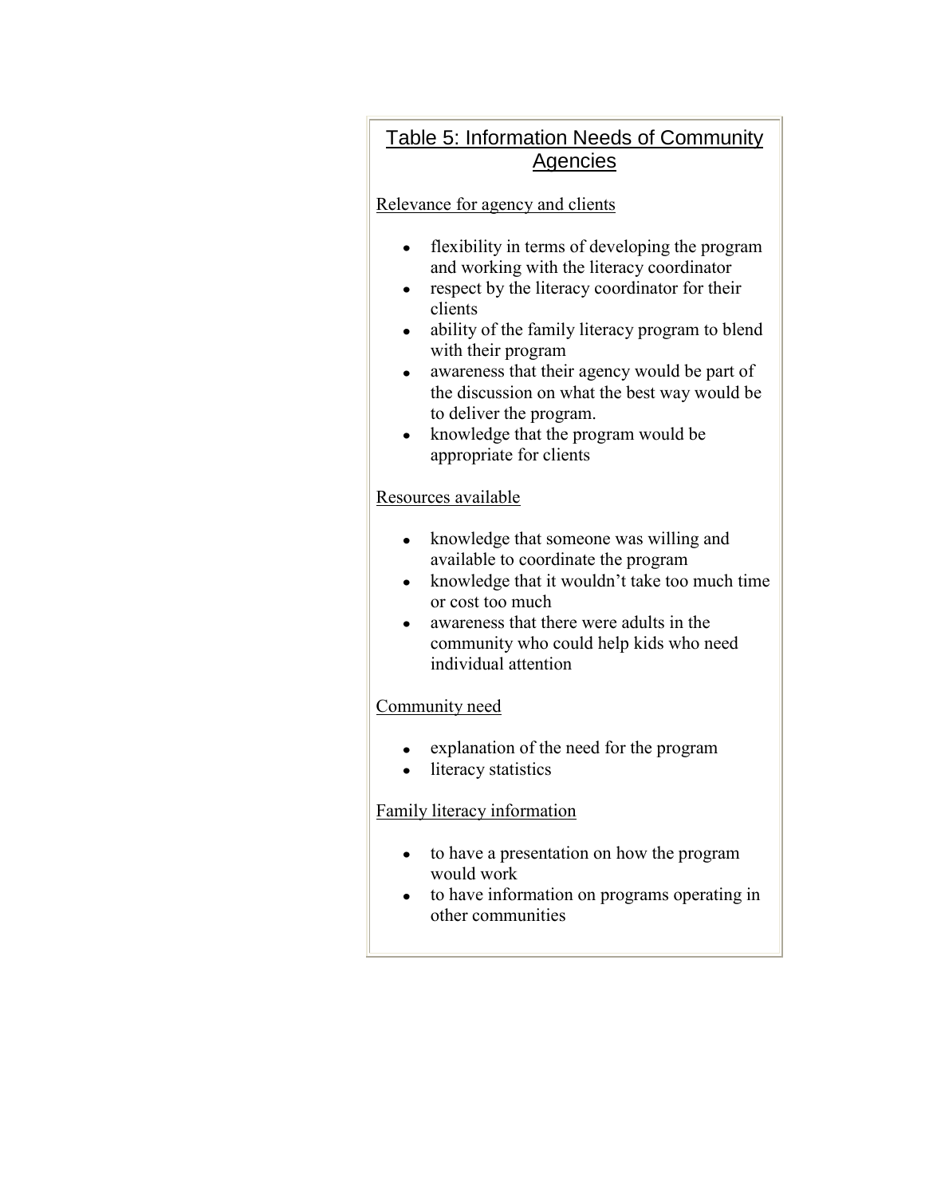## Table 5: Information Needs of Community Agencies

Relevance for agency and clients

- flexibility in terms of developing the program and working with the literacy coordinator
- respect by the literacy coordinator for their clients
- ability of the family literacy program to blend with their program
- awareness that their agency would be part of the discussion on what the best way would be to deliver the program.
- knowledge that the program would be appropriate for clients

Resources available

- knowledge that someone was willing and available to coordinate the program
- knowledge that it wouldn't take too much time or cost too much
- awareness that there were adults in the community who could help kids who need individual attention

Community need

- explanation of the need for the program
- literacy statistics

Family literacy information

- to have a presentation on how the program would work
- to have information on programs operating in other communities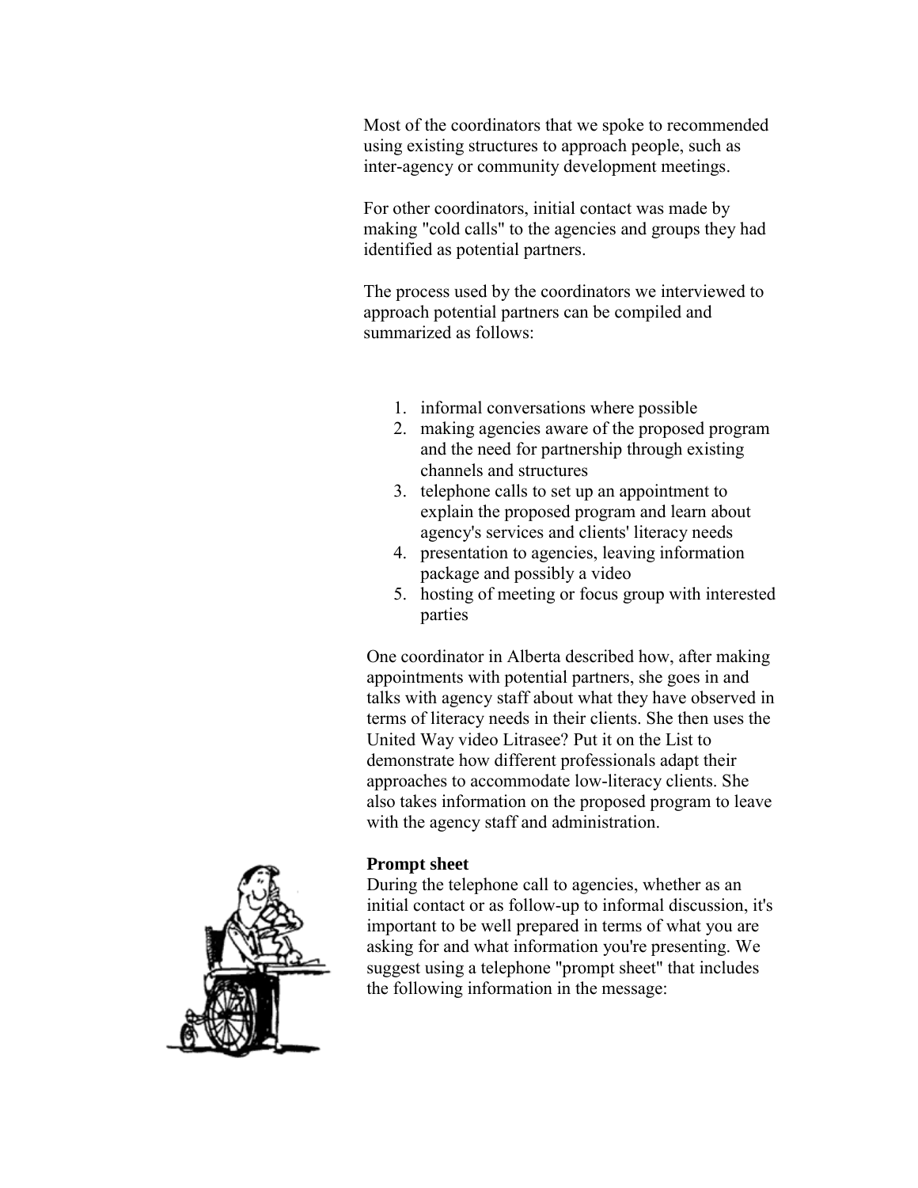Most of the coordinators that we spoke to recommended using existing structures to approach people, such as inter-agency or community development meetings.

For other coordinators, initial contact was made by making "cold calls" to the agencies and groups they had identified as potential partners.

The process used by the coordinators we interviewed to approach potential partners can be compiled and summarized as follows:

1. informal conversations where possible
2. making agencies aware of the proposed program and the need for partnership through existing channels and structures
3. telephone calls to set up an appointment to explain the proposed program and learn about agency's services and clients' literacy needs
4. presentation to agencies, leaving information package and possibly a video
5. hosting of meeting or focus group with interested parties

One coordinator in Alberta described how, after making appointments with potential partners, she goes in and talks with agency staff about what they have observed in terms of literacy needs in their clients. She then uses the United Way video Litrasee? Put it on the List to demonstrate how different professionals adapt their approaches to accommodate low-literacy clients. She also takes information on the proposed program to leave with the agency staff and administration.

**Prompt sheet**

During the telephone call to agencies, whether as an initial contact or as follow-up to informal discussion, it's important to be well prepared in terms of what you are asking for and what information you're presenting. We suggest using a telephone "prompt sheet" that includes the following information in the message: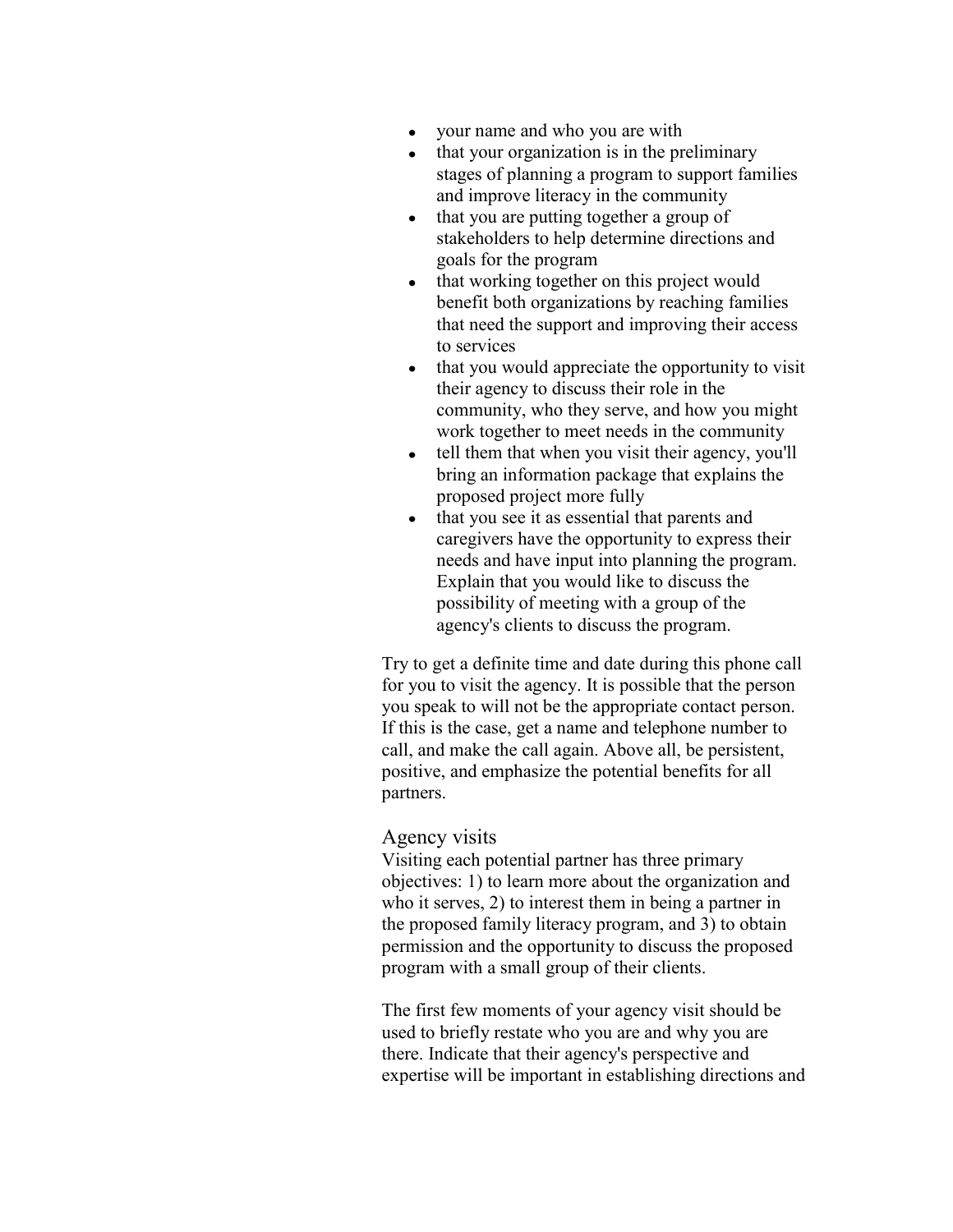- your name and who you are with
- that your organization is in the preliminary stages of planning a program to support families and improve literacy in the community
- that you are putting together a group of stakeholders to help determine directions and goals for the program
- that working together on this project would benefit both organizations by reaching families that need the support and improving their access to services
- that you would appreciate the opportunity to visit their agency to discuss their role in the community, who they serve, and how you might work together to meet needs in the community
- tell them that when you visit their agency, you'll bring an information package that explains the proposed project more fully
- that you see it as essential that parents and caregivers have the opportunity to express their needs and have input into planning the program. Explain that you would like to discuss the possibility of meeting with a group of the agency's clients to discuss the program.

Try to get a definite time and date during this phone call for you to visit the agency. It is possible that the person you speak to will not be the appropriate contact person. If this is the case, get a name and telephone number to call, and make the call again. Above all, be persistent, positive, and emphasize the potential benefits for all partners.

## Agency visits

Visiting each potential partner has three primary objectives: 1) to learn more about the organization and who it serves, 2) to interest them in being a partner in the proposed family literacy program, and 3) to obtain permission and the opportunity to discuss the proposed program with a small group of their clients.

The first few moments of your agency visit should be used to briefly restate who you are and why you are there. Indicate that their agency's perspective and expertise will be important in establishing directions and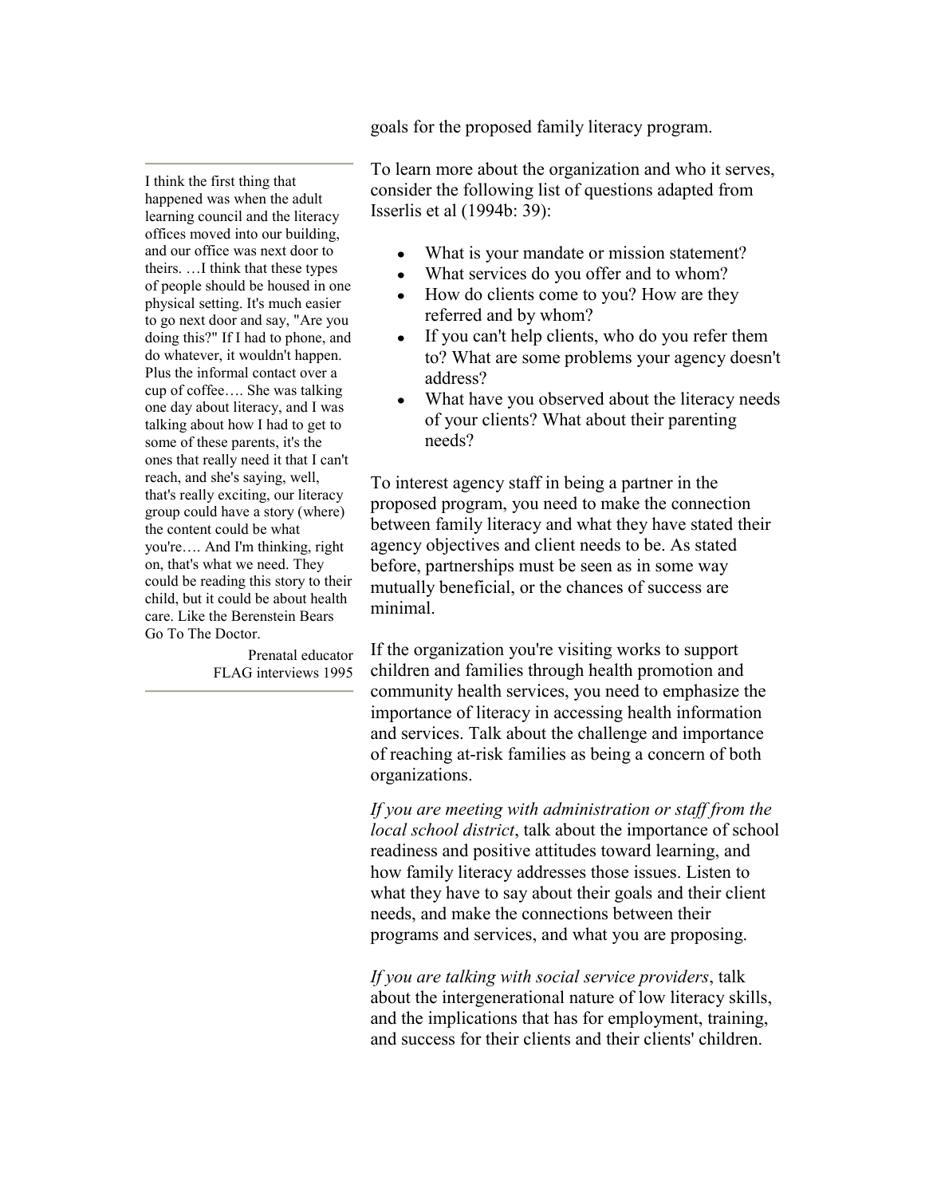goals for the proposed family literacy program.

> I think the first thing that happened was when the adult learning council and the literacy offices moved into our building, and our office was next door to theirs. …I think that these types of people should be housed in one physical setting. It's much easier to go next door and say, "Are you doing this?" If I had to phone, and do whatever, it wouldn't happen. Plus the informal contact over a cup of coffee…. She was talking one day about literacy, and I was talking about how I had to get to some of these parents, it's the ones that really need it that I can't reach, and she's saying, well, that's really exciting, our literacy group could have a story (where) the content could be what you're…. And I'm thinking, right on, that's what we need. They could be reading this story to their child, but it could be about health care. Like the Berenstein Bears Go To The Doctor.
>
> Prenatal educator
> FLAG interviews 1995

To learn more about the organization and who it serves, consider the following list of questions adapted from Isserlis et al (1994b: 39):

- What is your mandate or mission statement?
- What services do you offer and to whom?
- How do clients come to you? How are they referred and by whom?
- If you can't help clients, who do you refer them to? What are some problems your agency doesn't address?
- What have you observed about the literacy needs of your clients? What about their parenting needs?

To interest agency staff in being a partner in the proposed program, you need to make the connection between family literacy and what they have stated their agency objectives and client needs to be. As stated before, partnerships must be seen as in some way mutually beneficial, or the chances of success are minimal.

If the organization you're visiting works to support children and families through health promotion and community health services, you need to emphasize the importance of literacy in accessing health information and services. Talk about the challenge and importance of reaching at-risk families as being a concern of both organizations.

*If you are meeting with administration or staff from the local school district*, talk about the importance of school readiness and positive attitudes toward learning, and how family literacy addresses those issues. Listen to what they have to say about their goals and their client needs, and make the connections between their programs and services, and what you are proposing.

*If you are talking with social service providers*, talk about the intergenerational nature of low literacy skills, and the implications that has for employment, training, and success for their clients and their clients' children.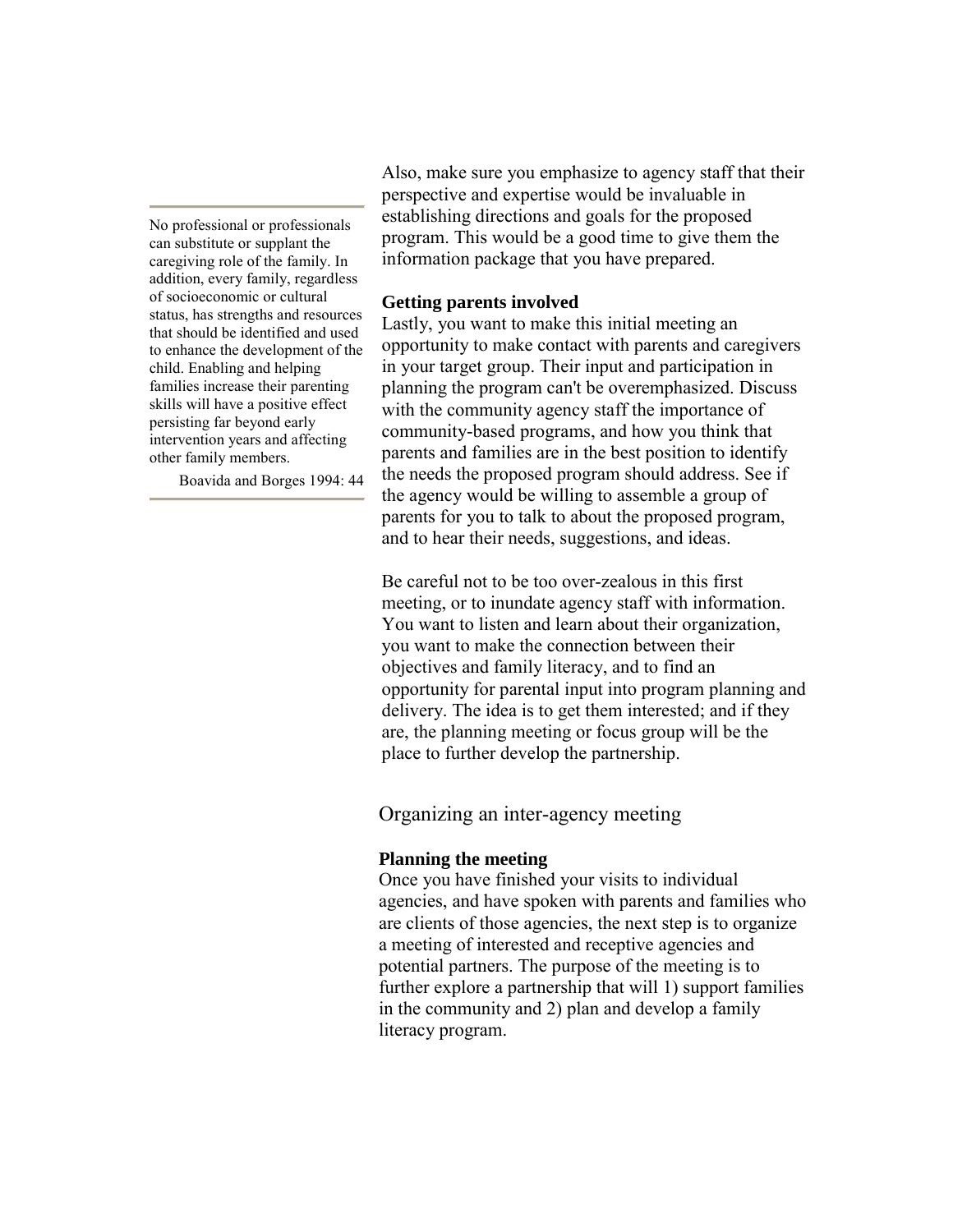Also, make sure you emphasize to agency staff that their perspective and expertise would be invaluable in establishing directions and goals for the proposed program. This would be a good time to give them the information package that you have prepared.

> No professional or professionals can substitute or supplant the caregiving role of the family. In addition, every family, regardless of socioeconomic or cultural status, has strengths and resources that should be identified and used to enhance the development of the child. Enabling and helping families increase their parenting skills will have a positive effect persisting far beyond early intervention years and affecting other family members.
>
> Boavida and Borges 1994: 44

**Getting parents involved**

Lastly, you want to make this initial meeting an opportunity to make contact with parents and caregivers in your target group. Their input and participation in planning the program can't be overemphasized. Discuss with the community agency staff the importance of community-based programs, and how you think that parents and families are in the best position to identify the needs the proposed program should address. See if the agency would be willing to assemble a group of parents for you to talk to about the proposed program, and to hear their needs, suggestions, and ideas.

Be careful not to be too over-zealous in this first meeting, or to inundate agency staff with information. You want to listen and learn about their organization, you want to make the connection between their objectives and family literacy, and to find an opportunity for parental input into program planning and delivery. The idea is to get them interested; and if they are, the planning meeting or focus group will be the place to further develop the partnership.

## Organizing an inter-agency meeting

**Planning the meeting**

Once you have finished your visits to individual agencies, and have spoken with parents and families who are clients of those agencies, the next step is to organize a meeting of interested and receptive agencies and potential partners. The purpose of the meeting is to further explore a partnership that will 1) support families in the community and 2) plan and develop a family literacy program.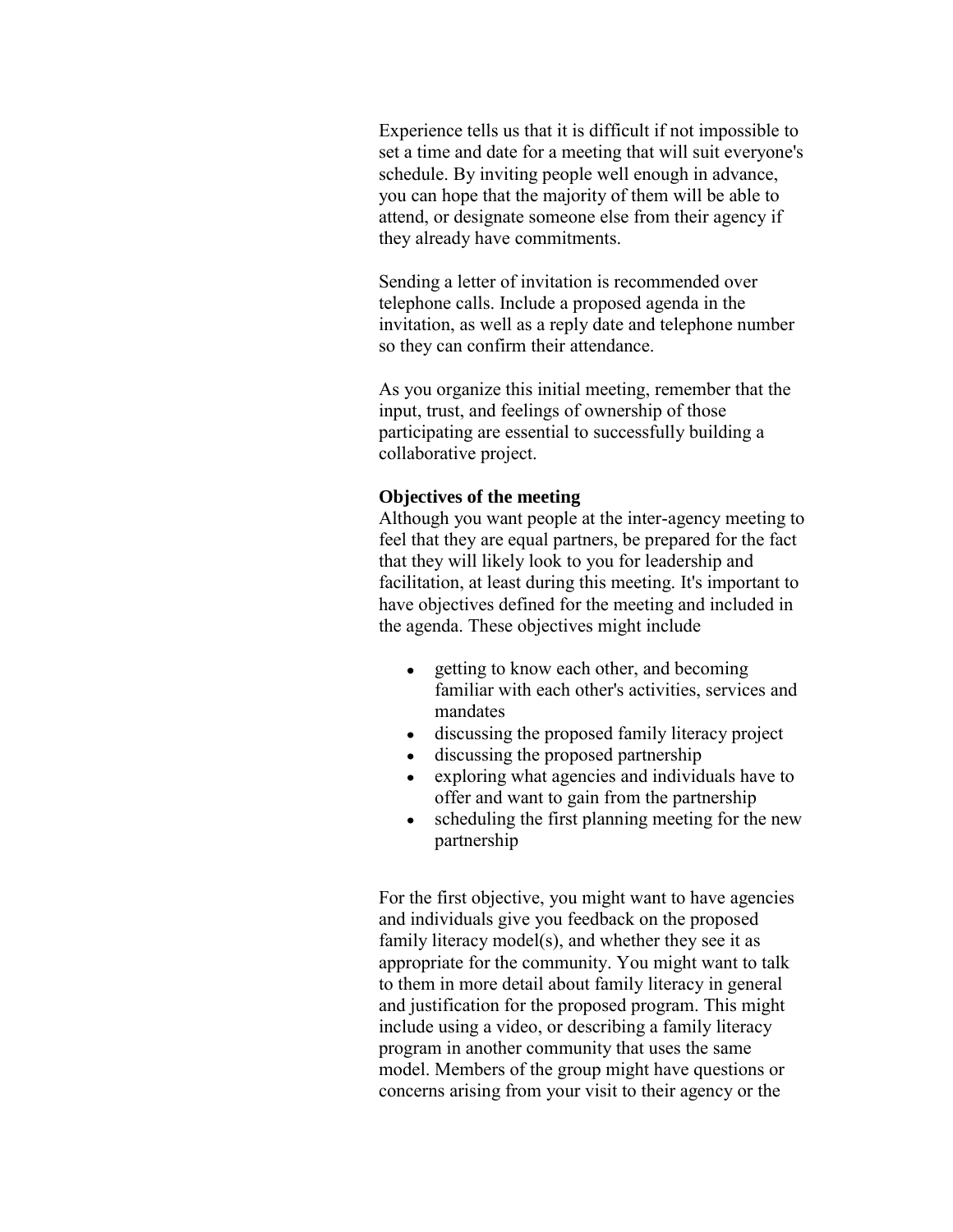Experience tells us that it is difficult if not impossible to set a time and date for a meeting that will suit everyone's schedule. By inviting people well enough in advance, you can hope that the majority of them will be able to attend, or designate someone else from their agency if they already have commitments.

Sending a letter of invitation is recommended over telephone calls. Include a proposed agenda in the invitation, as well as a reply date and telephone number so they can confirm their attendance.

As you organize this initial meeting, remember that the input, trust, and feelings of ownership of those participating are essential to successfully building a collaborative project.

**Objectives of the meeting**

Although you want people at the inter-agency meeting to feel that they are equal partners, be prepared for the fact that they will likely look to you for leadership and facilitation, at least during this meeting. It's important to have objectives defined for the meeting and included in the agenda. These objectives might include

- getting to know each other, and becoming familiar with each other's activities, services and mandates
- discussing the proposed family literacy project
- discussing the proposed partnership
- exploring what agencies and individuals have to offer and want to gain from the partnership
- scheduling the first planning meeting for the new partnership

For the first objective, you might want to have agencies and individuals give you feedback on the proposed family literacy model(s), and whether they see it as appropriate for the community. You might want to talk to them in more detail about family literacy in general and justification for the proposed program. This might include using a video, or describing a family literacy program in another community that uses the same model. Members of the group might have questions or concerns arising from your visit to their agency or the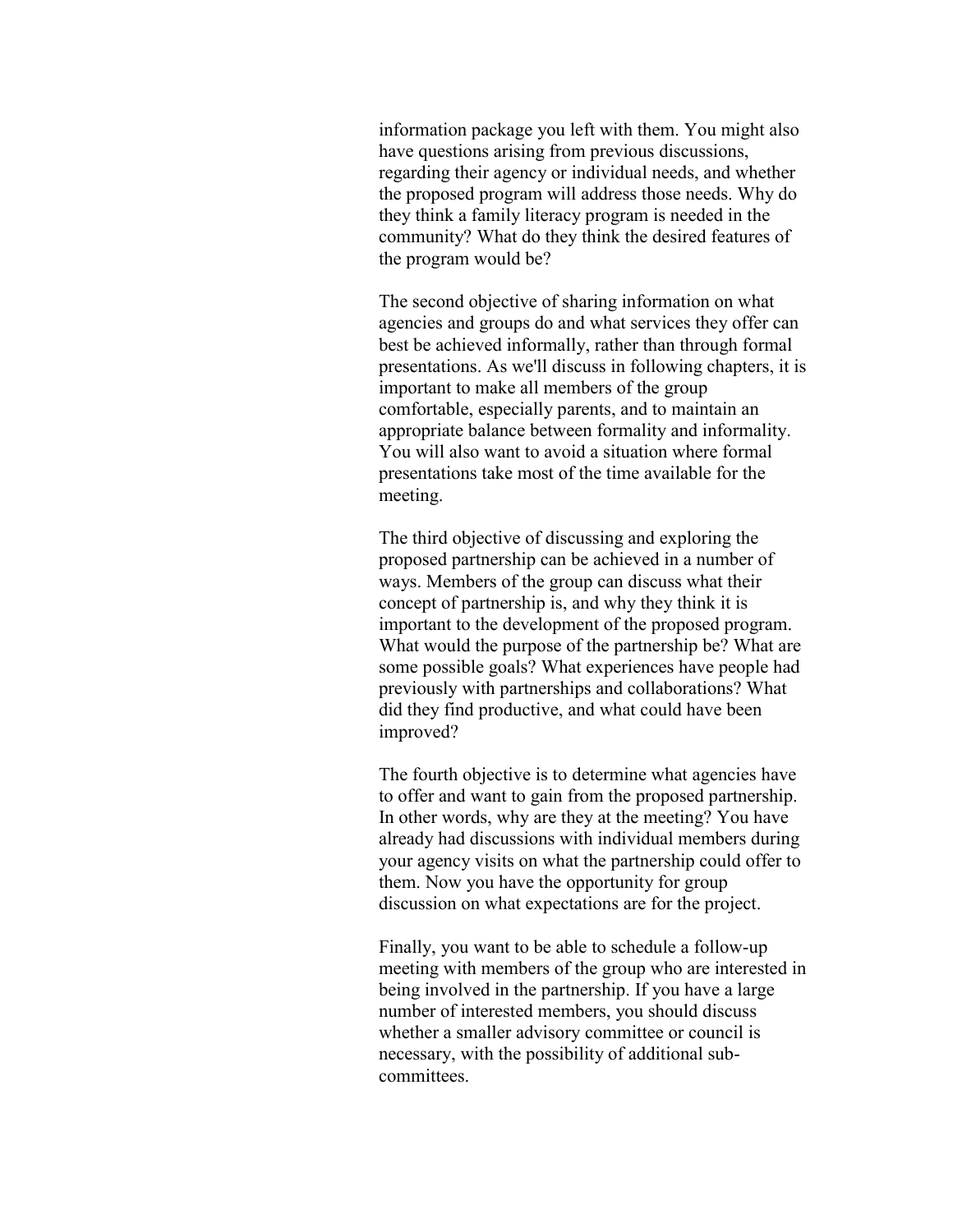information package you left with them. You might also have questions arising from previous discussions, regarding their agency or individual needs, and whether the proposed program will address those needs. Why do they think a family literacy program is needed in the community? What do they think the desired features of the program would be?

The second objective of sharing information on what agencies and groups do and what services they offer can best be achieved informally, rather than through formal presentations. As we'll discuss in following chapters, it is important to make all members of the group comfortable, especially parents, and to maintain an appropriate balance between formality and informality. You will also want to avoid a situation where formal presentations take most of the time available for the meeting.

The third objective of discussing and exploring the proposed partnership can be achieved in a number of ways. Members of the group can discuss what their concept of partnership is, and why they think it is important to the development of the proposed program. What would the purpose of the partnership be? What are some possible goals? What experiences have people had previously with partnerships and collaborations? What did they find productive, and what could have been improved?

The fourth objective is to determine what agencies have to offer and want to gain from the proposed partnership. In other words, why are they at the meeting? You have already had discussions with individual members during your agency visits on what the partnership could offer to them. Now you have the opportunity for group discussion on what expectations are for the project.

Finally, you want to be able to schedule a follow-up meeting with members of the group who are interested in being involved in the partnership. If you have a large number of interested members, you should discuss whether a smaller advisory committee or council is necessary, with the possibility of additional sub-committees.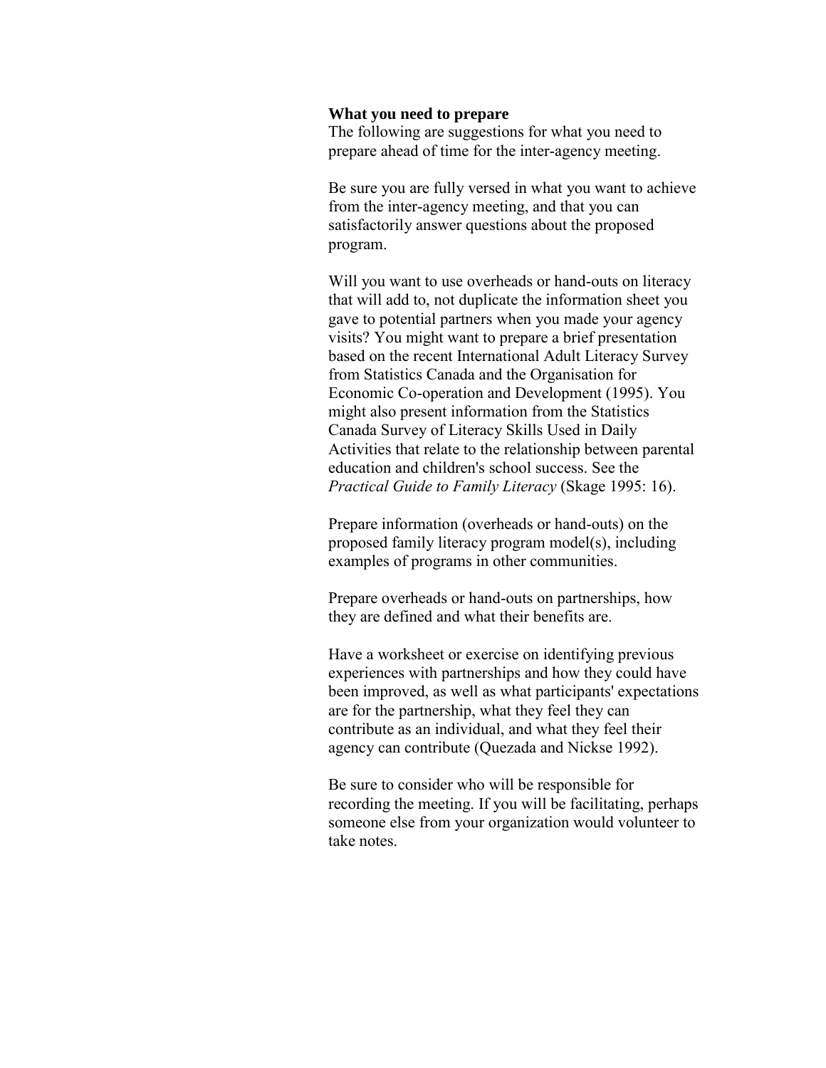### What you need to prepare

The following are suggestions for what you need to prepare ahead of time for the inter-agency meeting.

Be sure you are fully versed in what you want to achieve from the inter-agency meeting, and that you can satisfactorily answer questions about the proposed program.

Will you want to use overheads or hand-outs on literacy that will add to, not duplicate the information sheet you gave to potential partners when you made your agency visits? You might want to prepare a brief presentation based on the recent International Adult Literacy Survey from Statistics Canada and the Organisation for Economic Co-operation and Development (1995). You might also present information from the Statistics Canada Survey of Literacy Skills Used in Daily Activities that relate to the relationship between parental education and children's school success. See the *Practical Guide to Family Literacy* (Skage 1995: 16).

Prepare information (overheads or hand-outs) on the proposed family literacy program model(s), including examples of programs in other communities.

Prepare overheads or hand-outs on partnerships, how they are defined and what their benefits are.

Have a worksheet or exercise on identifying previous experiences with partnerships and how they could have been improved, as well as what participants' expectations are for the partnership, what they feel they can contribute as an individual, and what they feel their agency can contribute (Quezada and Nickse 1992).

Be sure to consider who will be responsible for recording the meeting. If you will be facilitating, perhaps someone else from your organization would volunteer to take notes.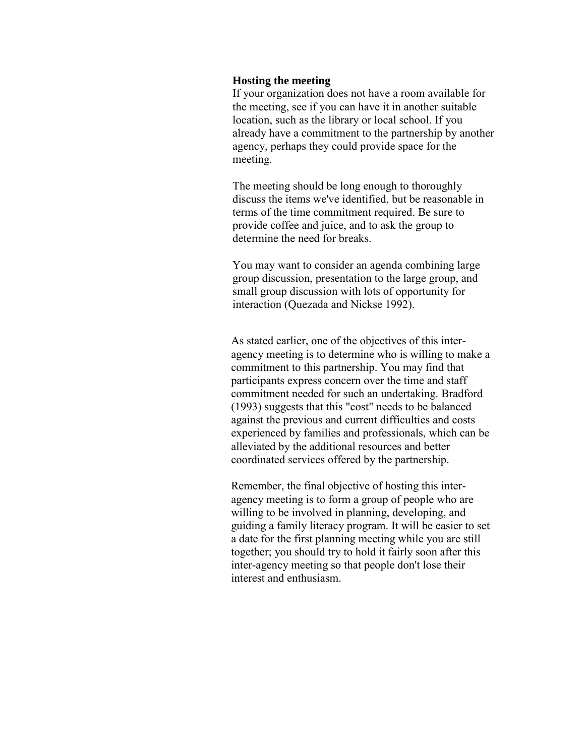**Hosting the meeting**

If your organization does not have a room available for the meeting, see if you can have it in another suitable location, such as the library or local school. If you already have a commitment to the partnership by another agency, perhaps they could provide space for the meeting.

The meeting should be long enough to thoroughly discuss the items we've identified, but be reasonable in terms of the time commitment required. Be sure to provide coffee and juice, and to ask the group to determine the need for breaks.

You may want to consider an agenda combining large group discussion, presentation to the large group, and small group discussion with lots of opportunity for interaction (Quezada and Nickse 1992).

As stated earlier, one of the objectives of this inter-agency meeting is to determine who is willing to make a commitment to this partnership. You may find that participants express concern over the time and staff commitment needed for such an undertaking. Bradford (1993) suggests that this "cost" needs to be balanced against the previous and current difficulties and costs experienced by families and professionals, which can be alleviated by the additional resources and better coordinated services offered by the partnership.

Remember, the final objective of hosting this inter-agency meeting is to form a group of people who are willing to be involved in planning, developing, and guiding a family literacy program. It will be easier to set a date for the first planning meeting while you are still together; you should try to hold it fairly soon after this inter-agency meeting so that people don't lose their interest and enthusiasm.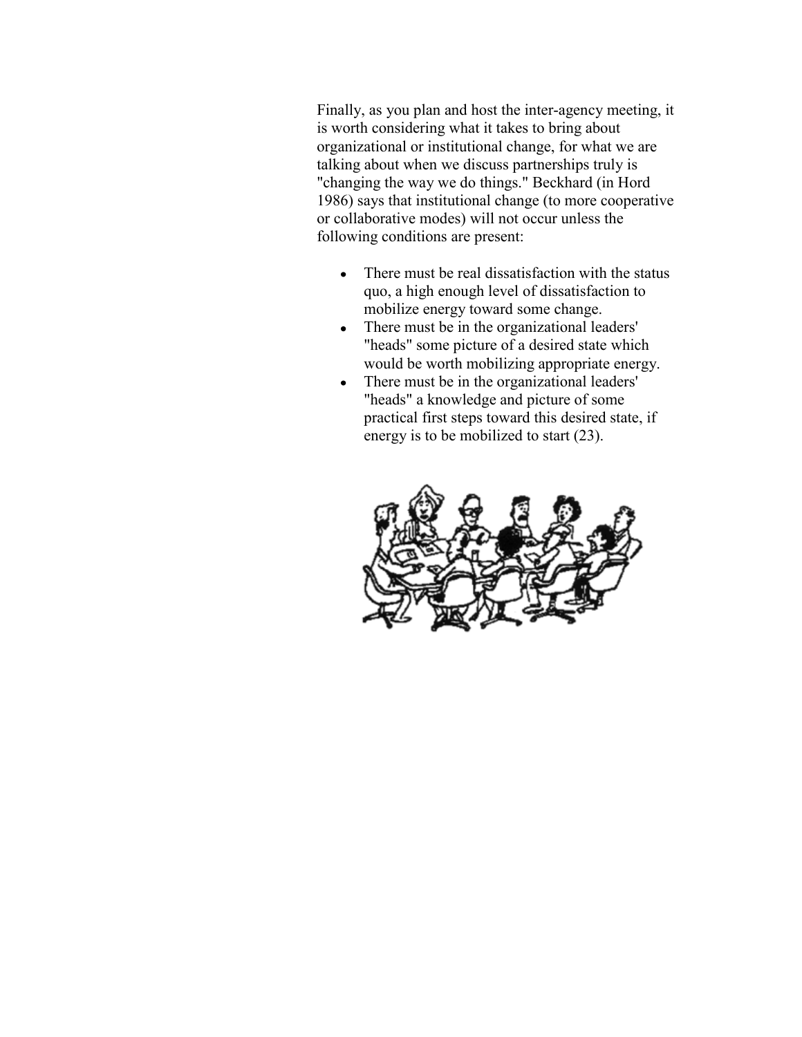Finally, as you plan and host the inter-agency meeting, it is worth considering what it takes to bring about organizational or institutional change, for what we are talking about when we discuss partnerships truly is "changing the way we do things." Beckhard (in Hord 1986) says that institutional change (to more cooperative or collaborative modes) will not occur unless the following conditions are present:

- There must be real dissatisfaction with the status quo, a high enough level of dissatisfaction to mobilize energy toward some change.
- There must be in the organizational leaders' "heads" some picture of a desired state which would be worth mobilizing appropriate energy.
- There must be in the organizational leaders' "heads" a knowledge and picture of some practical first steps toward this desired state, if energy is to be mobilized to start (23).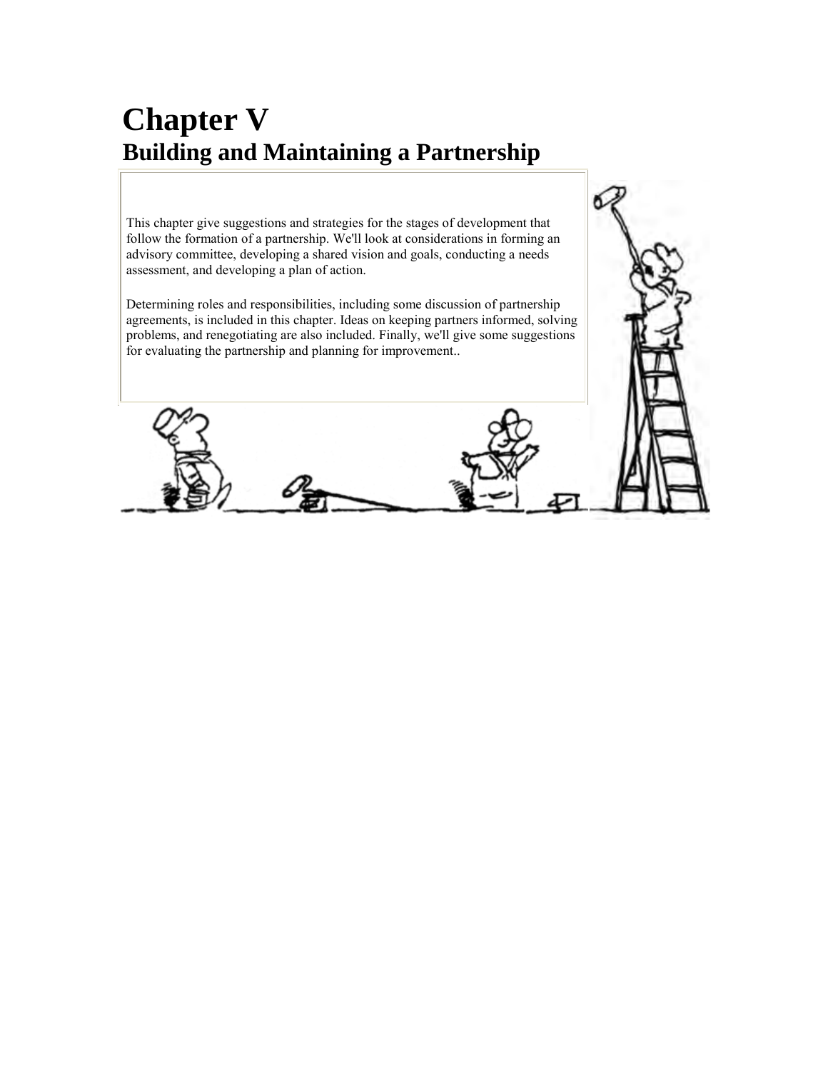# Chapter V

## Building and Maintaining a Partnership

This chapter give suggestions and strategies for the stages of development that follow the formation of a partnership. We'll look at considerations in forming an advisory committee, developing a shared vision and goals, conducting a needs assessment, and developing a plan of action.

Determining roles and responsibilities, including some discussion of partnership agreements, is included in this chapter. Ideas on keeping partners informed, solving problems, and renegotiating are also included. Finally, we'll give some suggestions for evaluating the partnership and planning for improvement..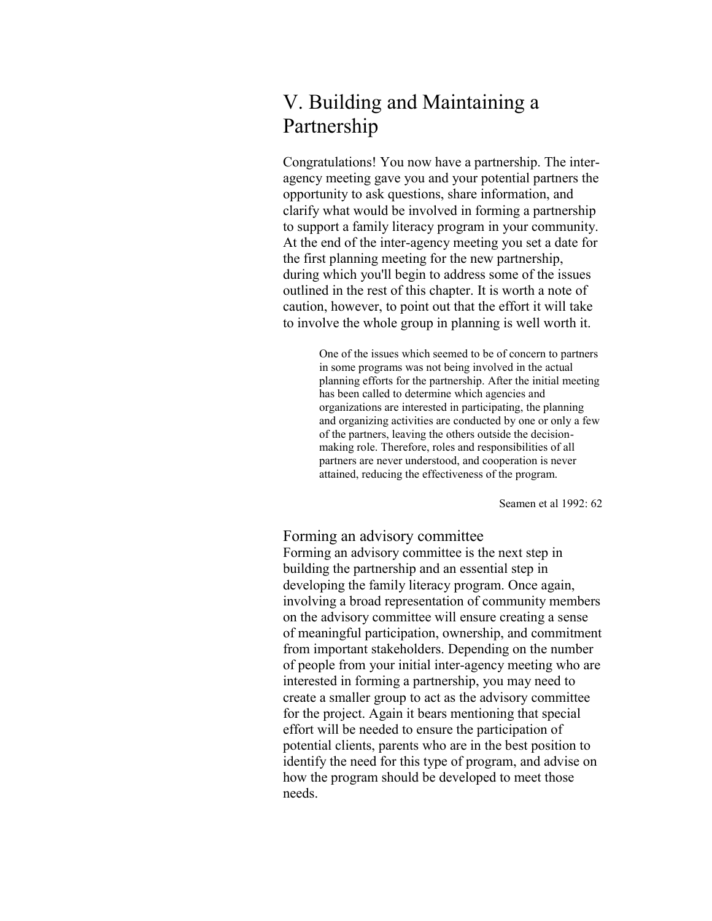# V. Building and Maintaining a Partnership

Congratulations! You now have a partnership. The inter-agency meeting gave you and your potential partners the opportunity to ask questions, share information, and clarify what would be involved in forming a partnership to support a family literacy program in your community. At the end of the inter-agency meeting you set a date for the first planning meeting for the new partnership, during which you'll begin to address some of the issues outlined in the rest of this chapter. It is worth a note of caution, however, to point out that the effort it will take to involve the whole group in planning is well worth it.

> One of the issues which seemed to be of concern to partners in some programs was not being involved in the actual planning efforts for the partnership. After the initial meeting has been called to determine which agencies and organizations are interested in participating, the planning and organizing activities are conducted by one or only a few of the partners, leaving the others outside the decision-making role. Therefore, roles and responsibilities of all partners are never understood, and cooperation is never attained, reducing the effectiveness of the program.
>
> Seamen et al 1992: 62

## Forming an advisory committee

Forming an advisory committee is the next step in building the partnership and an essential step in developing the family literacy program. Once again, involving a broad representation of community members on the advisory committee will ensure creating a sense of meaningful participation, ownership, and commitment from important stakeholders. Depending on the number of people from your initial inter-agency meeting who are interested in forming a partnership, you may need to create a smaller group to act as the advisory committee for the project. Again it bears mentioning that special effort will be needed to ensure the participation of potential clients, parents who are in the best position to identify the need for this type of program, and advise on how the program should be developed to meet those needs.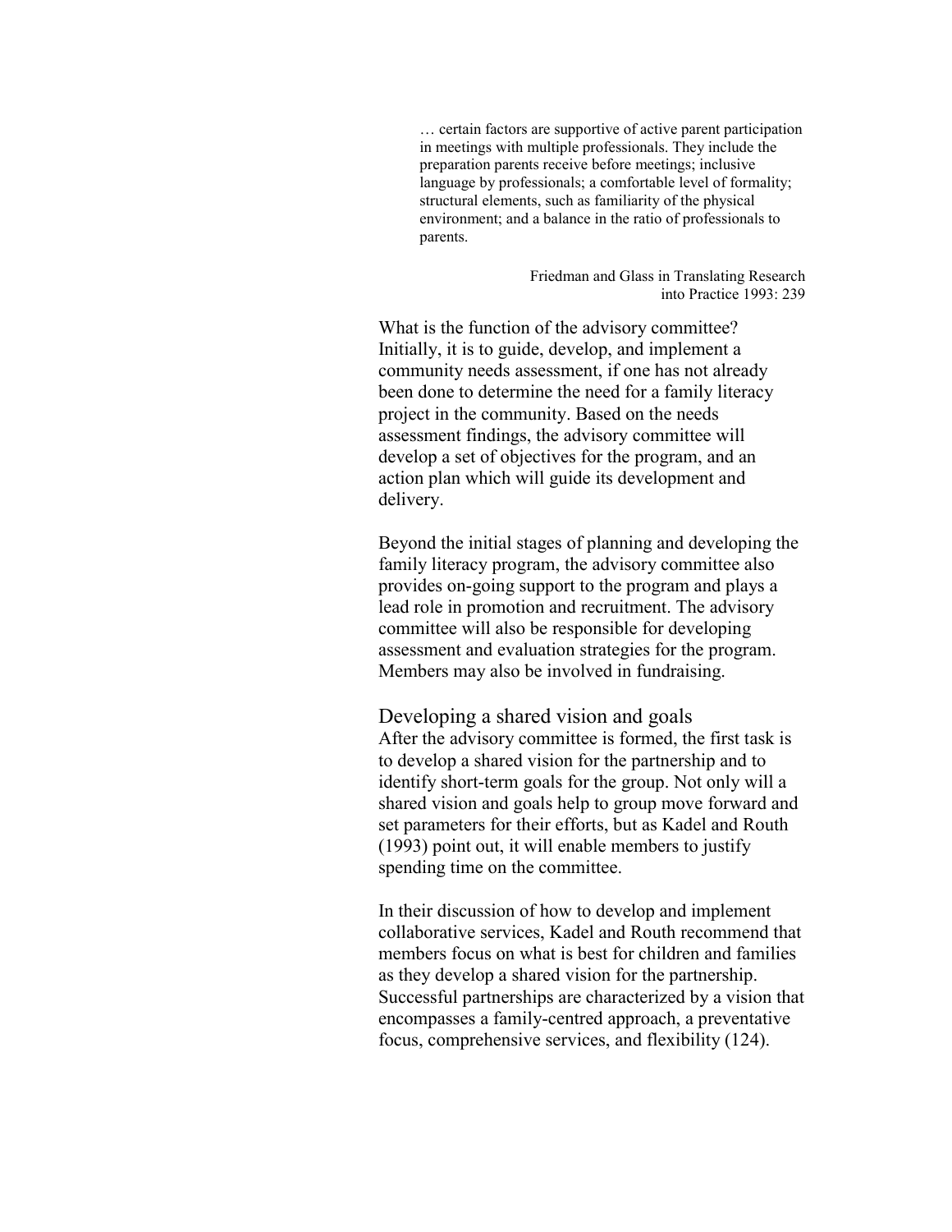> … certain factors are supportive of active parent participation in meetings with multiple professionals. They include the preparation parents receive before meetings; inclusive language by professionals; a comfortable level of formality; structural elements, such as familiarity of the physical environment; and a balance in the ratio of professionals to parents.
>
> Friedman and Glass in Translating Research into Practice 1993: 239

What is the function of the advisory committee? Initially, it is to guide, develop, and implement a community needs assessment, if one has not already been done to determine the need for a family literacy project in the community. Based on the needs assessment findings, the advisory committee will develop a set of objectives for the program, and an action plan which will guide its development and delivery.

Beyond the initial stages of planning and developing the family literacy program, the advisory committee also provides on-going support to the program and plays a lead role in promotion and recruitment. The advisory committee will also be responsible for developing assessment and evaluation strategies for the program. Members may also be involved in fundraising.

## Developing a shared vision and goals

After the advisory committee is formed, the first task is to develop a shared vision for the partnership and to identify short-term goals for the group. Not only will a shared vision and goals help to group move forward and set parameters for their efforts, but as Kadel and Routh (1993) point out, it will enable members to justify spending time on the committee.

In their discussion of how to develop and implement collaborative services, Kadel and Routh recommend that members focus on what is best for children and families as they develop a shared vision for the partnership. Successful partnerships are characterized by a vision that encompasses a family-centred approach, a preventative focus, comprehensive services, and flexibility (124).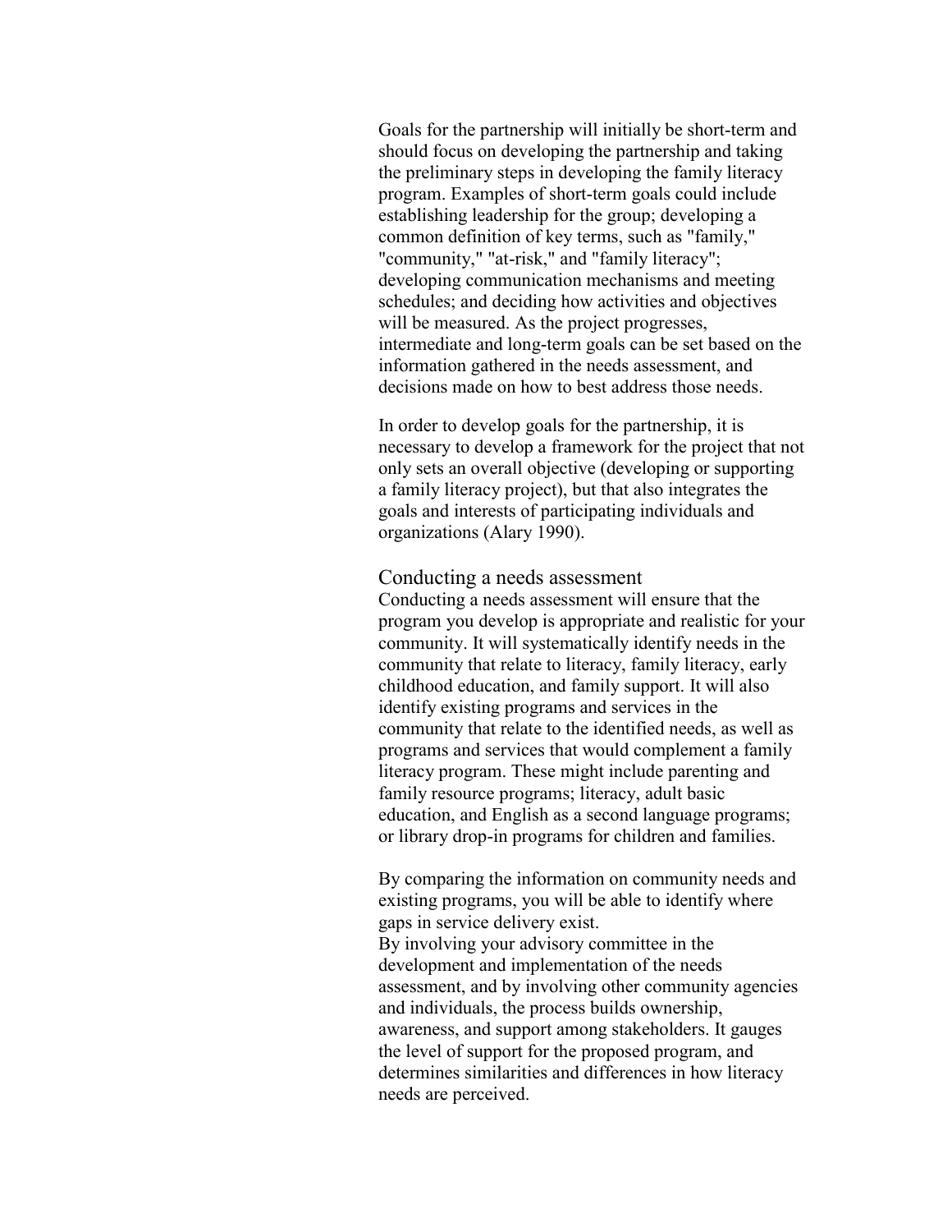Goals for the partnership will initially be short-term and should focus on developing the partnership and taking the preliminary steps in developing the family literacy program. Examples of short-term goals could include establishing leadership for the group; developing a common definition of key terms, such as "family," "community," "at-risk," and "family literacy"; developing communication mechanisms and meeting schedules; and deciding how activities and objectives will be measured. As the project progresses, intermediate and long-term goals can be set based on the information gathered in the needs assessment, and decisions made on how to best address those needs.

In order to develop goals for the partnership, it is necessary to develop a framework for the project that not only sets an overall objective (developing or supporting a family literacy project), but that also integrates the goals and interests of participating individuals and organizations (Alary 1990).

## Conducting a needs assessment

Conducting a needs assessment will ensure that the program you develop is appropriate and realistic for your community. It will systematically identify needs in the community that relate to literacy, family literacy, early childhood education, and family support. It will also identify existing programs and services in the community that relate to the identified needs, as well as programs and services that would complement a family literacy program. These might include parenting and family resource programs; literacy, adult basic education, and English as a second language programs; or library drop-in programs for children and families.

By comparing the information on community needs and existing programs, you will be able to identify where gaps in service delivery exist.

By involving your advisory committee in the development and implementation of the needs assessment, and by involving other community agencies and individuals, the process builds ownership, awareness, and support among stakeholders. It gauges the level of support for the proposed program, and determines similarities and differences in how literacy needs are perceived.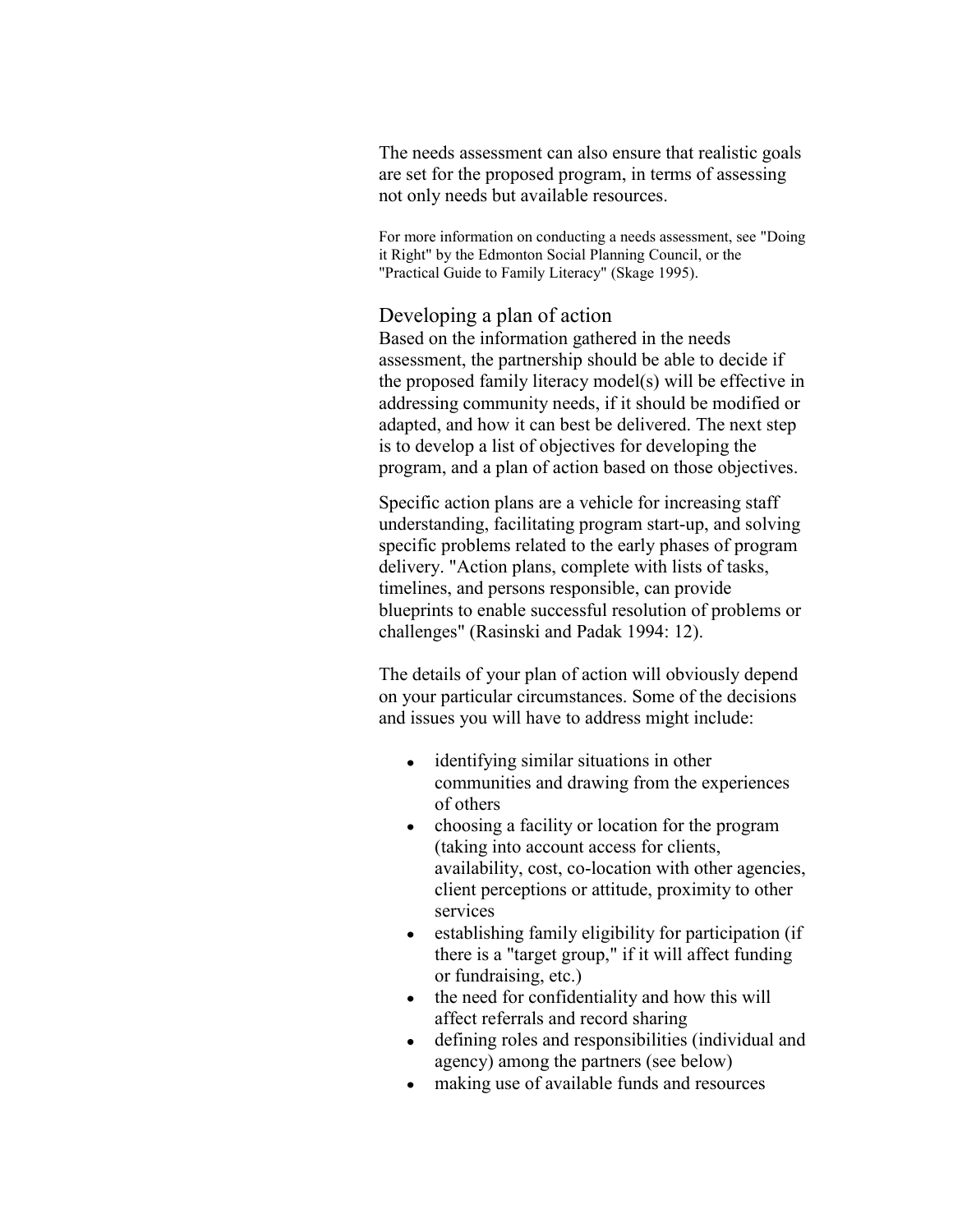The needs assessment can also ensure that realistic goals are set for the proposed program, in terms of assessing not only needs but available resources.

For more information on conducting a needs assessment, see "Doing it Right" by the Edmonton Social Planning Council, or the "Practical Guide to Family Literacy" (Skage 1995).

## Developing a plan of action

Based on the information gathered in the needs assessment, the partnership should be able to decide if the proposed family literacy model(s) will be effective in addressing community needs, if it should be modified or adapted, and how it can best be delivered. The next step is to develop a list of objectives for developing the program, and a plan of action based on those objectives.

Specific action plans are a vehicle for increasing staff understanding, facilitating program start-up, and solving specific problems related to the early phases of program delivery. "Action plans, complete with lists of tasks, timelines, and persons responsible, can provide blueprints to enable successful resolution of problems or challenges" (Rasinski and Padak 1994: 12).

The details of your plan of action will obviously depend on your particular circumstances. Some of the decisions and issues you will have to address might include:

- identifying similar situations in other communities and drawing from the experiences of others
- choosing a facility or location for the program (taking into account access for clients, availability, cost, co-location with other agencies, client perceptions or attitude, proximity to other services
- establishing family eligibility for participation (if there is a "target group," if it will affect funding or fundraising, etc.)
- the need for confidentiality and how this will affect referrals and record sharing
- defining roles and responsibilities (individual and agency) among the partners (see below)
- making use of available funds and resources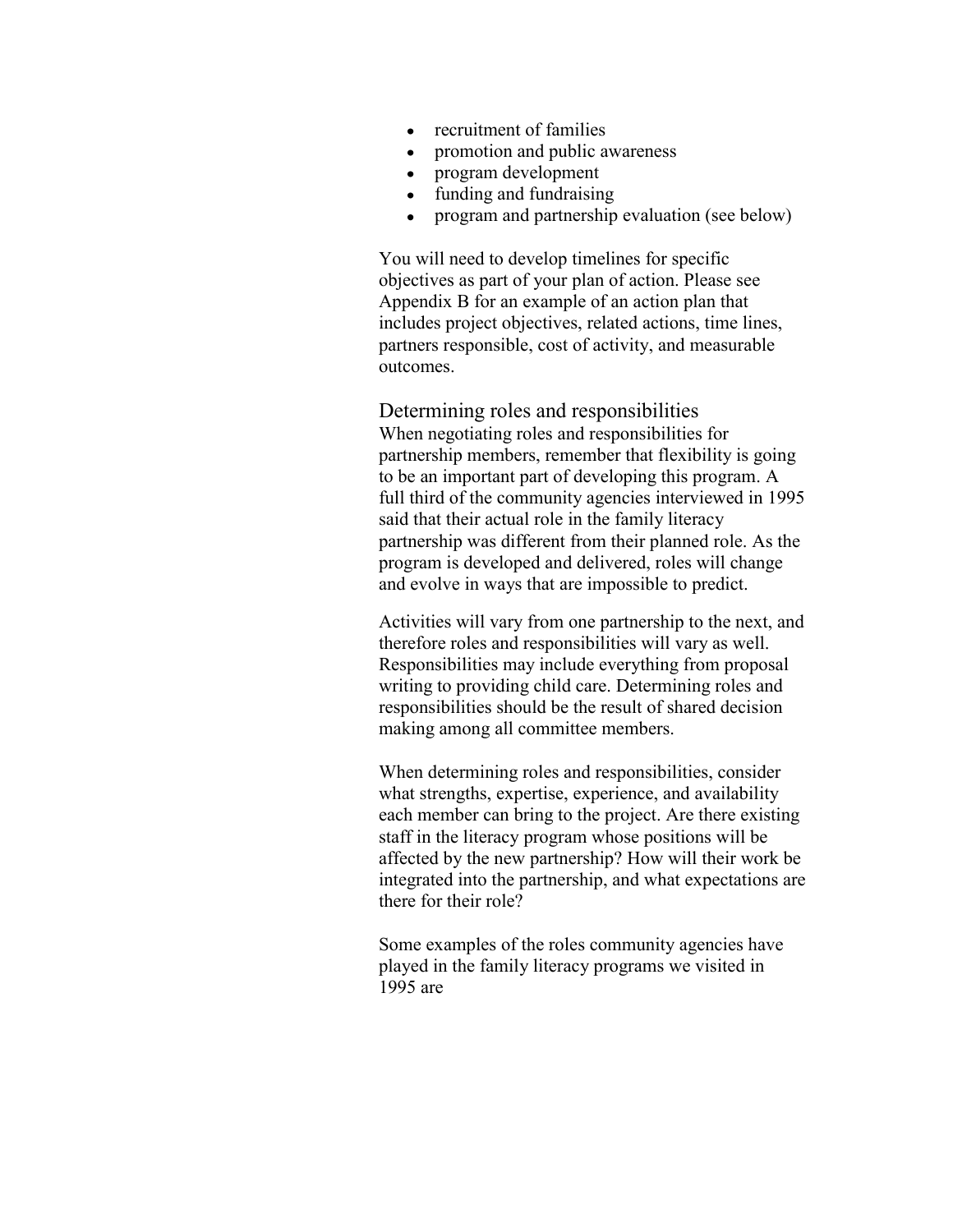- recruitment of families
- promotion and public awareness
- program development
- funding and fundraising
- program and partnership evaluation (see below)

You will need to develop timelines for specific objectives as part of your plan of action. Please see Appendix B for an example of an action plan that includes project objectives, related actions, time lines, partners responsible, cost of activity, and measurable outcomes.

## Determining roles and responsibilities

When negotiating roles and responsibilities for partnership members, remember that flexibility is going to be an important part of developing this program. A full third of the community agencies interviewed in 1995 said that their actual role in the family literacy partnership was different from their planned role. As the program is developed and delivered, roles will change and evolve in ways that are impossible to predict.

Activities will vary from one partnership to the next, and therefore roles and responsibilities will vary as well. Responsibilities may include everything from proposal writing to providing child care. Determining roles and responsibilities should be the result of shared decision making among all committee members.

When determining roles and responsibilities, consider what strengths, expertise, experience, and availability each member can bring to the project. Are there existing staff in the literacy program whose positions will be affected by the new partnership? How will their work be integrated into the partnership, and what expectations are there for their role?

Some examples of the roles community agencies have played in the family literacy programs we visited in 1995 are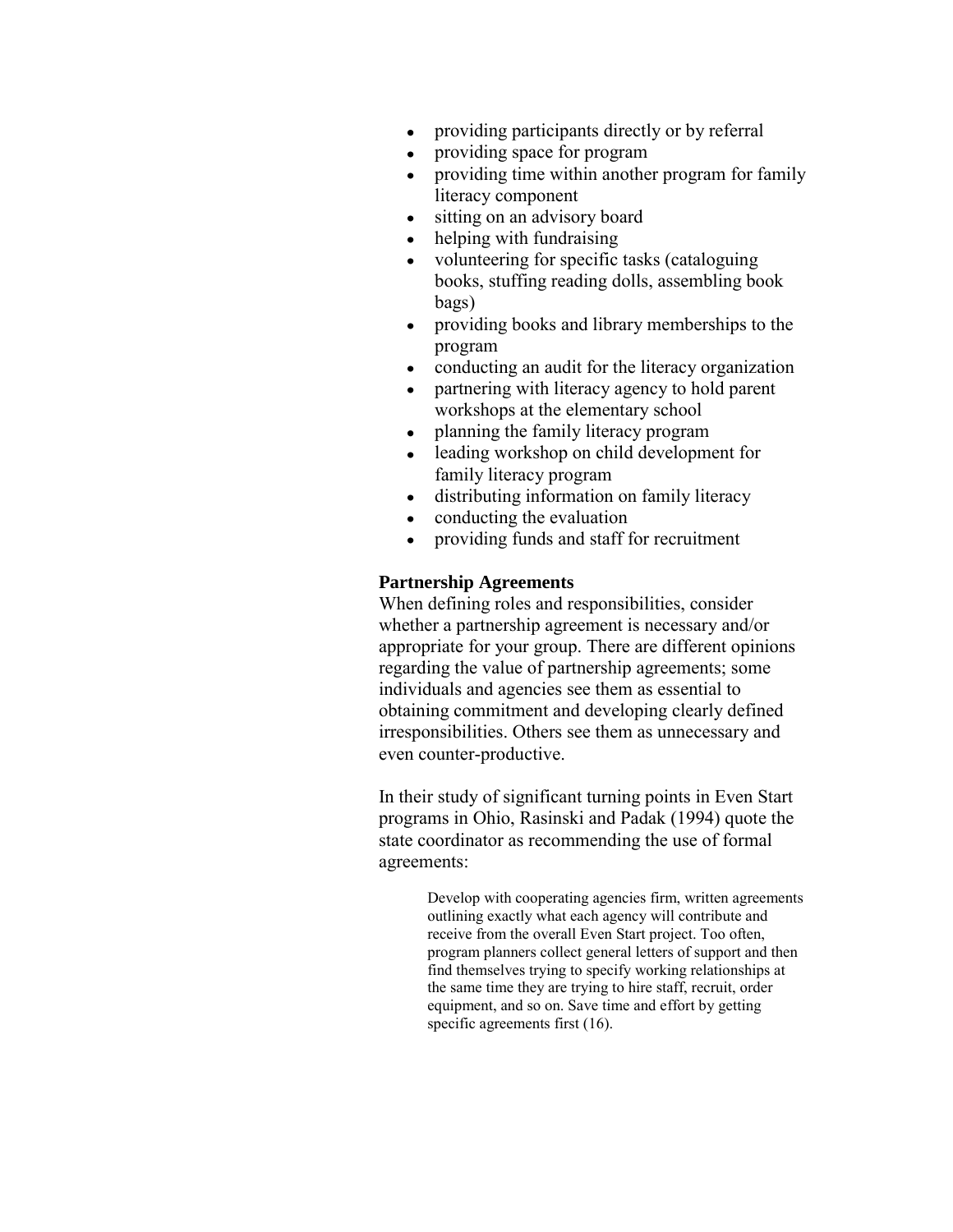- providing participants directly or by referral
- providing space for program
- providing time within another program for family literacy component
- sitting on an advisory board
- helping with fundraising
- volunteering for specific tasks (cataloguing books, stuffing reading dolls, assembling book bags)
- providing books and library memberships to the program
- conducting an audit for the literacy organization
- partnering with literacy agency to hold parent workshops at the elementary school
- planning the family literacy program
- leading workshop on child development for family literacy program
- distributing information on family literacy
- conducting the evaluation
- providing funds and staff for recruitment

**Partnership Agreements**

When defining roles and responsibilities, consider whether a partnership agreement is necessary and/or appropriate for your group. There are different opinions regarding the value of partnership agreements; some individuals and agencies see them as essential to obtaining commitment and developing clearly defined irresponsibilities. Others see them as unnecessary and even counter-productive.

In their study of significant turning points in Even Start programs in Ohio, Rasinski and Padak (1994) quote the state coordinator as recommending the use of formal agreements:

> Develop with cooperating agencies firm, written agreements outlining exactly what each agency will contribute and receive from the overall Even Start project. Too often, program planners collect general letters of support and then find themselves trying to specify working relationships at the same time they are trying to hire staff, recruit, order equipment, and so on. Save time and effort by getting specific agreements first (16).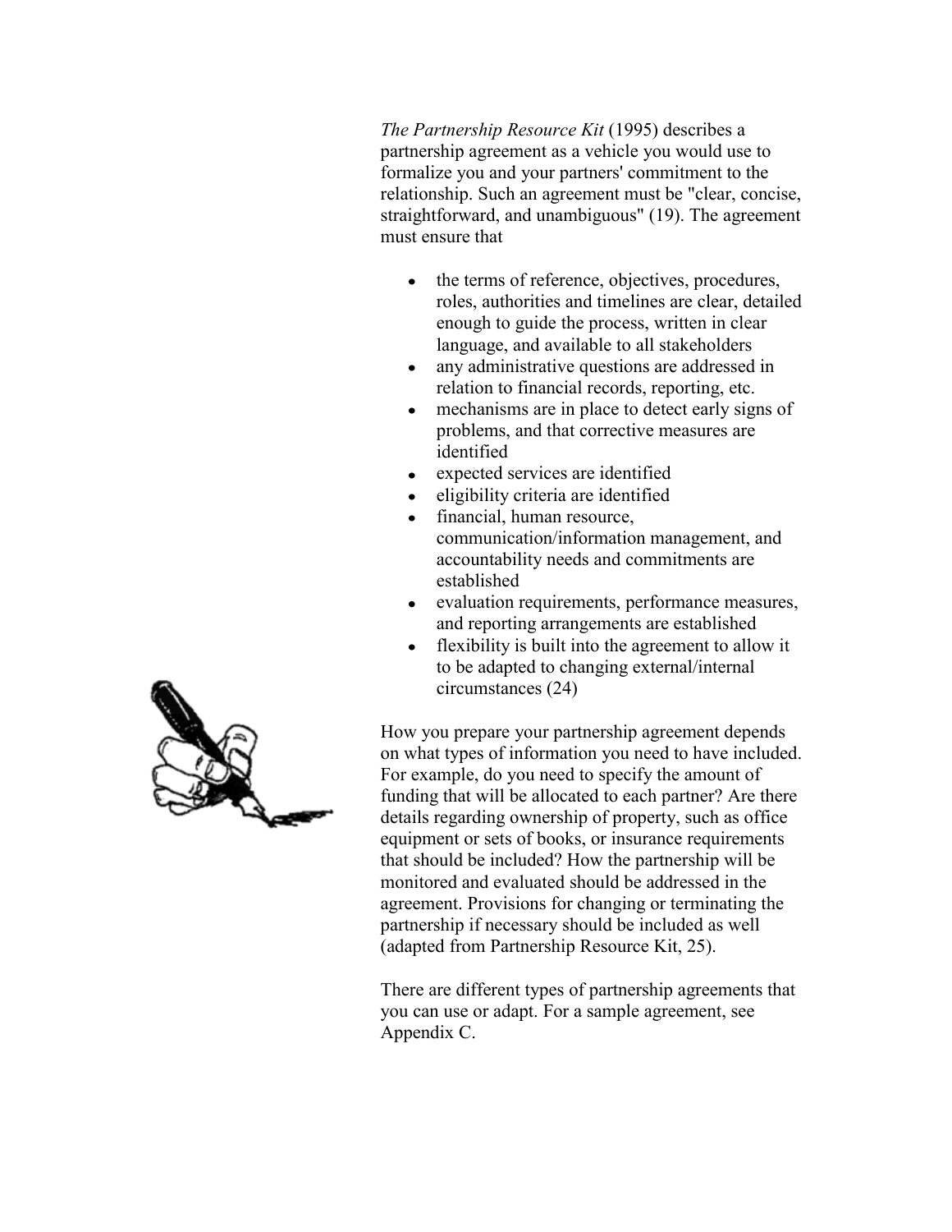*The Partnership Resource Kit* (1995) describes a partnership agreement as a vehicle you would use to formalize you and your partners' commitment to the relationship. Such an agreement must be "clear, concise, straightforward, and unambiguous" (19). The agreement must ensure that

- the terms of reference, objectives, procedures, roles, authorities and timelines are clear, detailed enough to guide the process, written in clear language, and available to all stakeholders
- any administrative questions are addressed in relation to financial records, reporting, etc.
- mechanisms are in place to detect early signs of problems, and that corrective measures are identified
- expected services are identified
- eligibility criteria are identified
- financial, human resource, communication/information management, and accountability needs and commitments are established
- evaluation requirements, performance measures, and reporting arrangements are established
- flexibility is built into the agreement to allow it to be adapted to changing external/internal circumstances (24)

How you prepare your partnership agreement depends on what types of information you need to have included. For example, do you need to specify the amount of funding that will be allocated to each partner? Are there details regarding ownership of property, such as office equipment or sets of books, or insurance requirements that should be included? How the partnership will be monitored and evaluated should be addressed in the agreement. Provisions for changing or terminating the partnership if necessary should be included as well (adapted from Partnership Resource Kit, 25).

There are different types of partnership agreements that you can use or adapt. For a sample agreement, see Appendix C.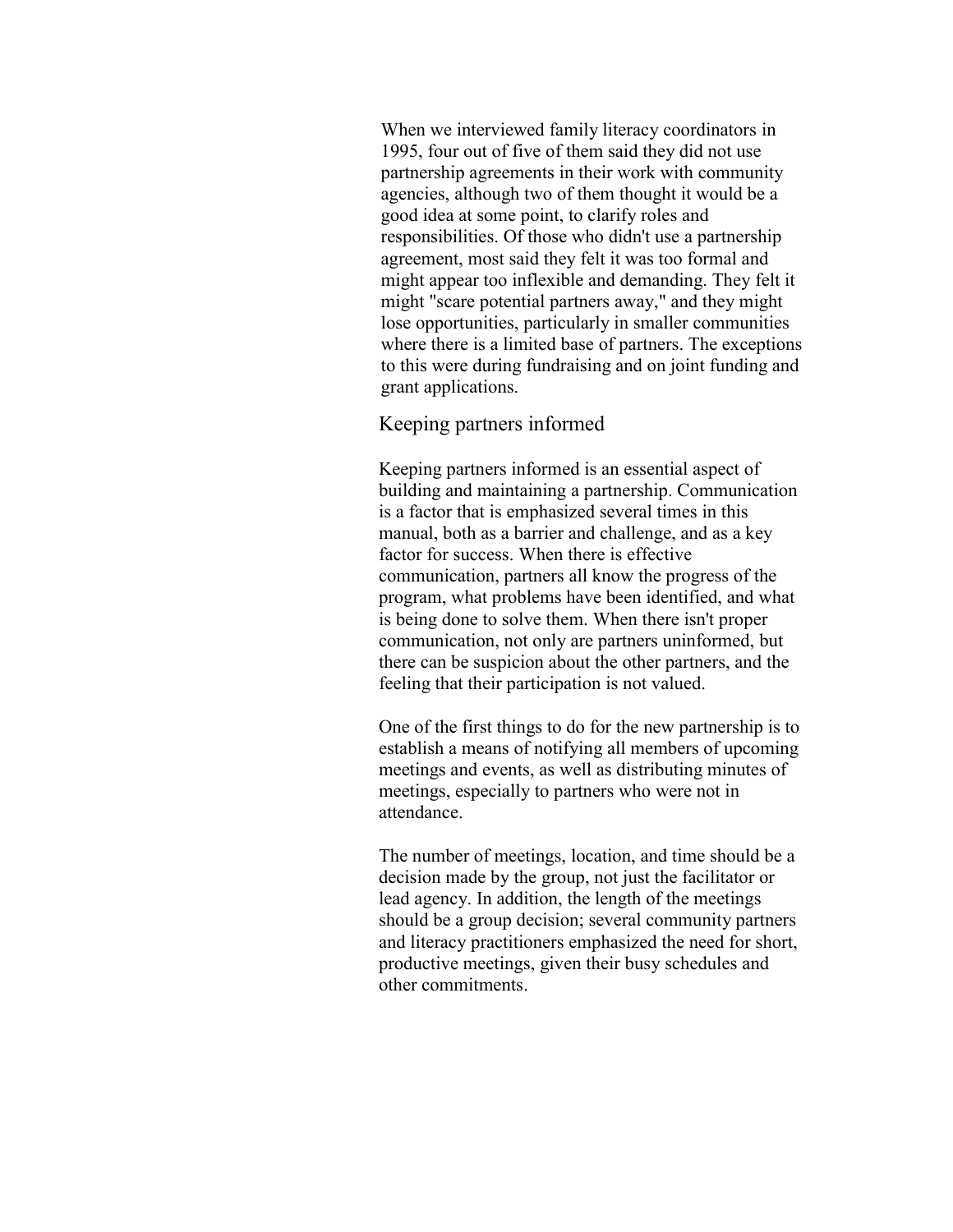When we interviewed family literacy coordinators in 1995, four out of five of them said they did not use partnership agreements in their work with community agencies, although two of them thought it would be a good idea at some point, to clarify roles and responsibilities. Of those who didn't use a partnership agreement, most said they felt it was too formal and might appear too inflexible and demanding. They felt it might "scare potential partners away," and they might lose opportunities, particularly in smaller communities where there is a limited base of partners. The exceptions to this were during fundraising and on joint funding and grant applications.

## Keeping partners informed

Keeping partners informed is an essential aspect of building and maintaining a partnership. Communication is a factor that is emphasized several times in this manual, both as a barrier and challenge, and as a key factor for success. When there is effective communication, partners all know the progress of the program, what problems have been identified, and what is being done to solve them. When there isn't proper communication, not only are partners uninformed, but there can be suspicion about the other partners, and the feeling that their participation is not valued.

One of the first things to do for the new partnership is to establish a means of notifying all members of upcoming meetings and events, as well as distributing minutes of meetings, especially to partners who were not in attendance.

The number of meetings, location, and time should be a decision made by the group, not just the facilitator or lead agency. In addition, the length of the meetings should be a group decision; several community partners and literacy practitioners emphasized the need for short, productive meetings, given their busy schedules and other commitments.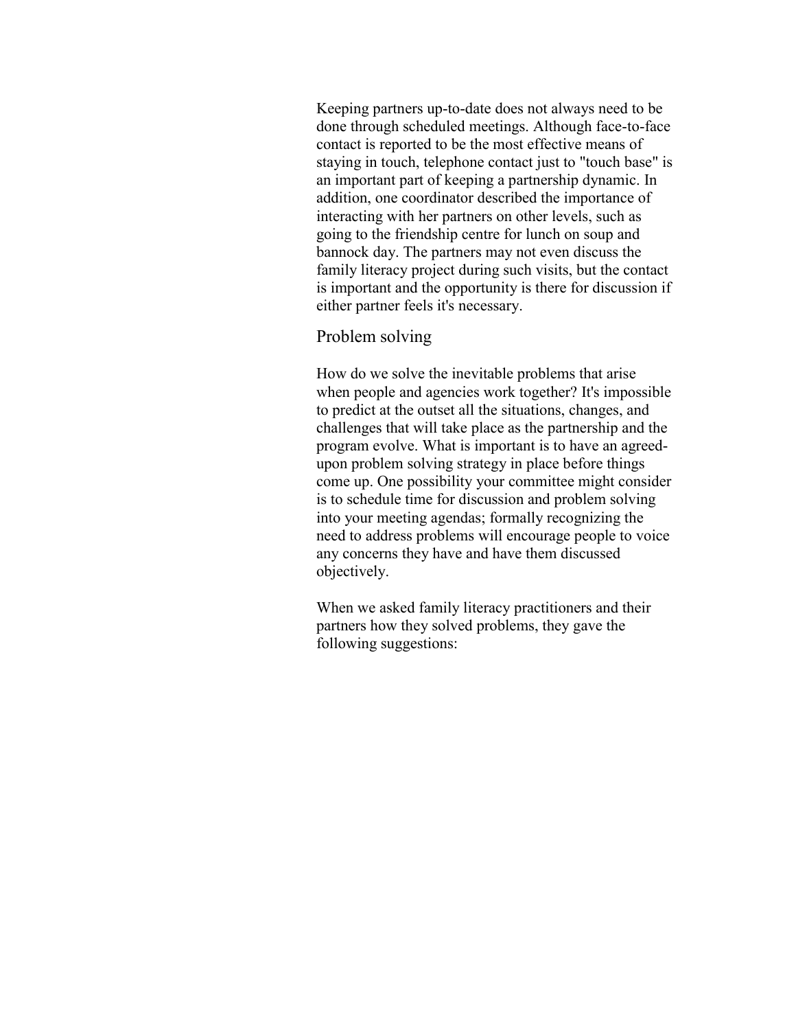Keeping partners up-to-date does not always need to be done through scheduled meetings. Although face-to-face contact is reported to be the most effective means of staying in touch, telephone contact just to "touch base" is an important part of keeping a partnership dynamic. In addition, one coordinator described the importance of interacting with her partners on other levels, such as going to the friendship centre for lunch on soup and bannock day. The partners may not even discuss the family literacy project during such visits, but the contact is important and the opportunity is there for discussion if either partner feels it's necessary.

## Problem solving

How do we solve the inevitable problems that arise when people and agencies work together? It's impossible to predict at the outset all the situations, changes, and challenges that will take place as the partnership and the program evolve. What is important is to have an agreed-upon problem solving strategy in place before things come up. One possibility your committee might consider is to schedule time for discussion and problem solving into your meeting agendas; formally recognizing the need to address problems will encourage people to voice any concerns they have and have them discussed objectively.

When we asked family literacy practitioners and their partners how they solved problems, they gave the following suggestions: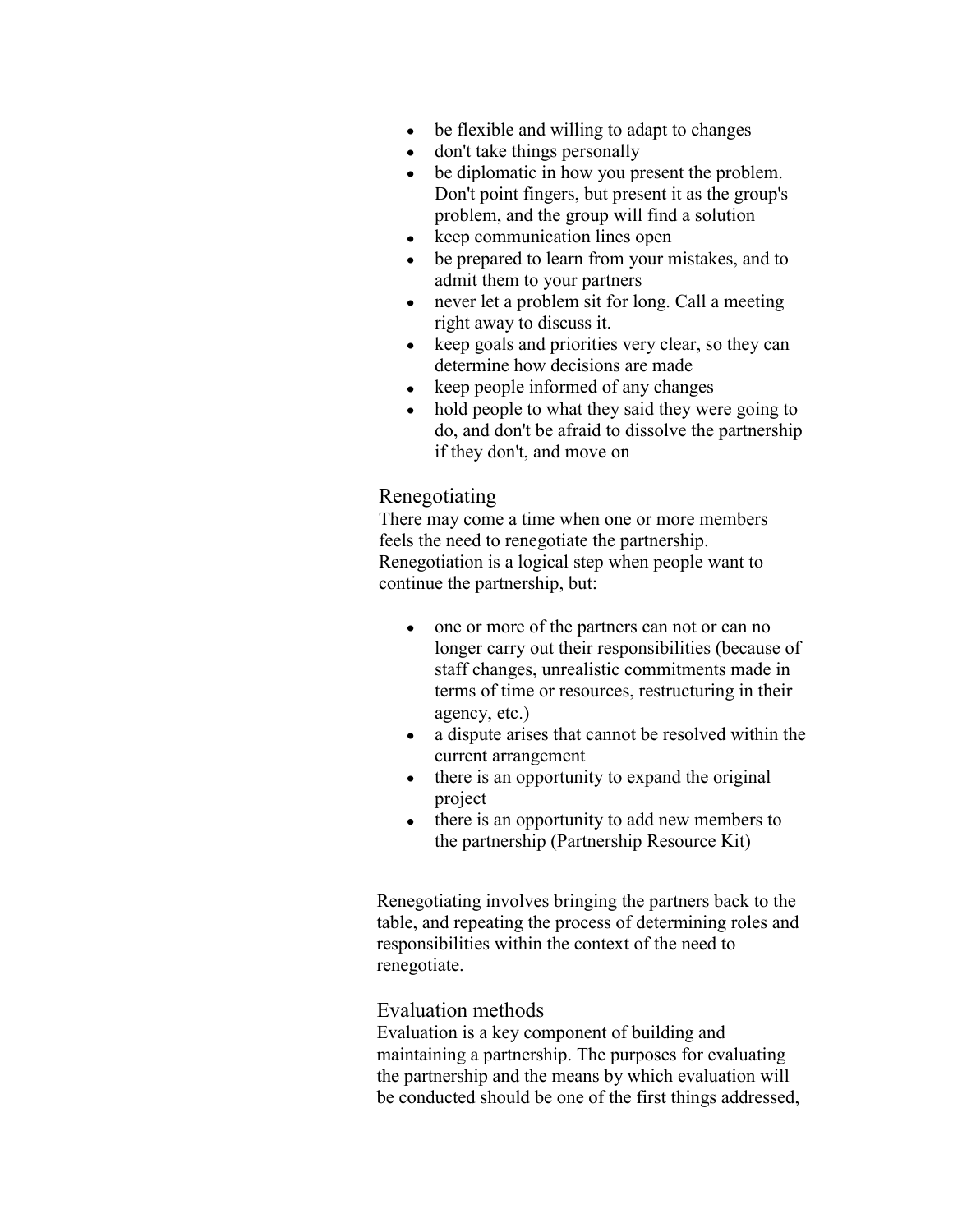- be flexible and willing to adapt to changes
- don't take things personally
- be diplomatic in how you present the problem. Don't point fingers, but present it as the group's problem, and the group will find a solution
- keep communication lines open
- be prepared to learn from your mistakes, and to admit them to your partners
- never let a problem sit for long. Call a meeting right away to discuss it.
- keep goals and priorities very clear, so they can determine how decisions are made
- keep people informed of any changes
- hold people to what they said they were going to do, and don't be afraid to dissolve the partnership if they don't, and move on

## Renegotiating

There may come a time when one or more members feels the need to renegotiate the partnership. Renegotiation is a logical step when people want to continue the partnership, but:

- one or more of the partners can not or can no longer carry out their responsibilities (because of staff changes, unrealistic commitments made in terms of time or resources, restructuring in their agency, etc.)
- a dispute arises that cannot be resolved within the current arrangement
- there is an opportunity to expand the original project
- there is an opportunity to add new members to the partnership (Partnership Resource Kit)

Renegotiating involves bringing the partners back to the table, and repeating the process of determining roles and responsibilities within the context of the need to renegotiate.

## Evaluation methods

Evaluation is a key component of building and maintaining a partnership. The purposes for evaluating the partnership and the means by which evaluation will be conducted should be one of the first things addressed,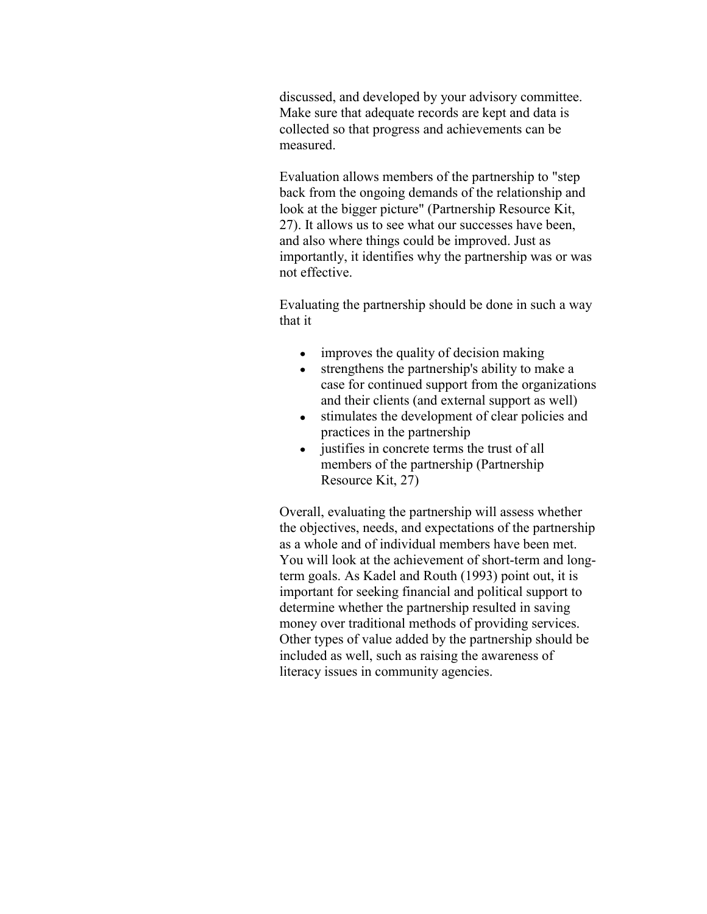discussed, and developed by your advisory committee. Make sure that adequate records are kept and data is collected so that progress and achievements can be measured.

Evaluation allows members of the partnership to "step back from the ongoing demands of the relationship and look at the bigger picture" (Partnership Resource Kit, 27). It allows us to see what our successes have been, and also where things could be improved. Just as importantly, it identifies why the partnership was or was not effective.

Evaluating the partnership should be done in such a way that it

- improves the quality of decision making
- strengthens the partnership's ability to make a case for continued support from the organizations and their clients (and external support as well)
- stimulates the development of clear policies and practices in the partnership
- justifies in concrete terms the trust of all members of the partnership (Partnership Resource Kit, 27)

Overall, evaluating the partnership will assess whether the objectives, needs, and expectations of the partnership as a whole and of individual members have been met. You will look at the achievement of short-term and long-term goals. As Kadel and Routh (1993) point out, it is important for seeking financial and political support to determine whether the partnership resulted in saving money over traditional methods of providing services. Other types of value added by the partnership should be included as well, such as raising the awareness of literacy issues in community agencies.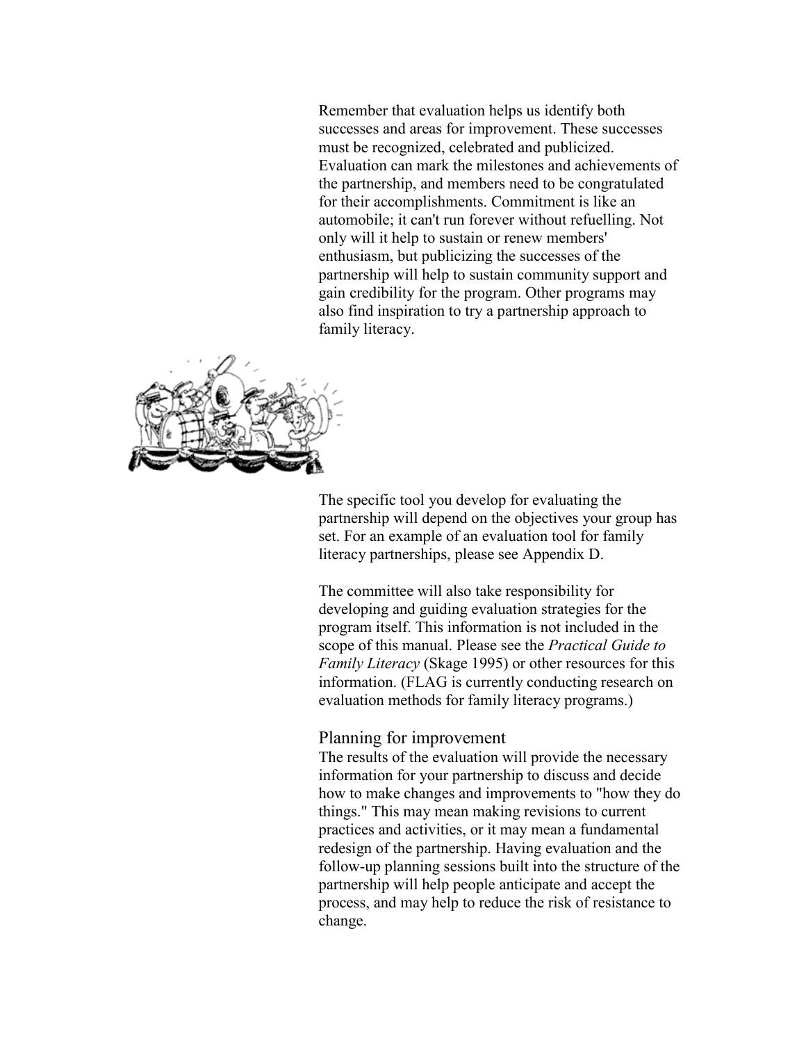Remember that evaluation helps us identify both successes and areas for improvement. These successes must be recognized, celebrated and publicized. Evaluation can mark the milestones and achievements of the partnership, and members need to be congratulated for their accomplishments. Commitment is like an automobile; it can't run forever without refuelling. Not only will it help to sustain or renew members' enthusiasm, but publicizing the successes of the partnership will help to sustain community support and gain credibility for the program. Other programs may also find inspiration to try a partnership approach to family literacy.

The specific tool you develop for evaluating the partnership will depend on the objectives your group has set. For an example of an evaluation tool for family literacy partnerships, please see Appendix D.

The committee will also take responsibility for developing and guiding evaluation strategies for the program itself. This information is not included in the scope of this manual. Please see the *Practical Guide to Family Literacy* (Skage 1995) or other resources for this information. (FLAG is currently conducting research on evaluation methods for family literacy programs.)

### Planning for improvement

The results of the evaluation will provide the necessary information for your partnership to discuss and decide how to make changes and improvements to "how they do things." This may mean making revisions to current practices and activities, or it may mean a fundamental redesign of the partnership. Having evaluation and the follow-up planning sessions built into the structure of the partnership will help people anticipate and accept the process, and may help to reduce the risk of resistance to change.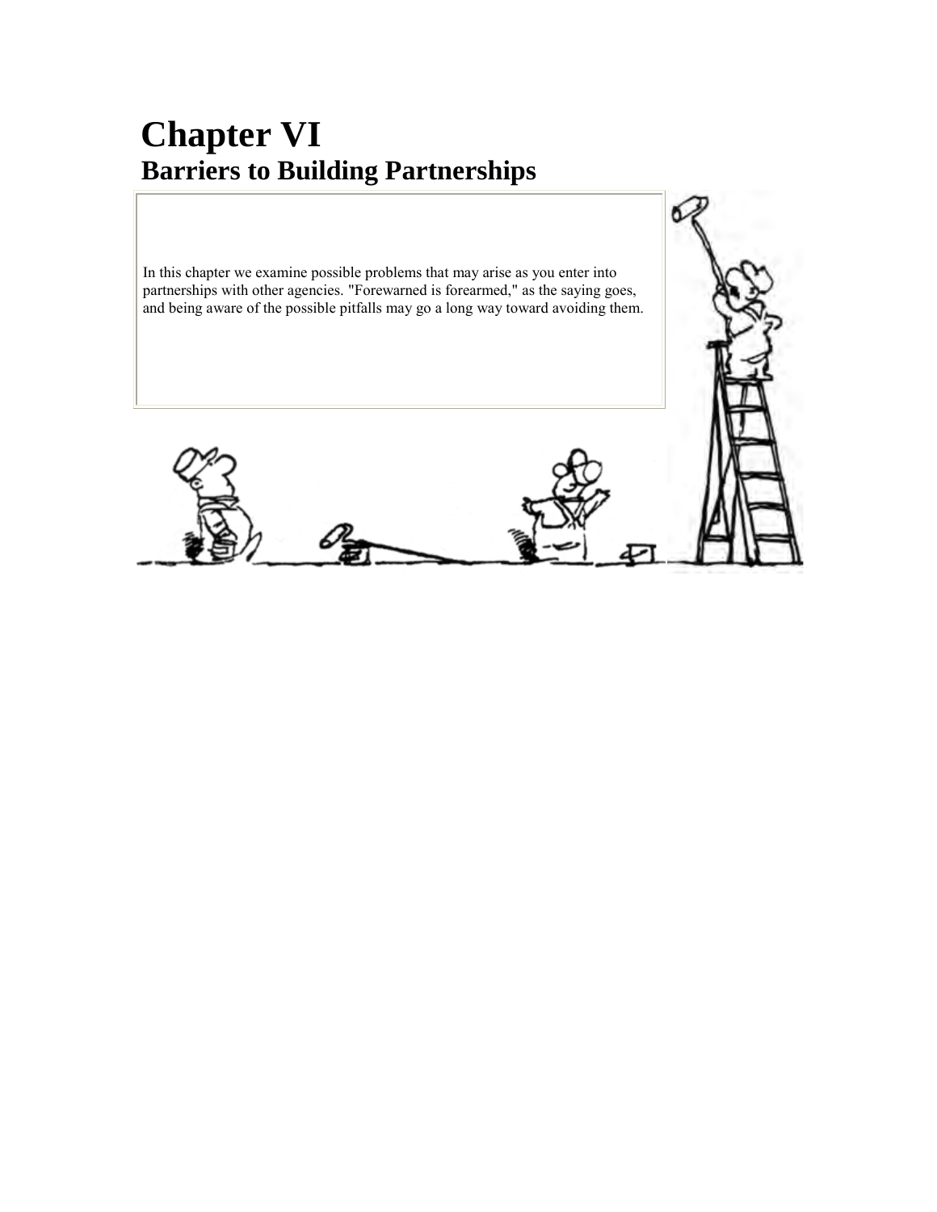# Chapter VI
## Barriers to Building Partnerships

In this chapter we examine possible problems that may arise as you enter into partnerships with other agencies. "Forewarned is forearmed," as the saying goes, and being aware of the possible pitfalls may go a long way toward avoiding them.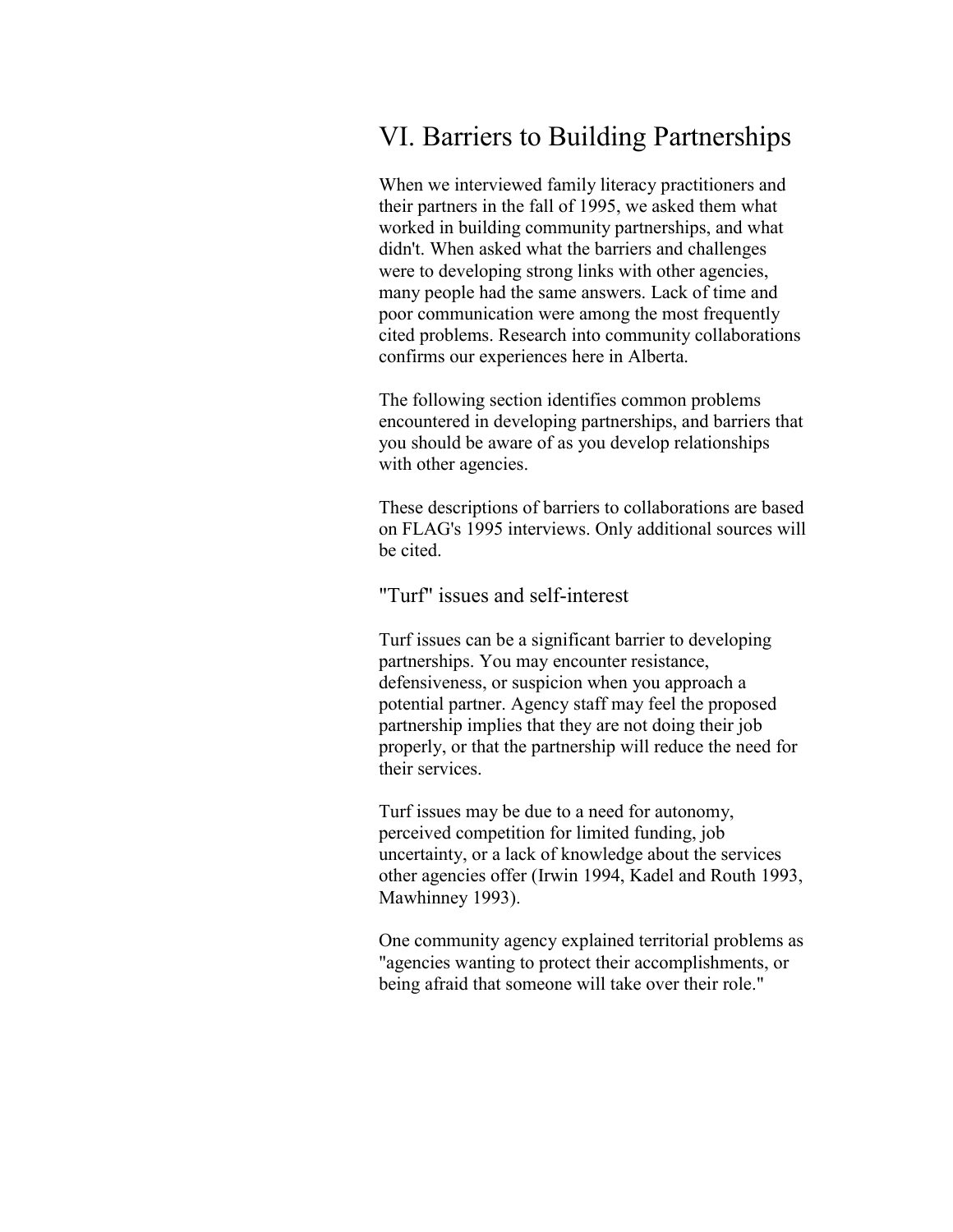# VI. Barriers to Building Partnerships

When we interviewed family literacy practitioners and their partners in the fall of 1995, we asked them what worked in building community partnerships, and what didn't. When asked what the barriers and challenges were to developing strong links with other agencies, many people had the same answers. Lack of time and poor communication were among the most frequently cited problems. Research into community collaborations confirms our experiences here in Alberta.

The following section identifies common problems encountered in developing partnerships, and barriers that you should be aware of as you develop relationships with other agencies.

These descriptions of barriers to collaborations are based on FLAG's 1995 interviews. Only additional sources will be cited.

## "Turf" issues and self-interest

Turf issues can be a significant barrier to developing partnerships. You may encounter resistance, defensiveness, or suspicion when you approach a potential partner. Agency staff may feel the proposed partnership implies that they are not doing their job properly, or that the partnership will reduce the need for their services.

Turf issues may be due to a need for autonomy, perceived competition for limited funding, job uncertainty, or a lack of knowledge about the services other agencies offer (Irwin 1994, Kadel and Routh 1993, Mawhinney 1993).

One community agency explained territorial problems as "agencies wanting to protect their accomplishments, or being afraid that someone will take over their role."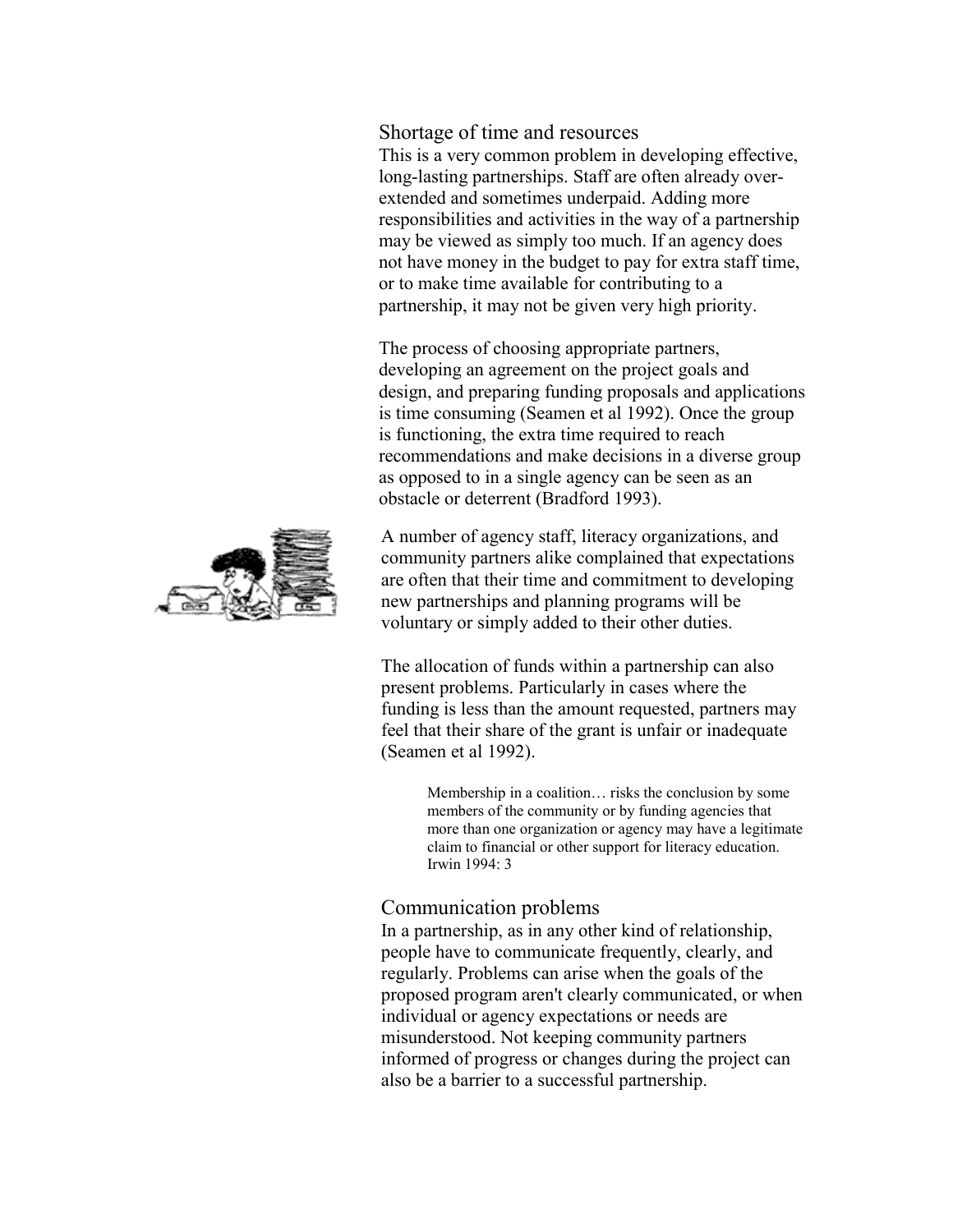## Shortage of time and resources

This is a very common problem in developing effective, long-lasting partnerships. Staff are often already over-extended and sometimes underpaid. Adding more responsibilities and activities in the way of a partnership may be viewed as simply too much. If an agency does not have money in the budget to pay for extra staff time, or to make time available for contributing to a partnership, it may not be given very high priority.

The process of choosing appropriate partners, developing an agreement on the project goals and design, and preparing funding proposals and applications is time consuming (Seamen et al 1992). Once the group is functioning, the extra time required to reach recommendations and make decisions in a diverse group as opposed to in a single agency can be seen as an obstacle or deterrent (Bradford 1993).

A number of agency staff, literacy organizations, and community partners alike complained that expectations are often that their time and commitment to developing new partnerships and planning programs will be voluntary or simply added to their other duties.

The allocation of funds within a partnership can also present problems. Particularly in cases where the funding is less than the amount requested, partners may feel that their share of the grant is unfair or inadequate (Seamen et al 1992).

> Membership in a coalition… risks the conclusion by some members of the community or by funding agencies that more than one organization or agency may have a legitimate claim to financial or other support for literacy education.
> Irwin 1994: 3

## Communication problems

In a partnership, as in any other kind of relationship, people have to communicate frequently, clearly, and regularly. Problems can arise when the goals of the proposed program aren't clearly communicated, or when individual or agency expectations or needs are misunderstood. Not keeping community partners informed of progress or changes during the project can also be a barrier to a successful partnership.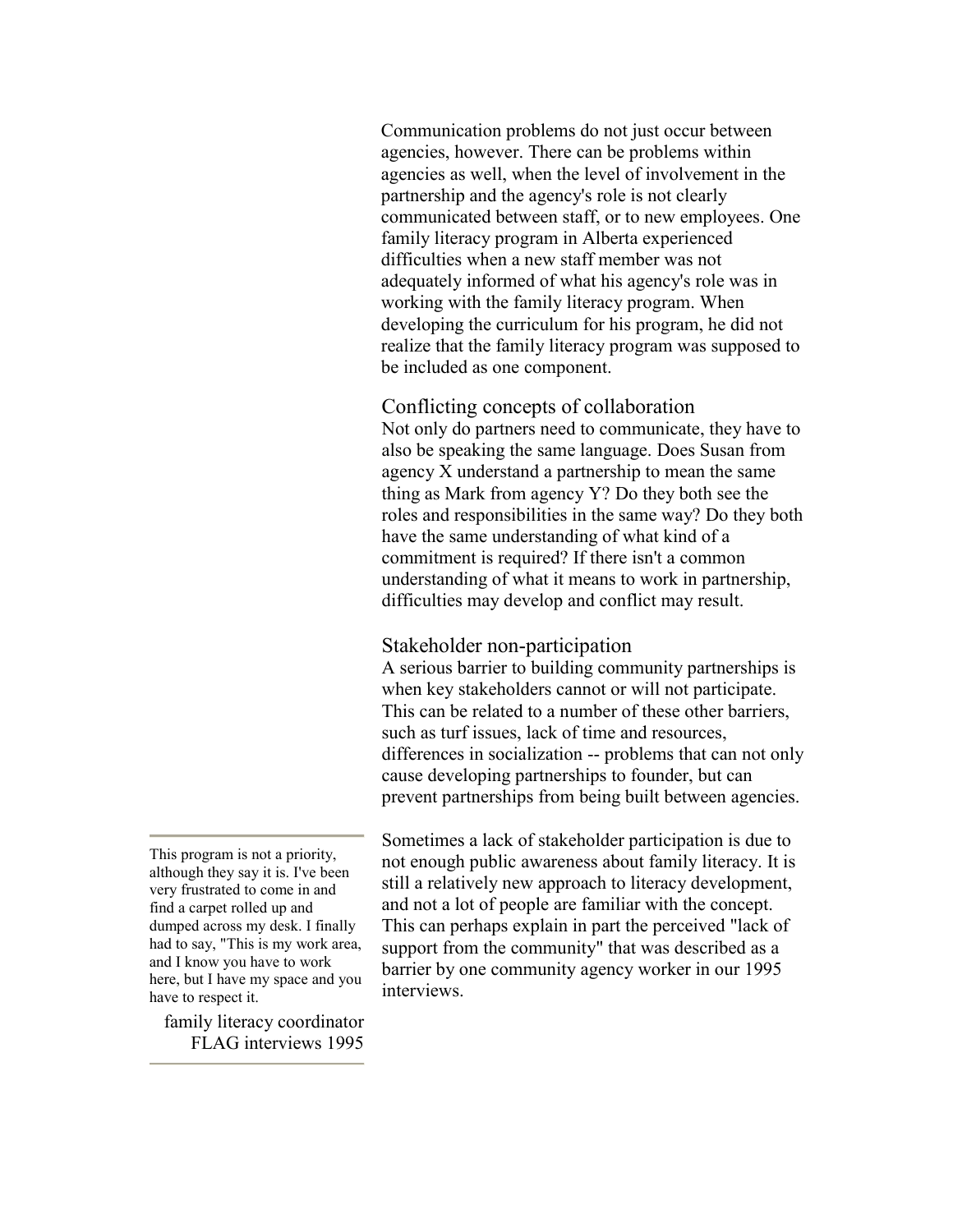Communication problems do not just occur between agencies, however. There can be problems within agencies as well, when the level of involvement in the partnership and the agency's role is not clearly communicated between staff, or to new employees. One family literacy program in Alberta experienced difficulties when a new staff member was not adequately informed of what his agency's role was in working with the family literacy program. When developing the curriculum for his program, he did not realize that the family literacy program was supposed to be included as one component.

### Conflicting concepts of collaboration

Not only do partners need to communicate, they have to also be speaking the same language. Does Susan from agency X understand a partnership to mean the same thing as Mark from agency Y? Do they both see the roles and responsibilities in the same way? Do they both have the same understanding of what kind of a commitment is required? If there isn't a common understanding of what it means to work in partnership, difficulties may develop and conflict may result.

### Stakeholder non-participation

A serious barrier to building community partnerships is when key stakeholders cannot or will not participate. This can be related to a number of these other barriers, such as turf issues, lack of time and resources, differences in socialization -- problems that can not only cause developing partnerships to founder, but can prevent partnerships from being built between agencies.

Sometimes a lack of stakeholder participation is due to not enough public awareness about family literacy. It is still a relatively new approach to literacy development, and not a lot of people are familiar with the concept. This can perhaps explain in part the perceived "lack of support from the community" that was described as a barrier by one community agency worker in our 1995 interviews.

---

This program is not a priority, although they say it is. I've been very frustrated to come in and find a carpet rolled up and dumped across my desk. I finally had to say, "This is my work area, and I know you have to work here, but I have my space and you have to respect it.

family literacy coordinator
FLAG interviews 1995

---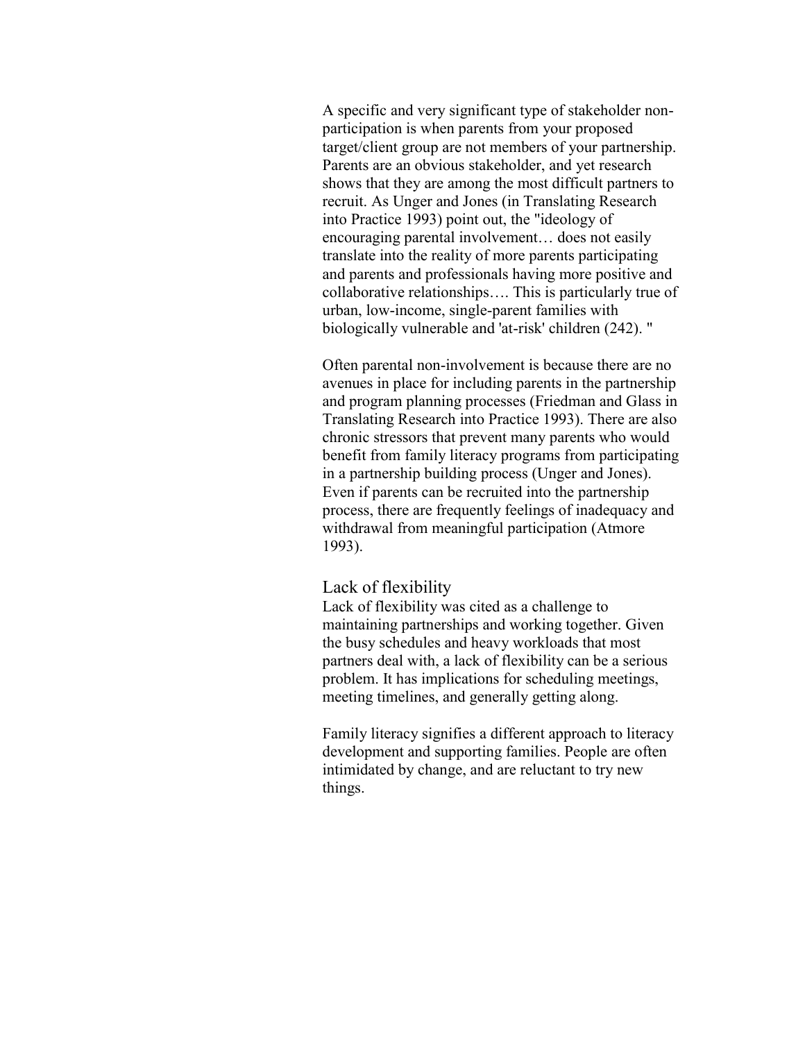A specific and very significant type of stakeholder non-participation is when parents from your proposed target/client group are not members of your partnership. Parents are an obvious stakeholder, and yet research shows that they are among the most difficult partners to recruit. As Unger and Jones (in Translating Research into Practice 1993) point out, the "ideology of encouraging parental involvement… does not easily translate into the reality of more parents participating and parents and professionals having more positive and collaborative relationships…. This is particularly true of urban, low-income, single-parent families with biologically vulnerable and 'at-risk' children (242). "

Often parental non-involvement is because there are no avenues in place for including parents in the partnership and program planning processes (Friedman and Glass in Translating Research into Practice 1993). There are also chronic stressors that prevent many parents who would benefit from family literacy programs from participating in a partnership building process (Unger and Jones). Even if parents can be recruited into the partnership process, there are frequently feelings of inadequacy and withdrawal from meaningful participation (Atmore 1993).

### Lack of flexibility

Lack of flexibility was cited as a challenge to maintaining partnerships and working together. Given the busy schedules and heavy workloads that most partners deal with, a lack of flexibility can be a serious problem. It has implications for scheduling meetings, meeting timelines, and generally getting along.

Family literacy signifies a different approach to literacy development and supporting families. People are often intimidated by change, and are reluctant to try new things.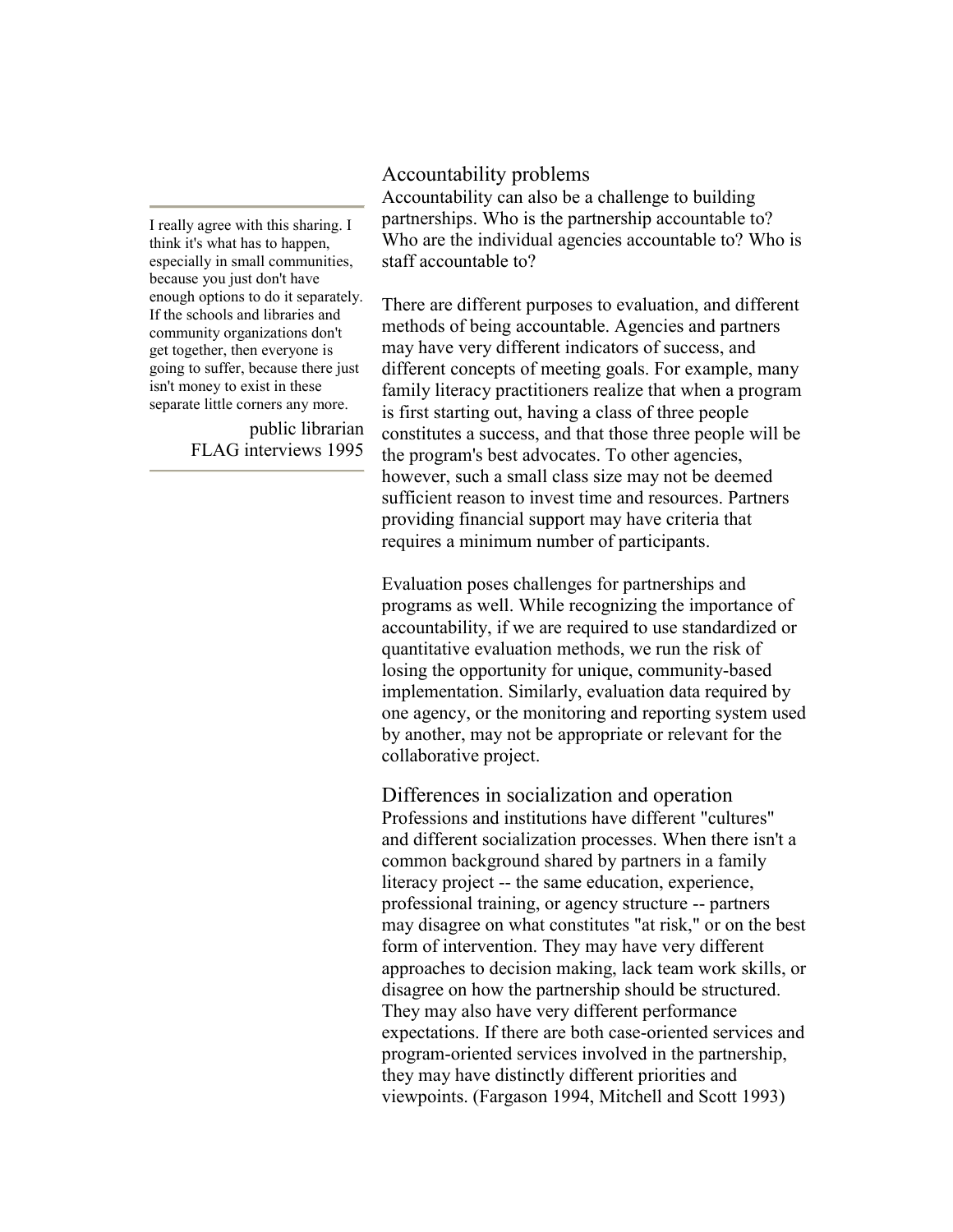> I really agree with this sharing. I think it's what has to happen, especially in small communities, because you just don't have enough options to do it separately. If the schools and libraries and community organizations don't get together, then everyone is going to suffer, because there just isn't money to exist in these separate little corners any more.
>
> public librarian
> FLAG interviews 1995

## Accountability problems

Accountability can also be a challenge to building partnerships. Who is the partnership accountable to? Who are the individual agencies accountable to? Who is staff accountable to?

There are different purposes to evaluation, and different methods of being accountable. Agencies and partners may have very different indicators of success, and different concepts of meeting goals. For example, many family literacy practitioners realize that when a program is first starting out, having a class of three people constitutes a success, and that those three people will be the program's best advocates. To other agencies, however, such a small class size may not be deemed sufficient reason to invest time and resources. Partners providing financial support may have criteria that requires a minimum number of participants.

Evaluation poses challenges for partnerships and programs as well. While recognizing the importance of accountability, if we are required to use standardized or quantitative evaluation methods, we run the risk of losing the opportunity for unique, community-based implementation. Similarly, evaluation data required by one agency, or the monitoring and reporting system used by another, may not be appropriate or relevant for the collaborative project.

## Differences in socialization and operation

Professions and institutions have different "cultures" and different socialization processes. When there isn't a common background shared by partners in a family literacy project -- the same education, experience, professional training, or agency structure -- partners may disagree on what constitutes "at risk," or on the best form of intervention. They may have very different approaches to decision making, lack team work skills, or disagree on how the partnership should be structured. They may also have very different performance expectations. If there are both case-oriented services and program-oriented services involved in the partnership, they may have distinctly different priorities and viewpoints. (Fargason 1994, Mitchell and Scott 1993)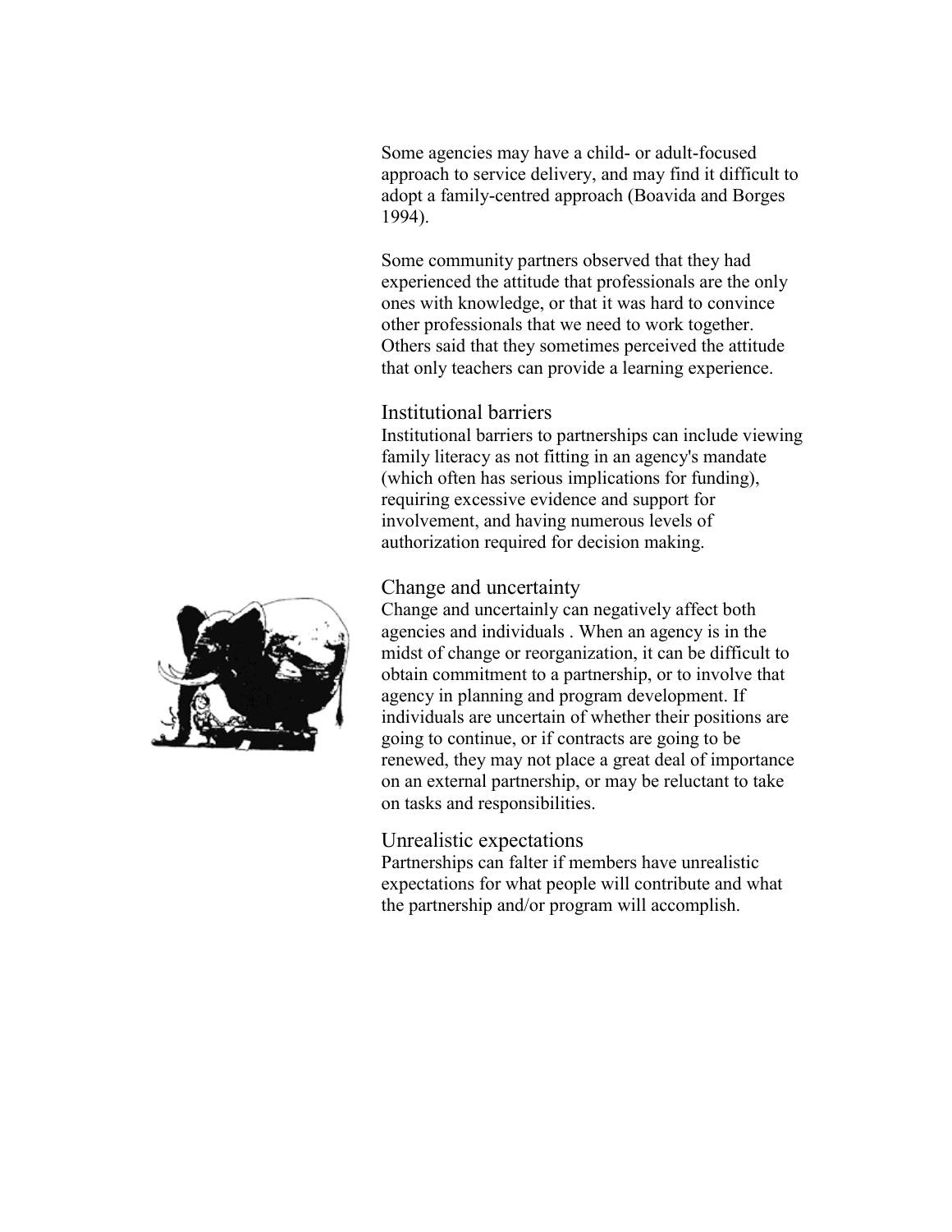Some agencies may have a child- or adult-focused approach to service delivery, and may find it difficult to adopt a family-centred approach (Boavida and Borges 1994).

Some community partners observed that they had experienced the attitude that professionals are the only ones with knowledge, or that it was hard to convince other professionals that we need to work together. Others said that they sometimes perceived the attitude that only teachers can provide a learning experience.

### Institutional barriers

Institutional barriers to partnerships can include viewing family literacy as not fitting in an agency's mandate (which often has serious implications for funding), requiring excessive evidence and support for involvement, and having numerous levels of authorization required for decision making.

### Change and uncertainty

Change and uncertainly can negatively affect both agencies and individuals . When an agency is in the midst of change or reorganization, it can be difficult to obtain commitment to a partnership, or to involve that agency in planning and program development. If individuals are uncertain of whether their positions are going to continue, or if contracts are going to be renewed, they may not place a great deal of importance on an external partnership, or may be reluctant to take on tasks and responsibilities.

### Unrealistic expectations

Partnerships can falter if members have unrealistic expectations for what people will contribute and what the partnership and/or program will accomplish.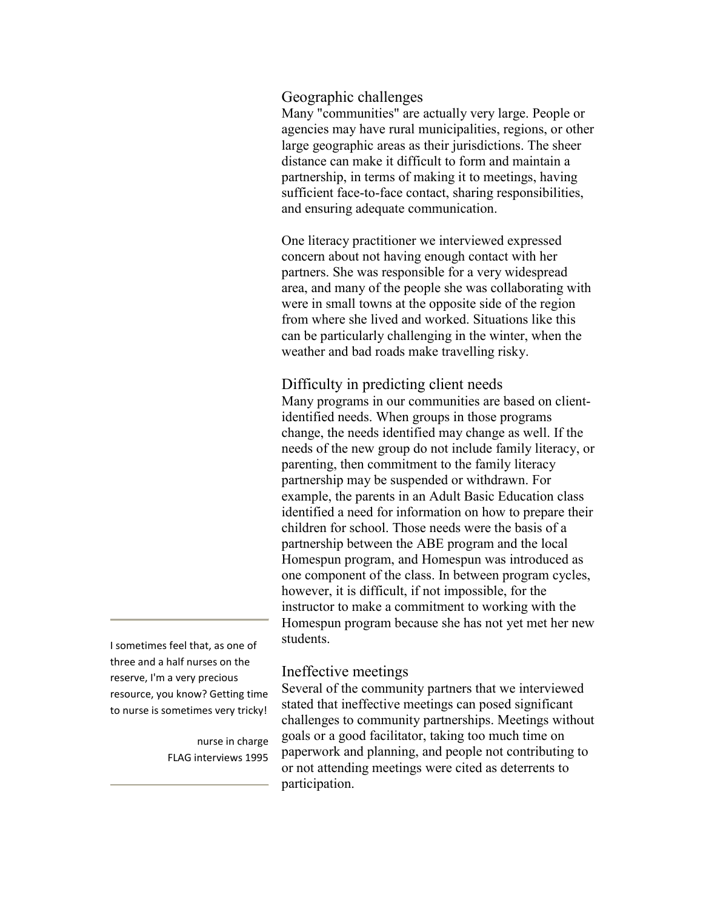## Geographic challenges

Many "communities" are actually very large. People or agencies may have rural municipalities, regions, or other large geographic areas as their jurisdictions. The sheer distance can make it difficult to form and maintain a partnership, in terms of making it to meetings, having sufficient face-to-face contact, sharing responsibilities, and ensuring adequate communication.

One literacy practitioner we interviewed expressed concern about not having enough contact with her partners. She was responsible for a very widespread area, and many of the people she was collaborating with were in small towns at the opposite side of the region from where she lived and worked. Situations like this can be particularly challenging in the winter, when the weather and bad roads make travelling risky.

## Difficulty in predicting client needs

Many programs in our communities are based on client-identified needs. When groups in those programs change, the needs identified may change as well. If the needs of the new group do not include family literacy, or parenting, then commitment to the family literacy partnership may be suspended or withdrawn. For example, the parents in an Adult Basic Education class identified a need for information on how to prepare their children for school. Those needs were the basis of a partnership between the ABE program and the local Homespun program, and Homespun was introduced as one component of the class. In between program cycles, however, it is difficult, if not impossible, for the instructor to make a commitment to working with the Homespun program because she has not yet met her new students.

> I sometimes feel that, as one of three and a half nurses on the reserve, I'm a very precious resource, you know? Getting time to nurse is sometimes very tricky!
>
> nurse in charge
> FLAG interviews 1995

## Ineffective meetings

Several of the community partners that we interviewed stated that ineffective meetings can posed significant challenges to community partnerships. Meetings without goals or a good facilitator, taking too much time on paperwork and planning, and people not contributing to or not attending meetings were cited as deterrents to participation.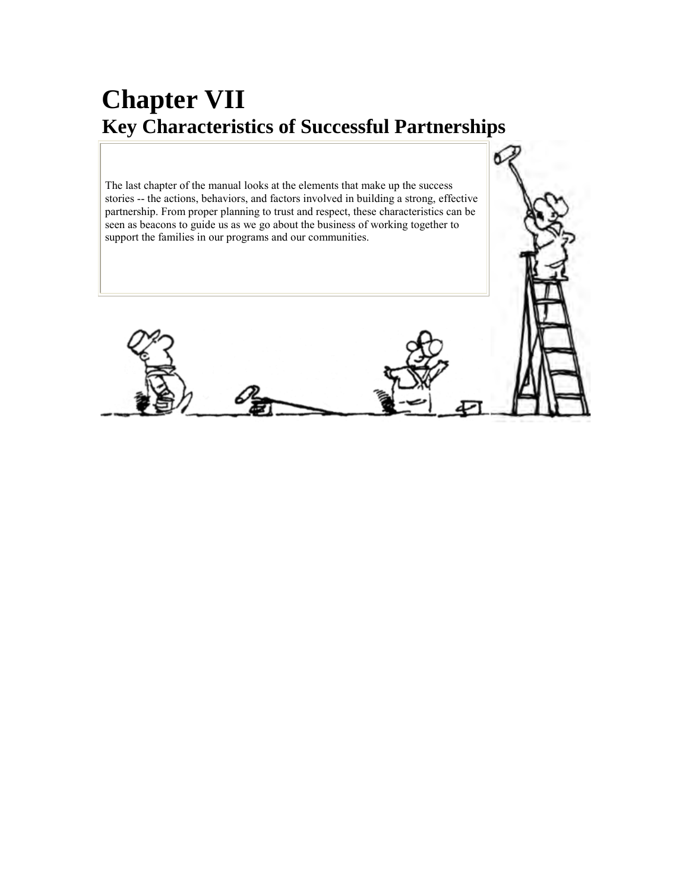# Chapter VII
## Key Characteristics of Successful Partnerships

The last chapter of the manual looks at the elements that make up the success stories -- the actions, behaviors, and factors involved in building a strong, effective partnership. From proper planning to trust and respect, these characteristics can be seen as beacons to guide us as we go about the business of working together to support the families in our programs and our communities.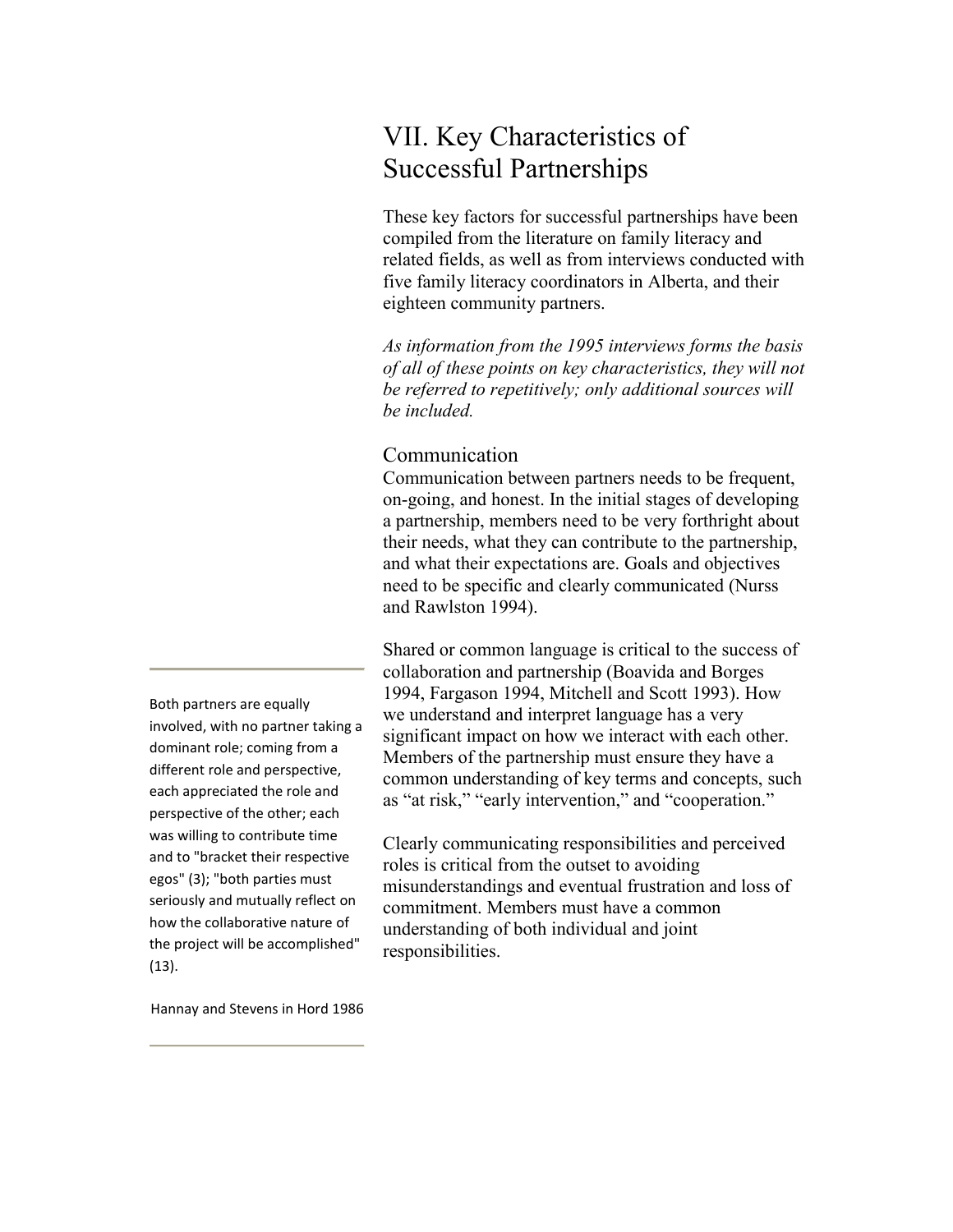# VII. Key Characteristics of Successful Partnerships

These key factors for successful partnerships have been compiled from the literature on family literacy and related fields, as well as from interviews conducted with five family literacy coordinators in Alberta, and their eighteen community partners.

*As information from the 1995 interviews forms the basis of all of these points on key characteristics, they will not be referred to repetitively; only additional sources will be included.*

## Communication

Communication between partners needs to be frequent, on-going, and honest. In the initial stages of developing a partnership, members need to be very forthright about their needs, what they can contribute to the partnership, and what their expectations are. Goals and objectives need to be specific and clearly communicated (Nurss and Rawlston 1994).

Shared or common language is critical to the success of collaboration and partnership (Boavida and Borges 1994, Fargason 1994, Mitchell and Scott 1993). How we understand and interpret language has a very significant impact on how we interact with each other. Members of the partnership must ensure they have a common understanding of key terms and concepts, such as "at risk," "early intervention," and "cooperation."

Clearly communicating responsibilities and perceived roles is critical from the outset to avoiding misunderstandings and eventual frustration and loss of commitment. Members must have a common understanding of both individual and joint responsibilities.

---

Both partners are equally involved, with no partner taking a dominant role; coming from a different role and perspective, each appreciated the role and perspective of the other; each was willing to contribute time and to "bracket their respective egos" (3); "both parties must seriously and mutually reflect on how the collaborative nature of the project will be accomplished" (13).

Hannay and Stevens in Hord 1986

---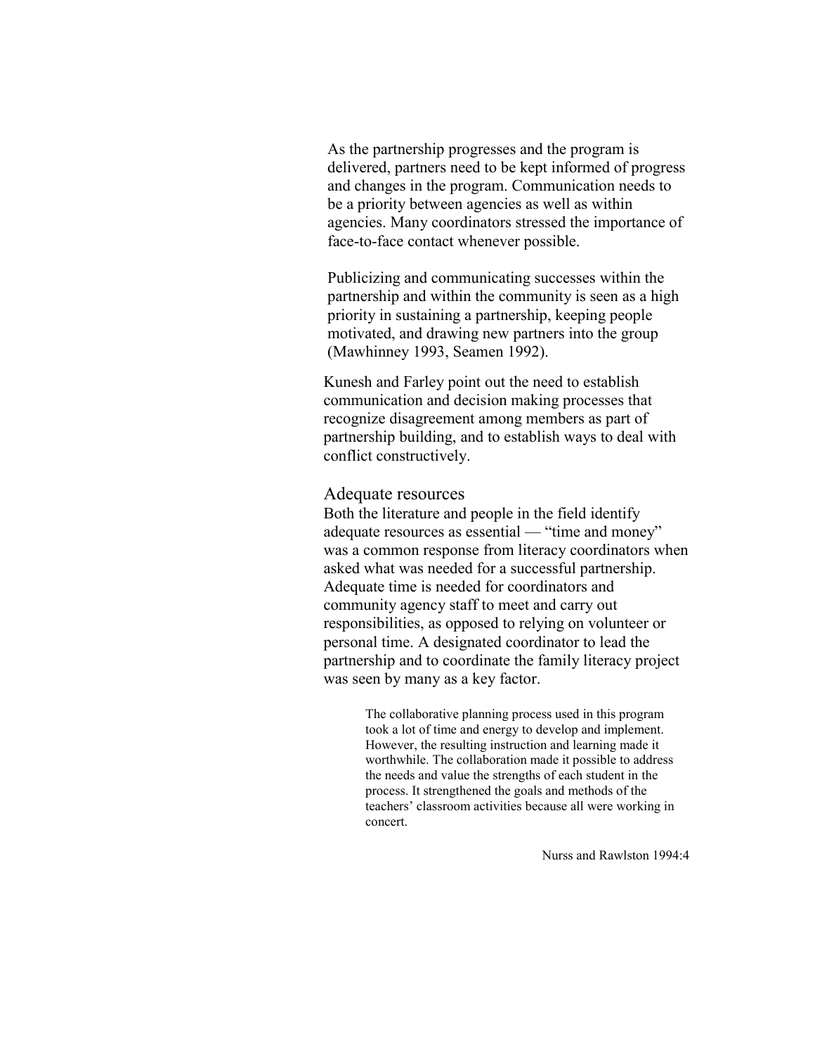As the partnership progresses and the program is delivered, partners need to be kept informed of progress and changes in the program. Communication needs to be a priority between agencies as well as within agencies. Many coordinators stressed the importance of face-to-face contact whenever possible.

Publicizing and communicating successes within the partnership and within the community is seen as a high priority in sustaining a partnership, keeping people motivated, and drawing new partners into the group (Mawhinney 1993, Seamen 1992).

Kunesh and Farley point out the need to establish communication and decision making processes that recognize disagreement among members as part of partnership building, and to establish ways to deal with conflict constructively.

## Adequate resources

Both the literature and people in the field identify adequate resources as essential — "time and money" was a common response from literacy coordinators when asked what was needed for a successful partnership. Adequate time is needed for coordinators and community agency staff to meet and carry out responsibilities, as opposed to relying on volunteer or personal time. A designated coordinator to lead the partnership and to coordinate the family literacy project was seen by many as a key factor.

> The collaborative planning process used in this program took a lot of time and energy to develop and implement. However, the resulting instruction and learning made it worthwhile. The collaboration made it possible to address the needs and value the strengths of each student in the process. It strengthened the goals and methods of the teachers' classroom activities because all were working in concert.
>
> Nurss and Rawlston 1994:4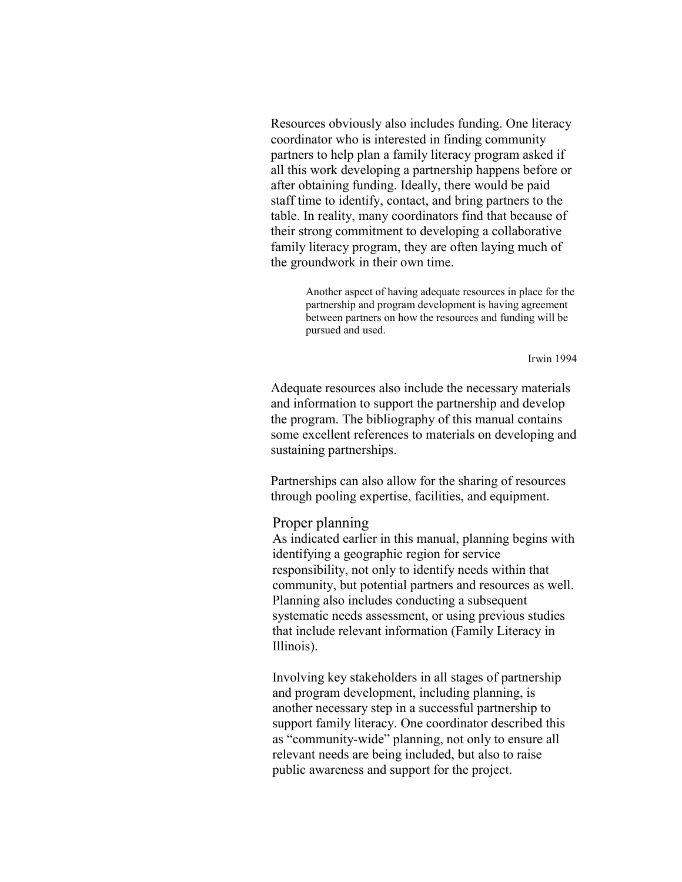Resources obviously also includes funding. One literacy coordinator who is interested in finding community partners to help plan a family literacy program asked if all this work developing a partnership happens before or after obtaining funding. Ideally, there would be paid staff time to identify, contact, and bring partners to the table. In reality, many coordinators find that because of their strong commitment to developing a collaborative family literacy program, they are often laying much of the groundwork in their own time.

> Another aspect of having adequate resources in place for the partnership and program development is having agreement between partners on how the resources and funding will be pursued and used.
>
> Irwin 1994

Adequate resources also include the necessary materials and information to support the partnership and develop the program. The bibliography of this manual contains some excellent references to materials on developing and sustaining partnerships.

Partnerships can also allow for the sharing of resources through pooling expertise, facilities, and equipment.

## Proper planning

As indicated earlier in this manual, planning begins with identifying a geographic region for service responsibility, not only to identify needs within that community, but potential partners and resources as well. Planning also includes conducting a subsequent systematic needs assessment, or using previous studies that include relevant information (Family Literacy in Illinois).

Involving key stakeholders in all stages of partnership and program development, including planning, is another necessary step in a successful partnership to support family literacy. One coordinator described this as "community-wide" planning, not only to ensure all relevant needs are being included, but also to raise public awareness and support for the project.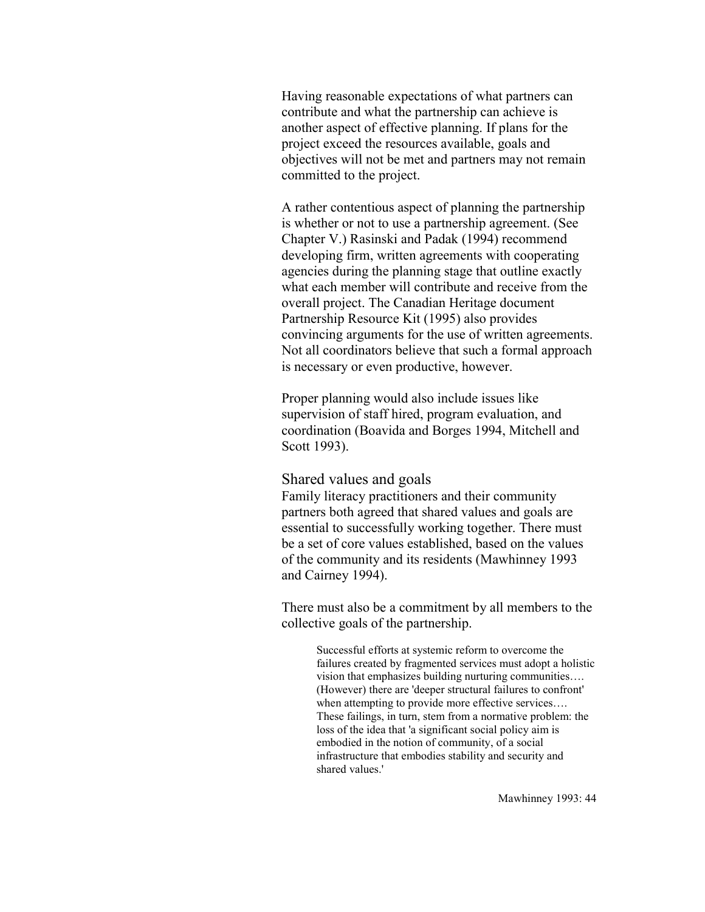Having reasonable expectations of what partners can contribute and what the partnership can achieve is another aspect of effective planning. If plans for the project exceed the resources available, goals and objectives will not be met and partners may not remain committed to the project.

A rather contentious aspect of planning the partnership is whether or not to use a partnership agreement. (See Chapter V.) Rasinski and Padak (1994) recommend developing firm, written agreements with cooperating agencies during the planning stage that outline exactly what each member will contribute and receive from the overall project. The Canadian Heritage document Partnership Resource Kit (1995) also provides convincing arguments for the use of written agreements. Not all coordinators believe that such a formal approach is necessary or even productive, however.

Proper planning would also include issues like supervision of staff hired, program evaluation, and coordination (Boavida and Borges 1994, Mitchell and Scott 1993).

## Shared values and goals

Family literacy practitioners and their community partners both agreed that shared values and goals are essential to successfully working together. There must be a set of core values established, based on the values of the community and its residents (Mawhinney 1993 and Cairney 1994).

There must also be a commitment by all members to the collective goals of the partnership.

> Successful efforts at systemic reform to overcome the failures created by fragmented services must adopt a holistic vision that emphasizes building nurturing communities…. (However) there are 'deeper structural failures to confront' when attempting to provide more effective services…. These failings, in turn, stem from a normative problem: the loss of the idea that 'a significant social policy aim is embodied in the notion of community, of a social infrastructure that embodies stability and security and shared values.'
>
> Mawhinney 1993: 44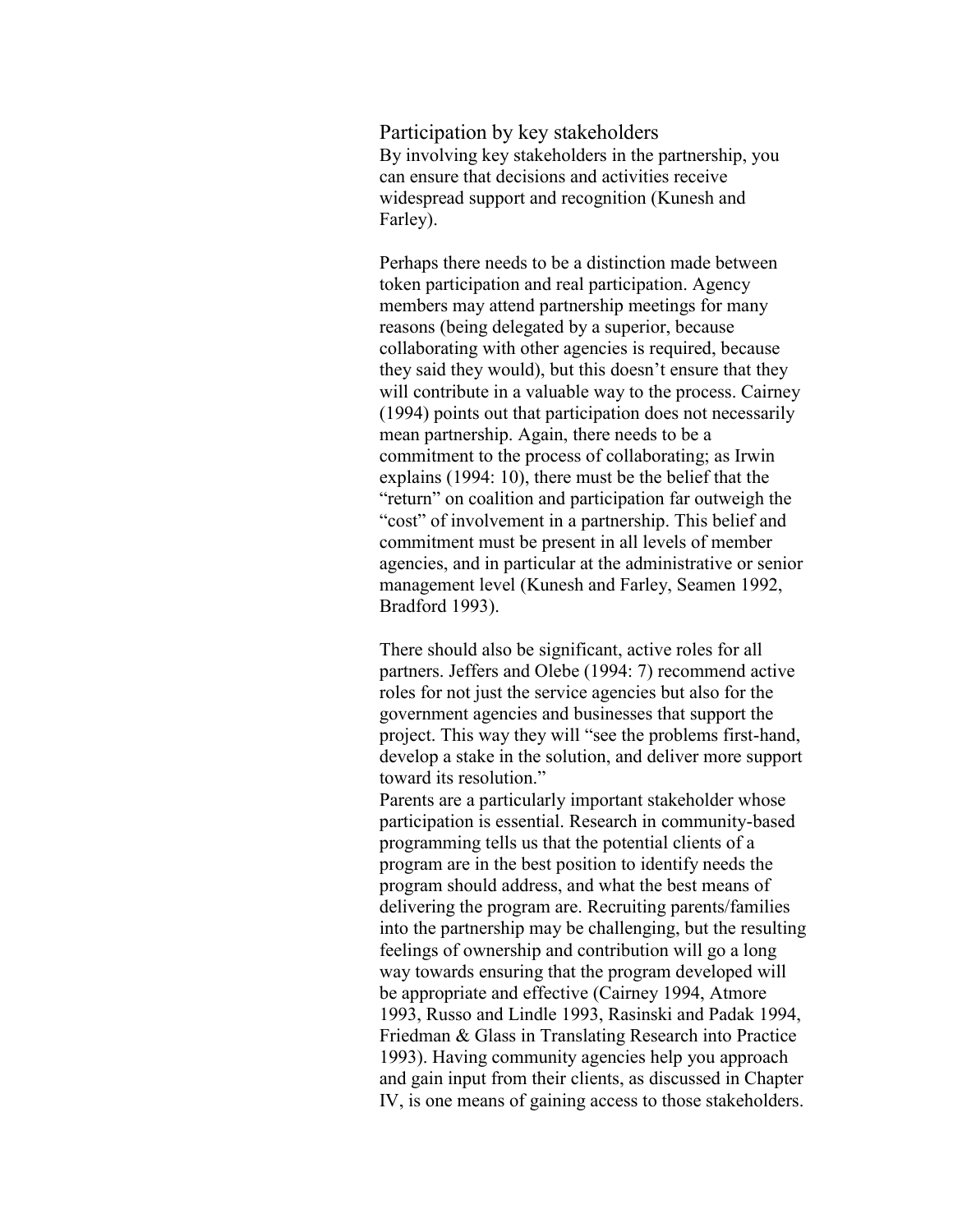## Participation by key stakeholders

By involving key stakeholders in the partnership, you can ensure that decisions and activities receive widespread support and recognition (Kunesh and Farley).

Perhaps there needs to be a distinction made between token participation and real participation. Agency members may attend partnership meetings for many reasons (being delegated by a superior, because collaborating with other agencies is required, because they said they would), but this doesn't ensure that they will contribute in a valuable way to the process. Cairney (1994) points out that participation does not necessarily mean partnership. Again, there needs to be a commitment to the process of collaborating; as Irwin explains (1994: 10), there must be the belief that the "return" on coalition and participation far outweigh the "cost" of involvement in a partnership. This belief and commitment must be present in all levels of member agencies, and in particular at the administrative or senior management level (Kunesh and Farley, Seamen 1992, Bradford 1993).

There should also be significant, active roles for all partners. Jeffers and Olebe (1994: 7) recommend active roles for not just the service agencies but also for the government agencies and businesses that support the project. This way they will "see the problems first-hand, develop a stake in the solution, and deliver more support toward its resolution."

Parents are a particularly important stakeholder whose participation is essential. Research in community-based programming tells us that the potential clients of a program are in the best position to identify needs the program should address, and what the best means of delivering the program are. Recruiting parents/families into the partnership may be challenging, but the resulting feelings of ownership and contribution will go a long way towards ensuring that the program developed will be appropriate and effective (Cairney 1994, Atmore 1993, Russo and Lindle 1993, Rasinski and Padak 1994, Friedman & Glass in Translating Research into Practice 1993). Having community agencies help you approach and gain input from their clients, as discussed in Chapter IV, is one means of gaining access to those stakeholders.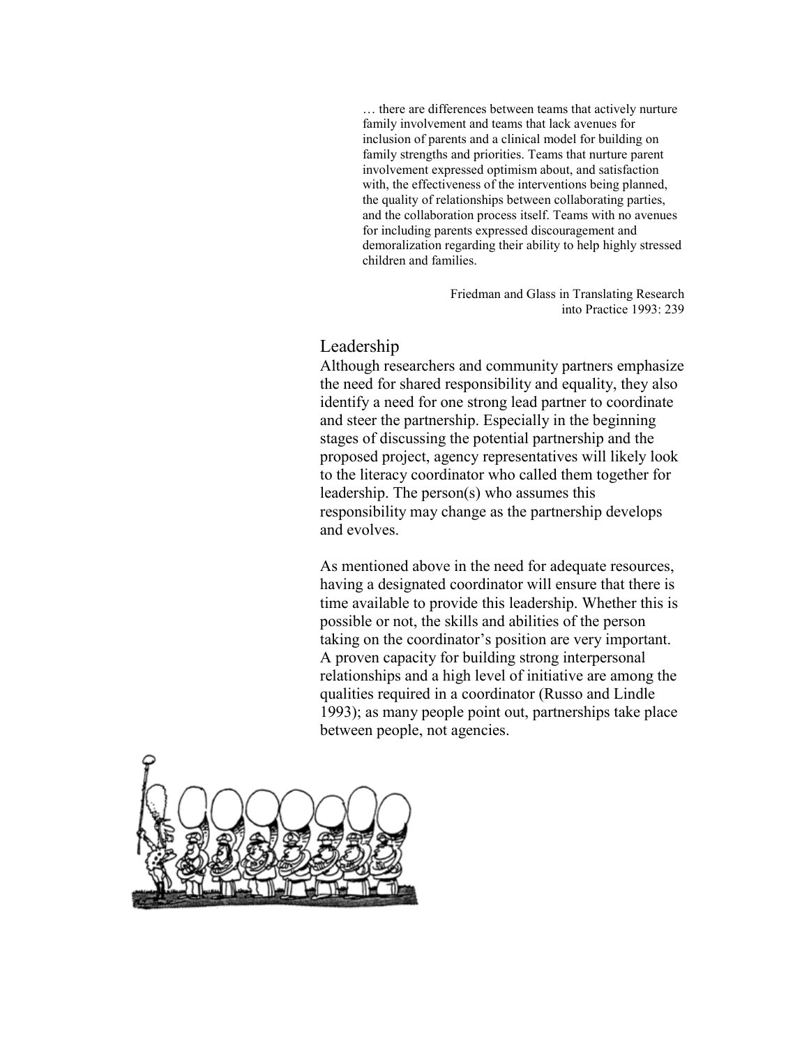> … there are differences between teams that actively nurture family involvement and teams that lack avenues for inclusion of parents and a clinical model for building on family strengths and priorities. Teams that nurture parent involvement expressed optimism about, and satisfaction with, the effectiveness of the interventions being planned, the quality of relationships between collaborating parties, and the collaboration process itself. Teams with no avenues for including parents expressed discouragement and demoralization regarding their ability to help highly stressed children and families.
>
> Friedman and Glass in Translating Research into Practice 1993: 239

## Leadership

Although researchers and community partners emphasize the need for shared responsibility and equality, they also identify a need for one strong lead partner to coordinate and steer the partnership. Especially in the beginning stages of discussing the potential partnership and the proposed project, agency representatives will likely look to the literacy coordinator who called them together for leadership. The person(s) who assumes this responsibility may change as the partnership develops and evolves.

As mentioned above in the need for adequate resources, having a designated coordinator will ensure that there is time available to provide this leadership. Whether this is possible or not, the skills and abilities of the person taking on the coordinator's position are very important. A proven capacity for building strong interpersonal relationships and a high level of initiative are among the qualities required in a coordinator (Russo and Lindle 1993); as many people point out, partnerships take place between people, not agencies.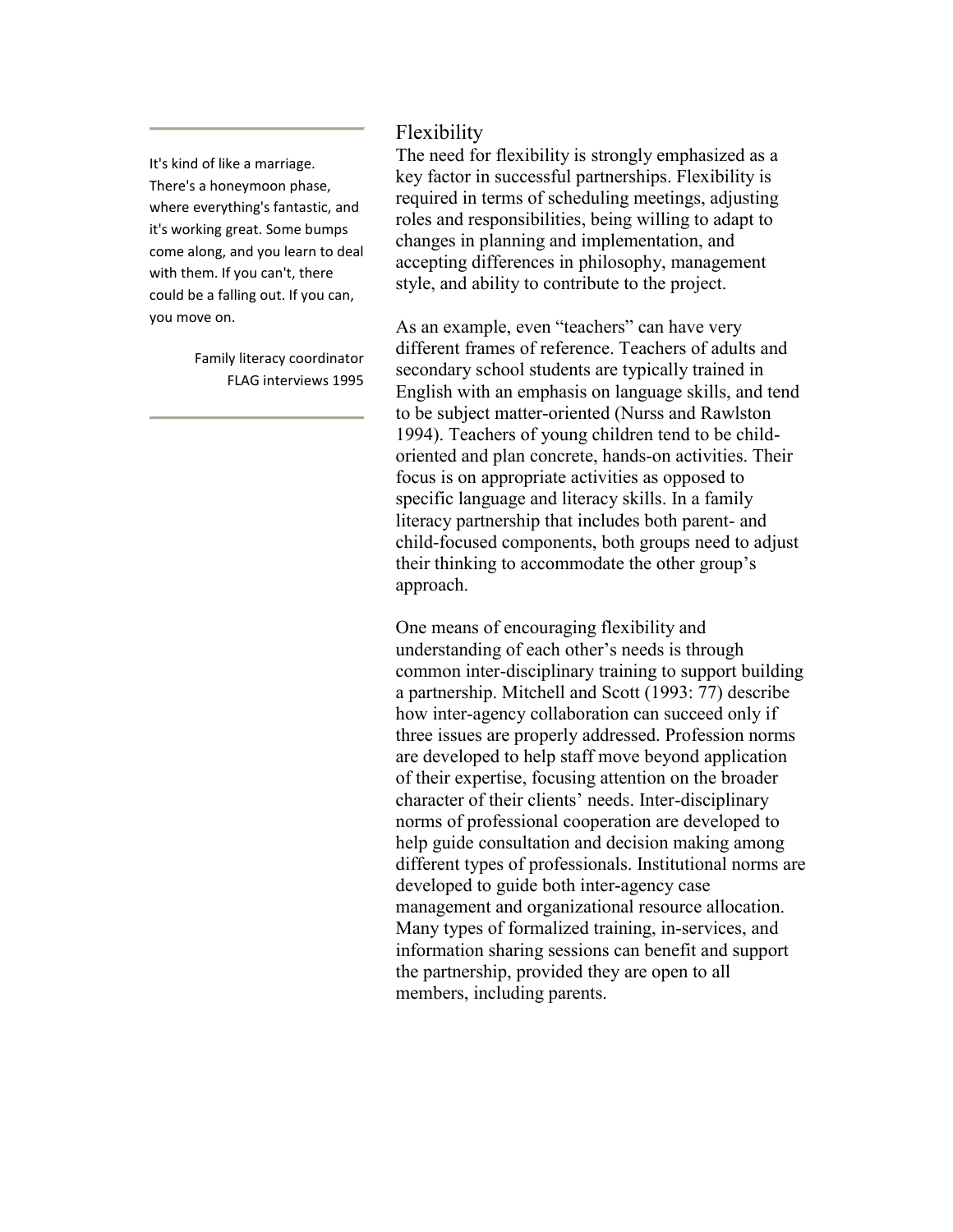## Flexibility

The need for flexibility is strongly emphasized as a key factor in successful partnerships. Flexibility is required in terms of scheduling meetings, adjusting roles and responsibilities, being willing to adapt to changes in planning and implementation, and accepting differences in philosophy, management style, and ability to contribute to the project.

> It's kind of like a marriage. There's a honeymoon phase, where everything's fantastic, and it's working great. Some bumps come along, and you learn to deal with them. If you can't, there could be a falling out. If you can, you move on.
>
> Family literacy coordinator
> FLAG interviews 1995

As an example, even "teachers" can have very different frames of reference. Teachers of adults and secondary school students are typically trained in English with an emphasis on language skills, and tend to be subject matter-oriented (Nurss and Rawlston 1994). Teachers of young children tend to be child-oriented and plan concrete, hands-on activities. Their focus is on appropriate activities as opposed to specific language and literacy skills. In a family literacy partnership that includes both parent- and child-focused components, both groups need to adjust their thinking to accommodate the other group's approach.

One means of encouraging flexibility and understanding of each other's needs is through common inter-disciplinary training to support building a partnership. Mitchell and Scott (1993: 77) describe how inter-agency collaboration can succeed only if three issues are properly addressed. Profession norms are developed to help staff move beyond application of their expertise, focusing attention on the broader character of their clients' needs. Inter-disciplinary norms of professional cooperation are developed to help guide consultation and decision making among different types of professionals. Institutional norms are developed to guide both inter-agency case management and organizational resource allocation. Many types of formalized training, in-services, and information sharing sessions can benefit and support the partnership, provided they are open to all members, including parents.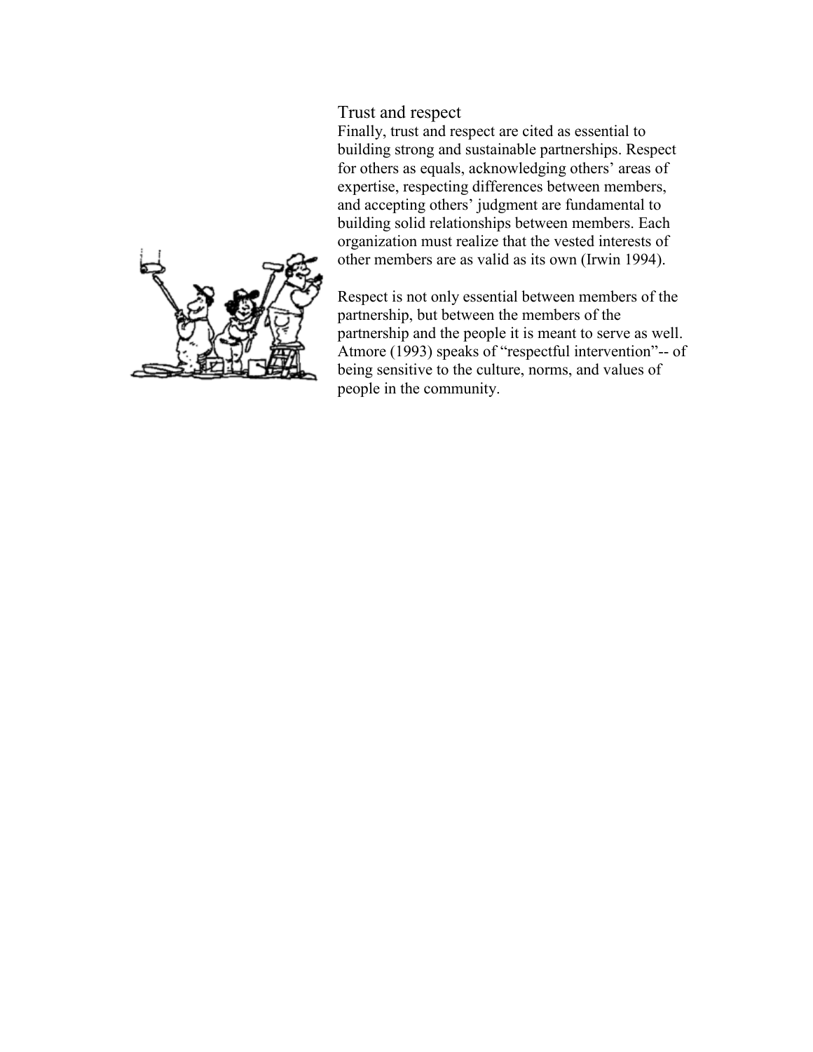### Trust and respect

Finally, trust and respect are cited as essential to building strong and sustainable partnerships. Respect for others as equals, acknowledging others' areas of expertise, respecting differences between members, and accepting others' judgment are fundamental to building solid relationships between members. Each organization must realize that the vested interests of other members are as valid as its own (Irwin 1994).

Respect is not only essential between members of the partnership, but between the members of the partnership and the people it is meant to serve as well. Atmore (1993) speaks of "respectful intervention"-- of being sensitive to the culture, norms, and values of people in the community.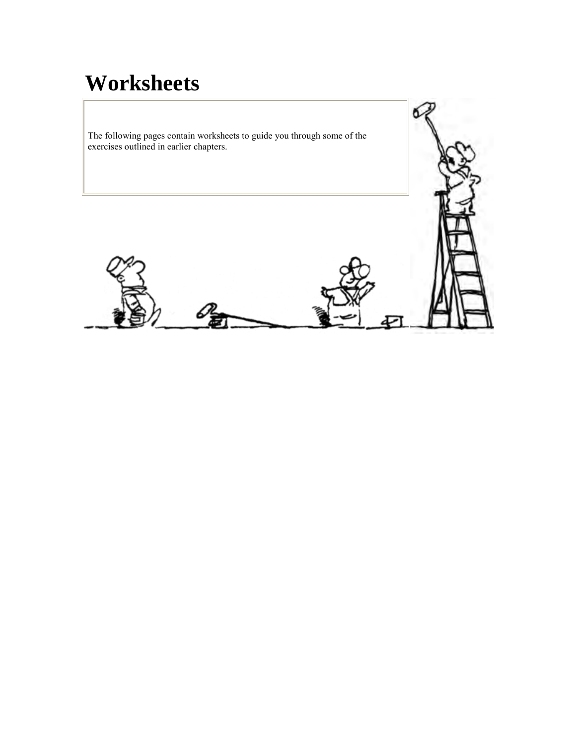# Worksheets

The following pages contain worksheets to guide you through some of the exercises outlined in earlier chapters.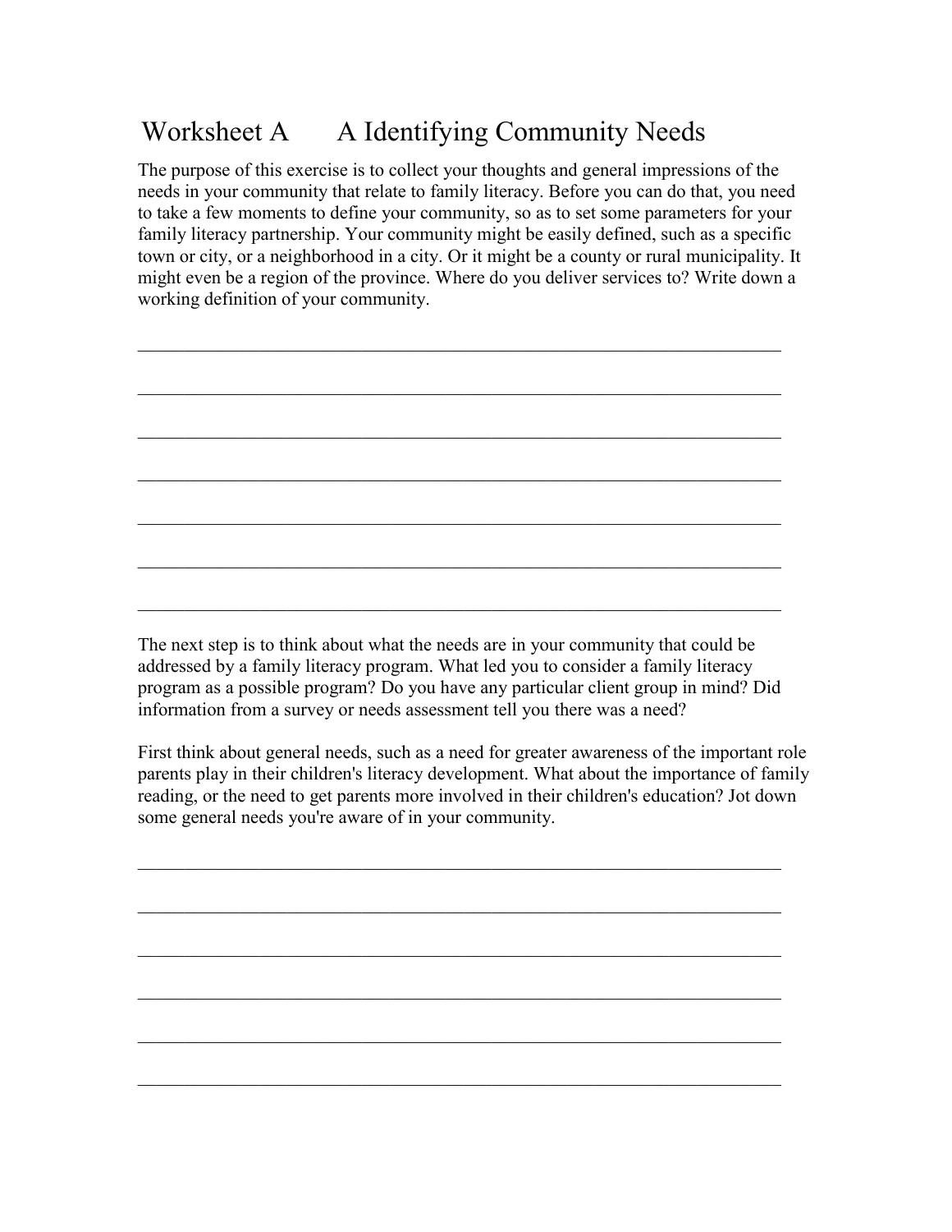# Worksheet A  A Identifying Community Needs

The purpose of this exercise is to collect your thoughts and general impressions of the needs in your community that relate to family literacy. Before you can do that, you need to take a few moments to define your community, so as to set some parameters for your family literacy partnership. Your community might be easily defined, such as a specific town or city, or a neighborhood in a city. Or it might be a county or rural municipality. It might even be a region of the province. Where do you deliver services to? Write down a working definition of your community.

______________________________________________________________________

______________________________________________________________________

______________________________________________________________________

______________________________________________________________________

______________________________________________________________________

______________________________________________________________________

______________________________________________________________________

The next step is to think about what the needs are in your community that could be addressed by a family literacy program. What led you to consider a family literacy program as a possible program? Do you have any particular client group in mind? Did information from a survey or needs assessment tell you there was a need?

First think about general needs, such as a need for greater awareness of the important role parents play in their children's literacy development. What about the importance of family reading, or the need to get parents more involved in their children's education? Jot down some general needs you're aware of in your community.

______________________________________________________________________

______________________________________________________________________

______________________________________________________________________

______________________________________________________________________

______________________________________________________________________

______________________________________________________________________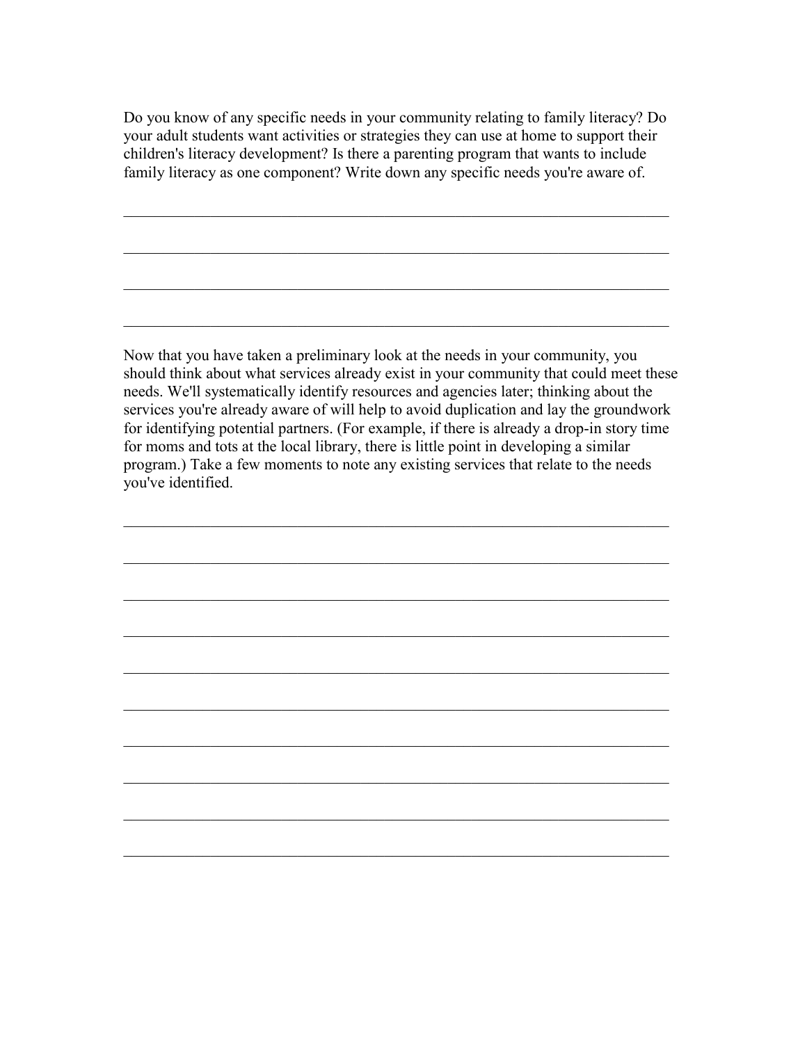Do you know of any specific needs in your community relating to family literacy? Do your adult students want activities or strategies they can use at home to support their children's literacy development? Is there a parenting program that wants to include family literacy as one component? Write down any specific needs you're aware of.

______________________________________________________________________

______________________________________________________________________

______________________________________________________________________

______________________________________________________________________

Now that you have taken a preliminary look at the needs in your community, you should think about what services already exist in your community that could meet these needs. We'll systematically identify resources and agencies later; thinking about the services you're already aware of will help to avoid duplication and lay the groundwork for identifying potential partners. (For example, if there is already a drop-in story time for moms and tots at the local library, there is little point in developing a similar program.) Take a few moments to note any existing services that relate to the needs you've identified.

______________________________________________________________________

______________________________________________________________________

______________________________________________________________________

______________________________________________________________________

______________________________________________________________________

______________________________________________________________________

______________________________________________________________________

______________________________________________________________________

______________________________________________________________________

______________________________________________________________________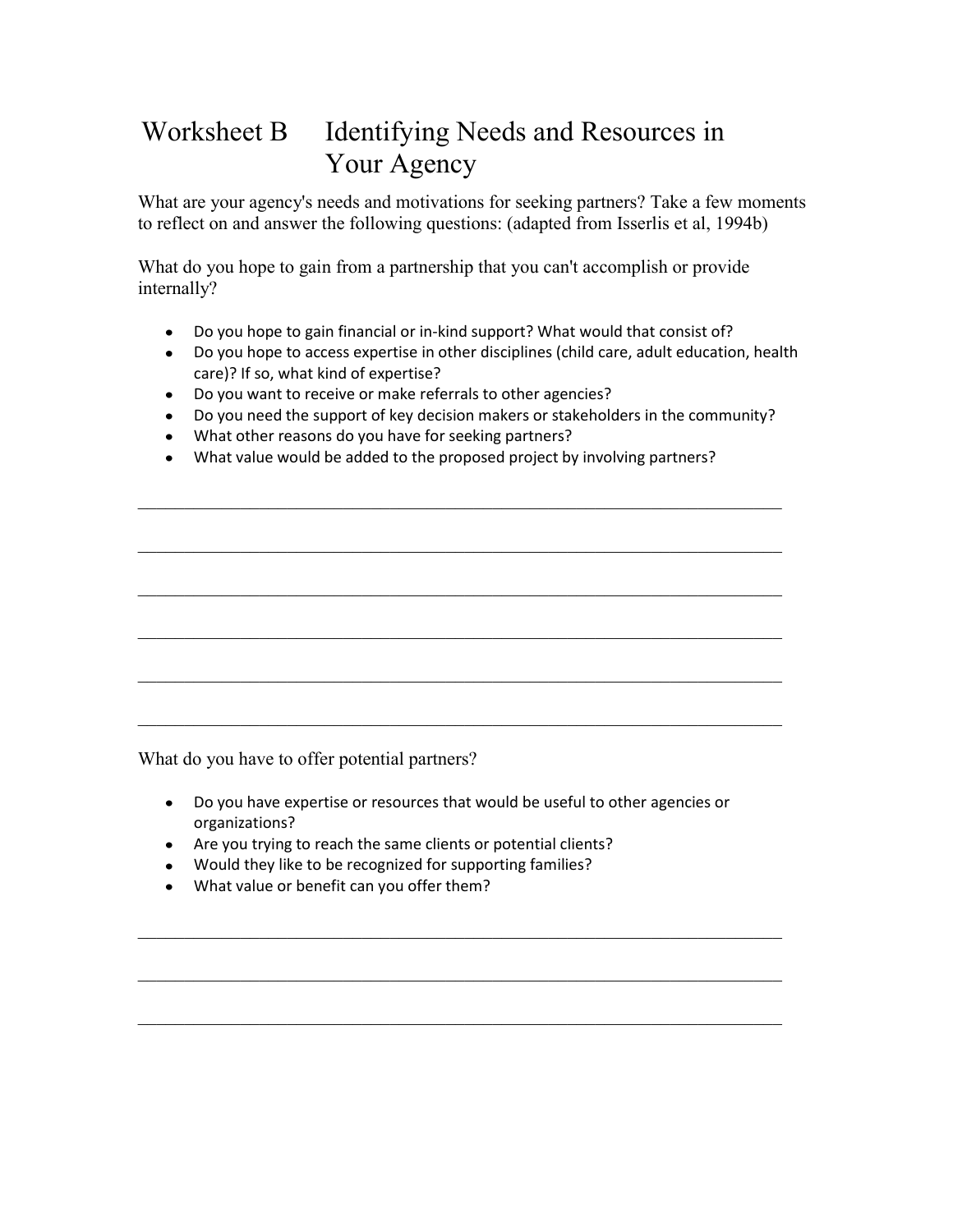# Worksheet B Identifying Needs and Resources in Your Agency

What are your agency's needs and motivations for seeking partners? Take a few moments to reflect on and answer the following questions: (adapted from Isserlis et al, 1994b)

What do you hope to gain from a partnership that you can't accomplish or provide internally?

- Do you hope to gain financial or in-kind support? What would that consist of?
- Do you hope to access expertise in other disciplines (child care, adult education, health care)? If so, what kind of expertise?
- Do you want to receive or make referrals to other agencies?
- Do you need the support of key decision makers or stakeholders in the community?
- What other reasons do you have for seeking partners?
- What value would be added to the proposed project by involving partners?

______________________________________________________________________

______________________________________________________________________

______________________________________________________________________

______________________________________________________________________

______________________________________________________________________

______________________________________________________________________

What do you have to offer potential partners?

- Do you have expertise or resources that would be useful to other agencies or organizations?
- Are you trying to reach the same clients or potential clients?
- Would they like to be recognized for supporting families?
- What value or benefit can you offer them?

______________________________________________________________________

______________________________________________________________________

______________________________________________________________________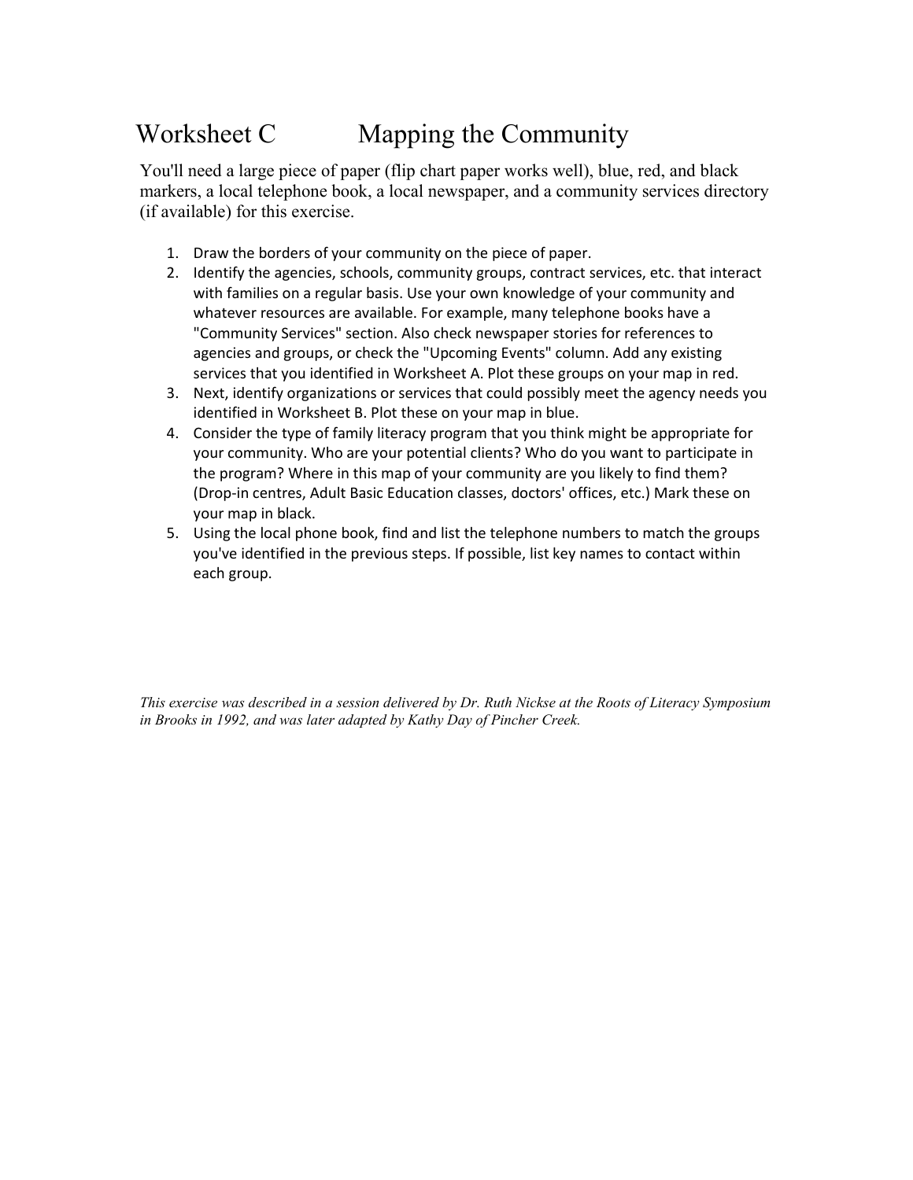# Worksheet C Mapping the Community

You'll need a large piece of paper (flip chart paper works well), blue, red, and black markers, a local telephone book, a local newspaper, and a community services directory (if available) for this exercise.

1. Draw the borders of your community on the piece of paper.
2. Identify the agencies, schools, community groups, contract services, etc. that interact with families on a regular basis. Use your own knowledge of your community and whatever resources are available. For example, many telephone books have a "Community Services" section. Also check newspaper stories for references to agencies and groups, or check the "Upcoming Events" column. Add any existing services that you identified in Worksheet A. Plot these groups on your map in red.
3. Next, identify organizations or services that could possibly meet the agency needs you identified in Worksheet B. Plot these on your map in blue.
4. Consider the type of family literacy program that you think might be appropriate for your community. Who are your potential clients? Who do you want to participate in the program? Where in this map of your community are you likely to find them? (Drop-in centres, Adult Basic Education classes, doctors' offices, etc.) Mark these on your map in black.
5. Using the local phone book, find and list the telephone numbers to match the groups you've identified in the previous steps. If possible, list key names to contact within each group.

*This exercise was described in a session delivered by Dr. Ruth Nickse at the Roots of Literacy Symposium in Brooks in 1992, and was later adapted by Kathy Day of Pincher Creek.*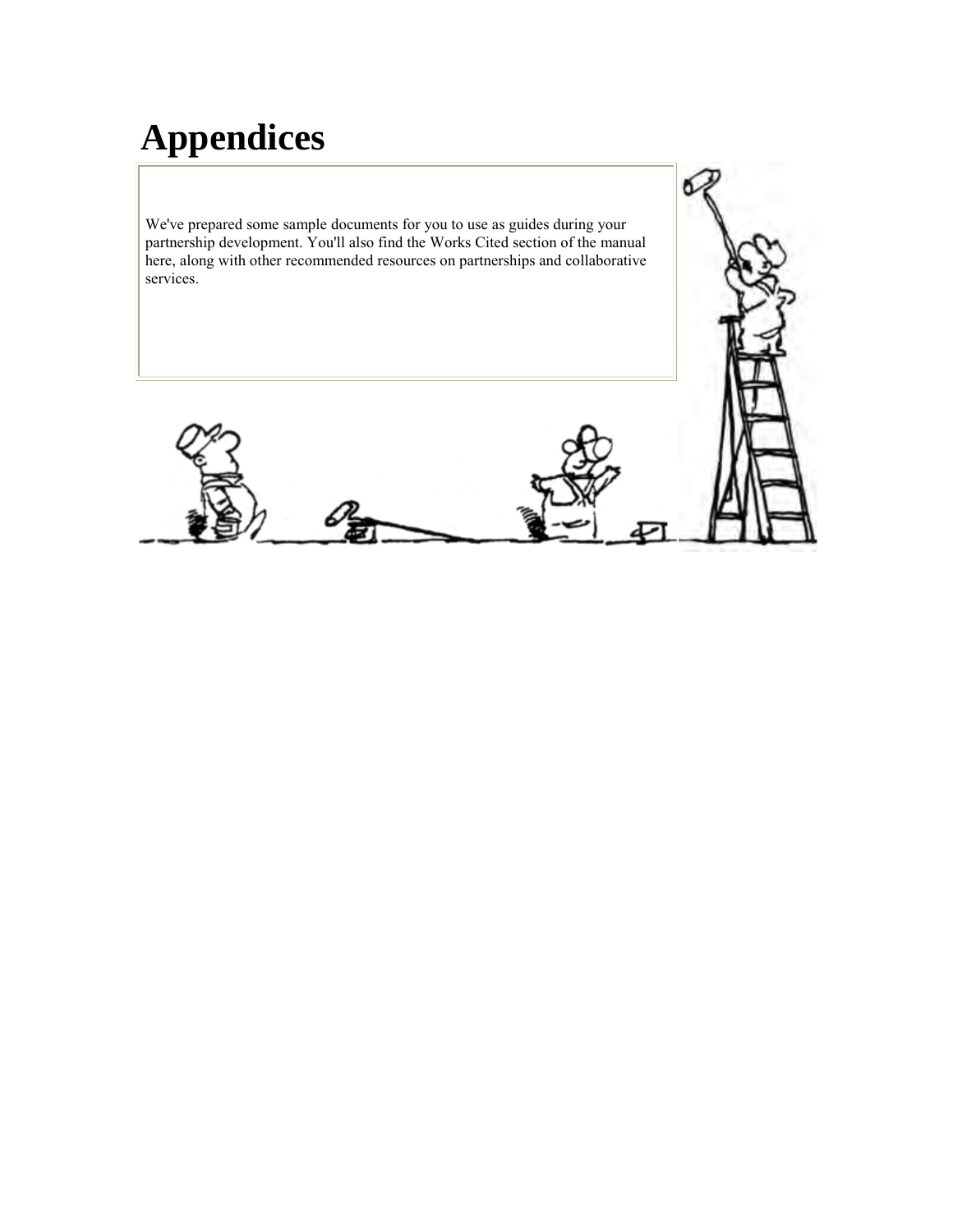# Appendices

We've prepared some sample documents for you to use as guides during your partnership development. You'll also find the Works Cited section of the manual here, along with other recommended resources on partnerships and collaborative services.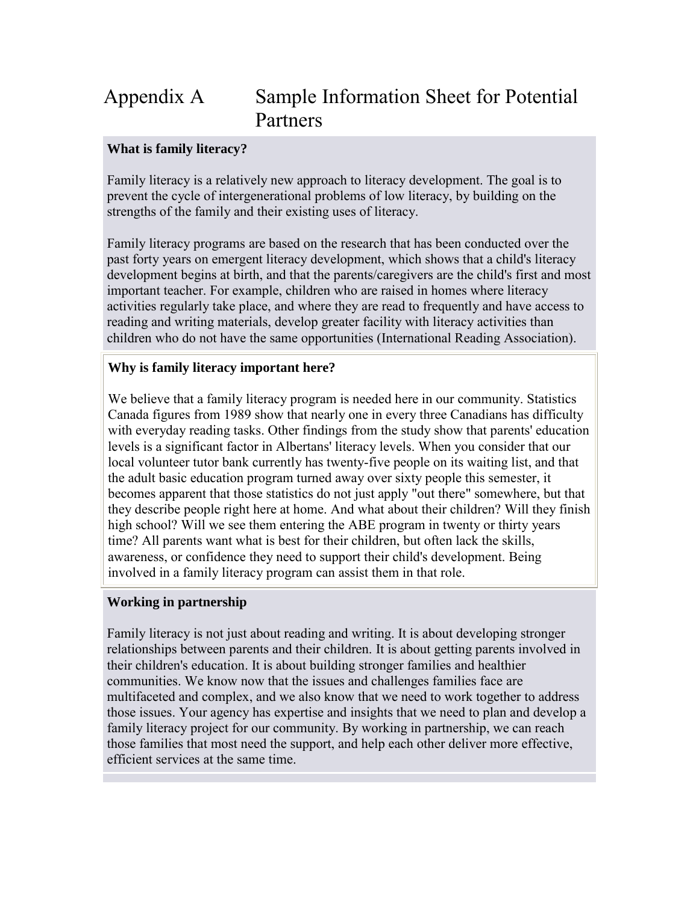# Appendix A Sample Information Sheet for Potential Partners

**What is family literacy?**

Family literacy is a relatively new approach to literacy development. The goal is to prevent the cycle of intergenerational problems of low literacy, by building on the strengths of the family and their existing uses of literacy.

Family literacy programs are based on the research that has been conducted over the past forty years on emergent literacy development, which shows that a child's literacy development begins at birth, and that the parents/caregivers are the child's first and most important teacher. For example, children who are raised in homes where literacy activities regularly take place, and where they are read to frequently and have access to reading and writing materials, develop greater facility with literacy activities than children who do not have the same opportunities (International Reading Association).

**Why is family literacy important here?**

We believe that a family literacy program is needed here in our community. Statistics Canada figures from 1989 show that nearly one in every three Canadians has difficulty with everyday reading tasks. Other findings from the study show that parents' education levels is a significant factor in Albertans' literacy levels. When you consider that our local volunteer tutor bank currently has twenty-five people on its waiting list, and that the adult basic education program turned away over sixty people this semester, it becomes apparent that those statistics do not just apply "out there" somewhere, but that they describe people right here at home. And what about their children? Will they finish high school? Will we see them entering the ABE program in twenty or thirty years time? All parents want what is best for their children, but often lack the skills, awareness, or confidence they need to support their child's development. Being involved in a family literacy program can assist them in that role.

**Working in partnership**

Family literacy is not just about reading and writing. It is about developing stronger relationships between parents and their children. It is about getting parents involved in their children's education. It is about building stronger families and healthier communities. We know now that the issues and challenges families face are multifaceted and complex, and we also know that we need to work together to address those issues. Your agency has expertise and insights that we need to plan and develop a family literacy project for our community. By working in partnership, we can reach those families that most need the support, and help each other deliver more effective, efficient services at the same time.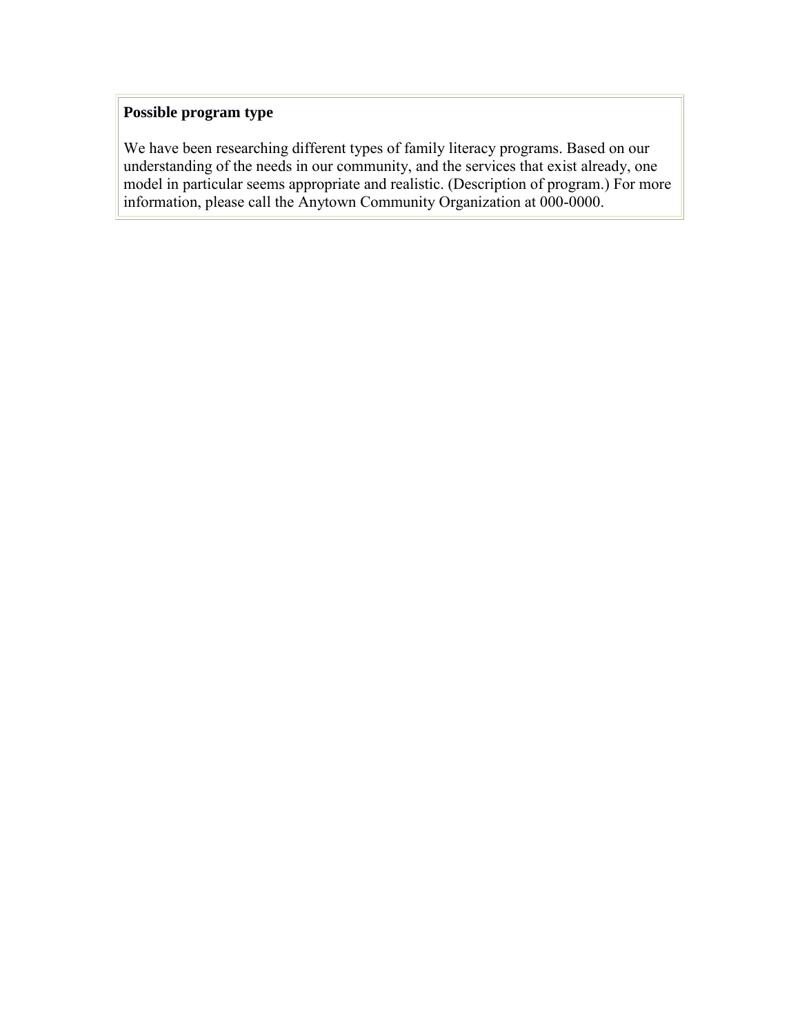**Possible program type**

We have been researching different types of family literacy programs. Based on our understanding of the needs in our community, and the services that exist already, one model in particular seems appropriate and realistic. (Description of program.) For more information, please call the Anytown Community Organization at 000-0000.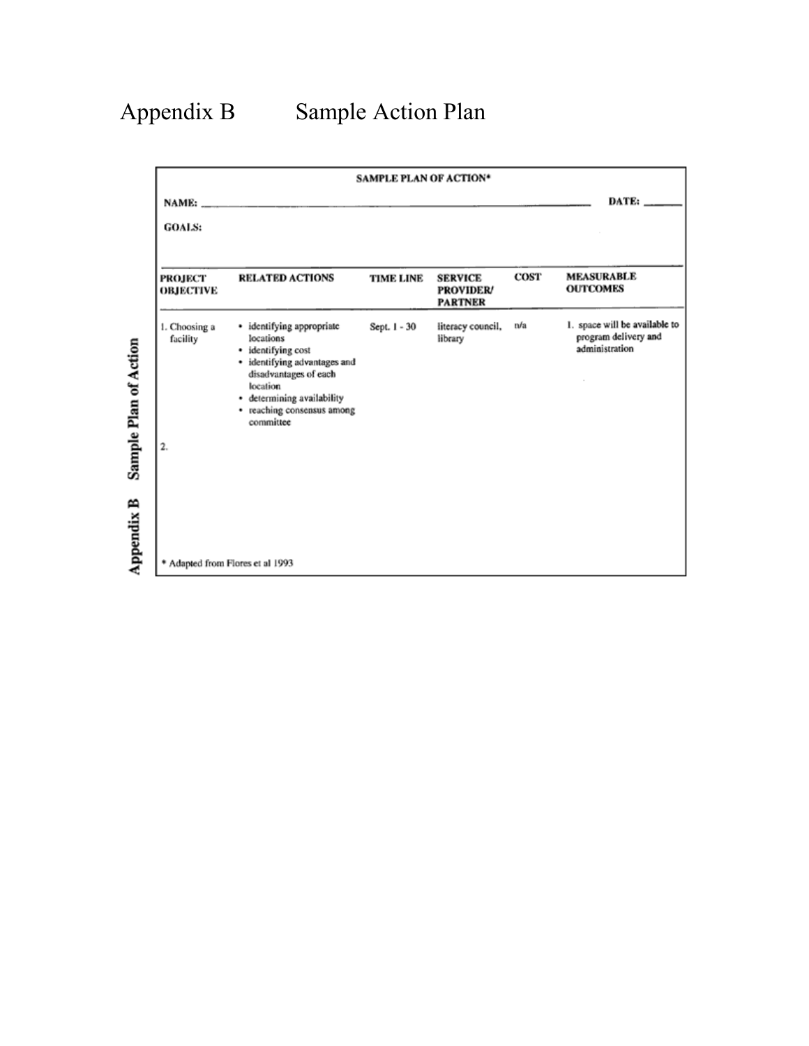# Appendix B Sample Action Plan

**SAMPLE PLAN OF ACTION***

**NAME:** ______________________________ **DATE:** ________

**GOALS:**

| PROJECT OBJECTIVE | RELATED ACTIONS | TIME LINE | SERVICE PROVIDER/ PARTNER | COST | MEASURABLE OUTCOMES |
|---|---|---|---|---|---|
| 1. Choosing a facility | • identifying appropriate locations<br>• identifying cost<br>• identifying advantages and disadvantages of each location<br>• determining availability<br>• reaching consensus among committee | Sept. 1 - 30 | literacy council, library | n/a | 1. space will be available to program delivery and administration |
| 2. | | | | | |

* Adapted from Flores et al 1993

Appendix B Sample Plan of Action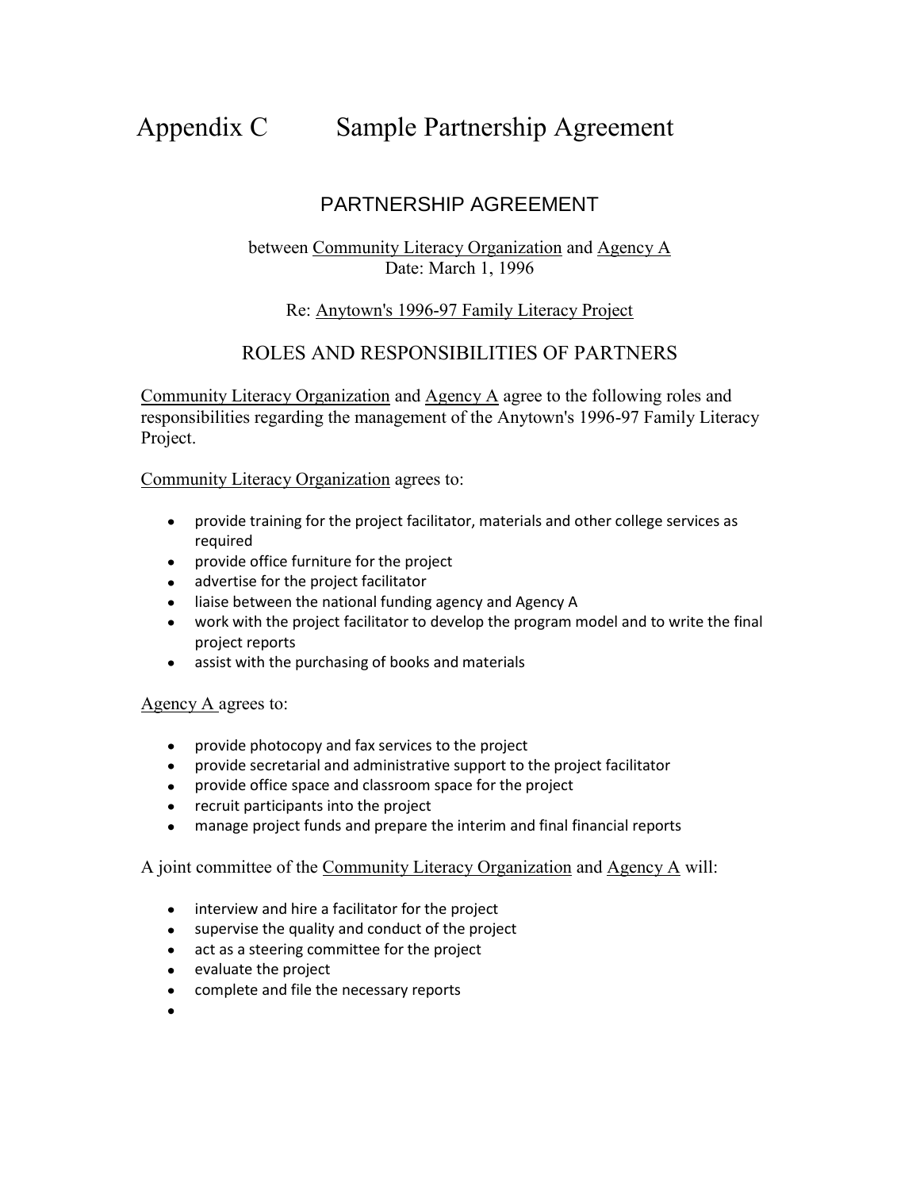# Appendix C Sample Partnership Agreement

## PARTNERSHIP AGREEMENT

between Community Literacy Organization and Agency A
Date: March 1, 1996

Re: Anytown's 1996-97 Family Literacy Project

## ROLES AND RESPONSIBILITIES OF PARTNERS

Community Literacy Organization and Agency A agree to the following roles and responsibilities regarding the management of the Anytown's 1996-97 Family Literacy Project.

Community Literacy Organization agrees to:

- provide training for the project facilitator, materials and other college services as required
- provide office furniture for the project
- advertise for the project facilitator
- liaise between the national funding agency and Agency A
- work with the project facilitator to develop the program model and to write the final project reports
- assist with the purchasing of books and materials

Agency A agrees to:

- provide photocopy and fax services to the project
- provide secretarial and administrative support to the project facilitator
- provide office space and classroom space for the project
- recruit participants into the project
- manage project funds and prepare the interim and final financial reports

A joint committee of the Community Literacy Organization and Agency A will:

- interview and hire a facilitator for the project
- supervise the quality and conduct of the project
- act as a steering committee for the project
- evaluate the project
- complete and file the necessary reports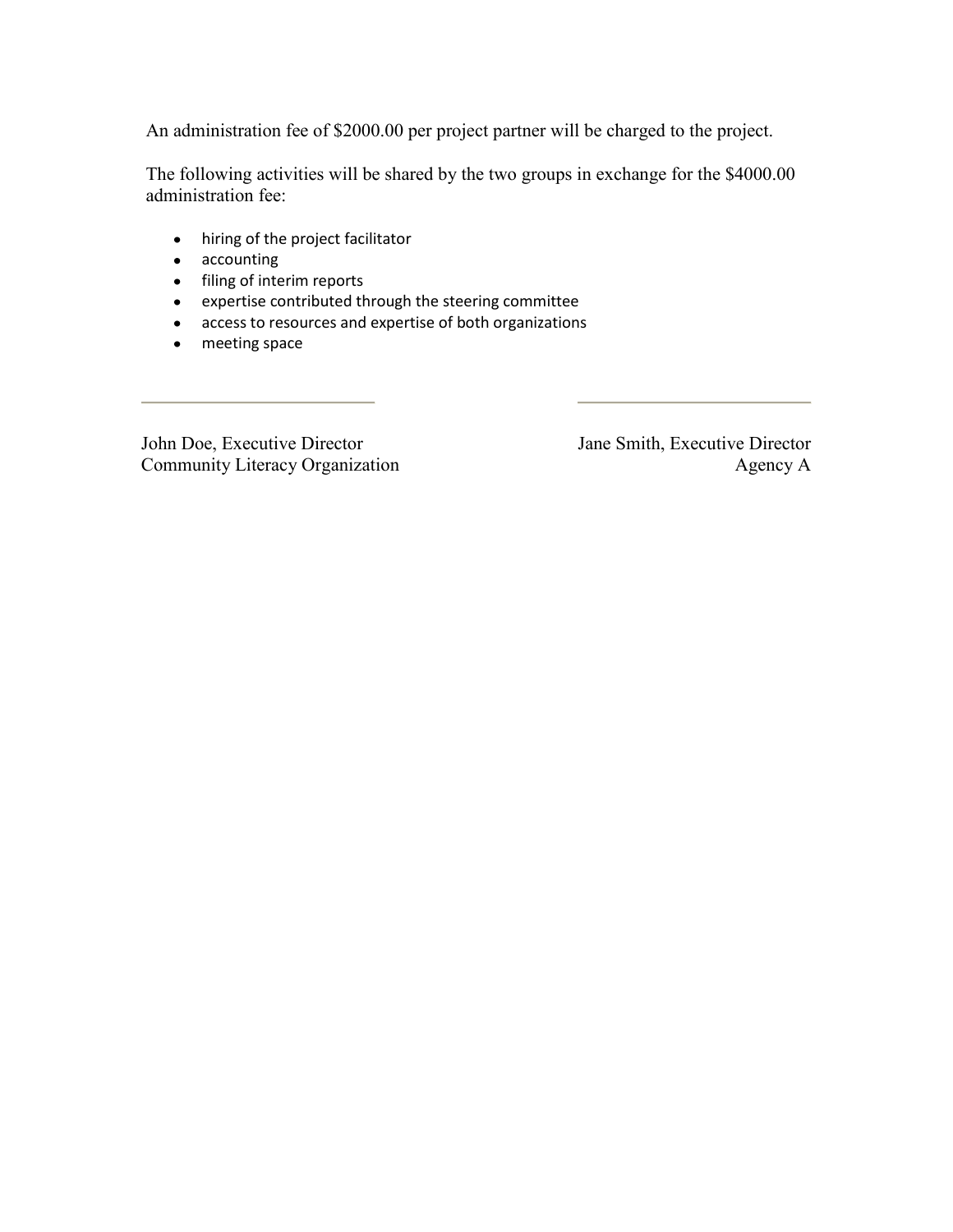An administration fee of $2000.00 per project partner will be charged to the project.

The following activities will be shared by the two groups in exchange for the $4000.00 administration fee:

- hiring of the project facilitator
- accounting
- filing of interim reports
- expertise contributed through the steering committee
- access to resources and expertise of both organizations
- meeting space

______________________________ ______________________________

John Doe, Executive Director
Community Literacy Organization

Jane Smith, Executive Director
Agency A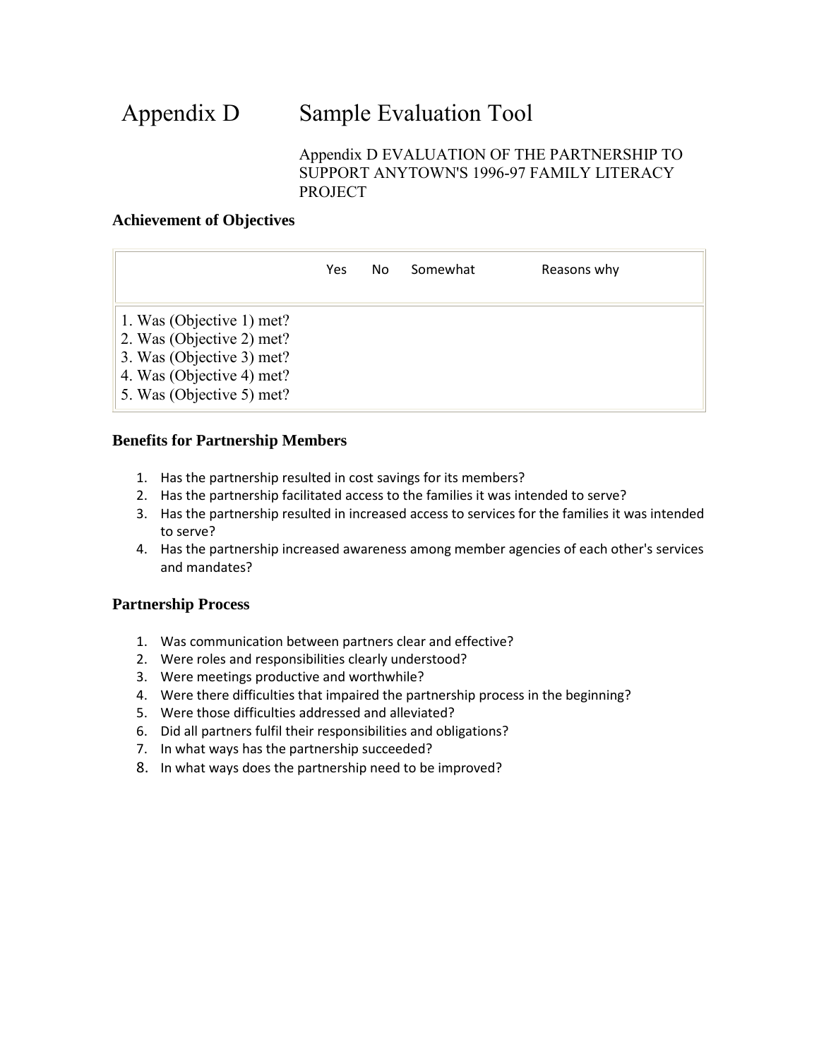# Appendix D Sample Evaluation Tool

Appendix D EVALUATION OF THE PARTNERSHIP TO SUPPORT ANYTOWN'S 1996-97 FAMILY LITERACY PROJECT

### Achievement of Objectives

| | Yes | No | Somewhat | Reasons why |
|---|---|---|---|---|
| 1. Was (Objective 1) met? | | | | |
| 2. Was (Objective 2) met? | | | | |
| 3. Was (Objective 3) met? | | | | |
| 4. Was (Objective 4) met? | | | | |
| 5. Was (Objective 5) met? | | | | |

### Benefits for Partnership Members

1. Has the partnership resulted in cost savings for its members?
2. Has the partnership facilitated access to the families it was intended to serve?
3. Has the partnership resulted in increased access to services for the families it was intended to serve?
4. Has the partnership increased awareness among member agencies of each other's services and mandates?

### Partnership Process

1. Was communication between partners clear and effective?
2. Were roles and responsibilities clearly understood?
3. Were meetings productive and worthwhile?
4. Were there difficulties that impaired the partnership process in the beginning?
5. Were those difficulties addressed and alleviated?
6. Did all partners fulfil their responsibilities and obligations?
7. In what ways has the partnership succeeded?
8. In what ways does the partnership need to be improved?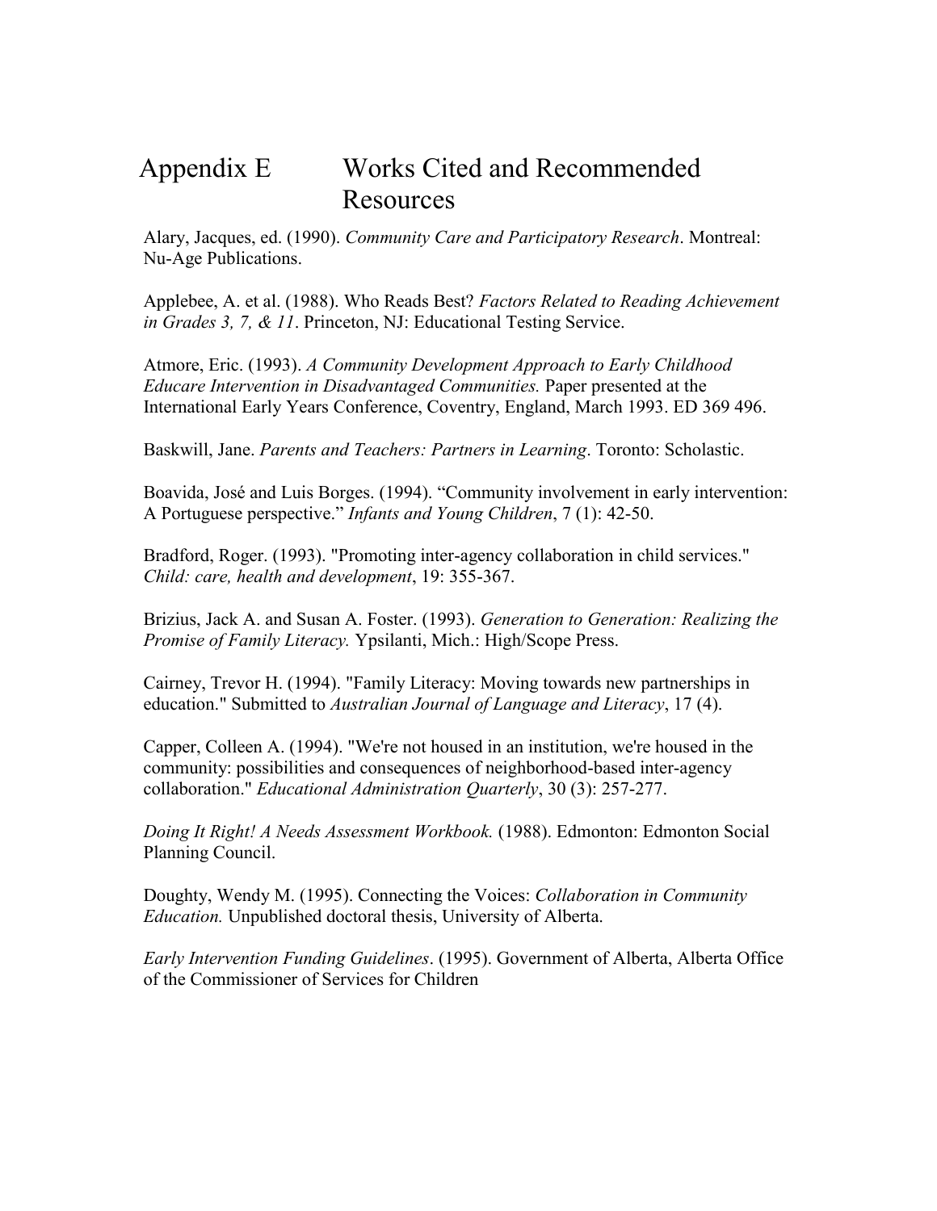# Appendix E Works Cited and Recommended Resources

Alary, Jacques, ed. (1990). *Community Care and Participatory Research*. Montreal: Nu-Age Publications.

Applebee, A. et al. (1988). Who Reads Best? *Factors Related to Reading Achievement in Grades 3, 7, & 11*. Princeton, NJ: Educational Testing Service.

Atmore, Eric. (1993). *A Community Development Approach to Early Childhood Educare Intervention in Disadvantaged Communities.* Paper presented at the International Early Years Conference, Coventry, England, March 1993. ED 369 496.

Baskwill, Jane. *Parents and Teachers: Partners in Learning*. Toronto: Scholastic.

Boavida, José and Luis Borges. (1994). "Community involvement in early intervention: A Portuguese perspective." *Infants and Young Children*, 7 (1): 42-50.

Bradford, Roger. (1993). "Promoting inter-agency collaboration in child services." *Child: care, health and development*, 19: 355-367.

Brizius, Jack A. and Susan A. Foster. (1993). *Generation to Generation: Realizing the Promise of Family Literacy.* Ypsilanti, Mich.: High/Scope Press.

Cairney, Trevor H. (1994). "Family Literacy: Moving towards new partnerships in education." Submitted to *Australian Journal of Language and Literacy*, 17 (4).

Capper, Colleen A. (1994). "We're not housed in an institution, we're housed in the community: possibilities and consequences of neighborhood-based inter-agency collaboration." *Educational Administration Quarterly*, 30 (3): 257-277.

*Doing It Right! A Needs Assessment Workbook.* (1988). Edmonton: Edmonton Social Planning Council.

Doughty, Wendy M. (1995). Connecting the Voices: *Collaboration in Community Education.* Unpublished doctoral thesis, University of Alberta.

*Early Intervention Funding Guidelines*. (1995). Government of Alberta, Alberta Office of the Commissioner of Services for Children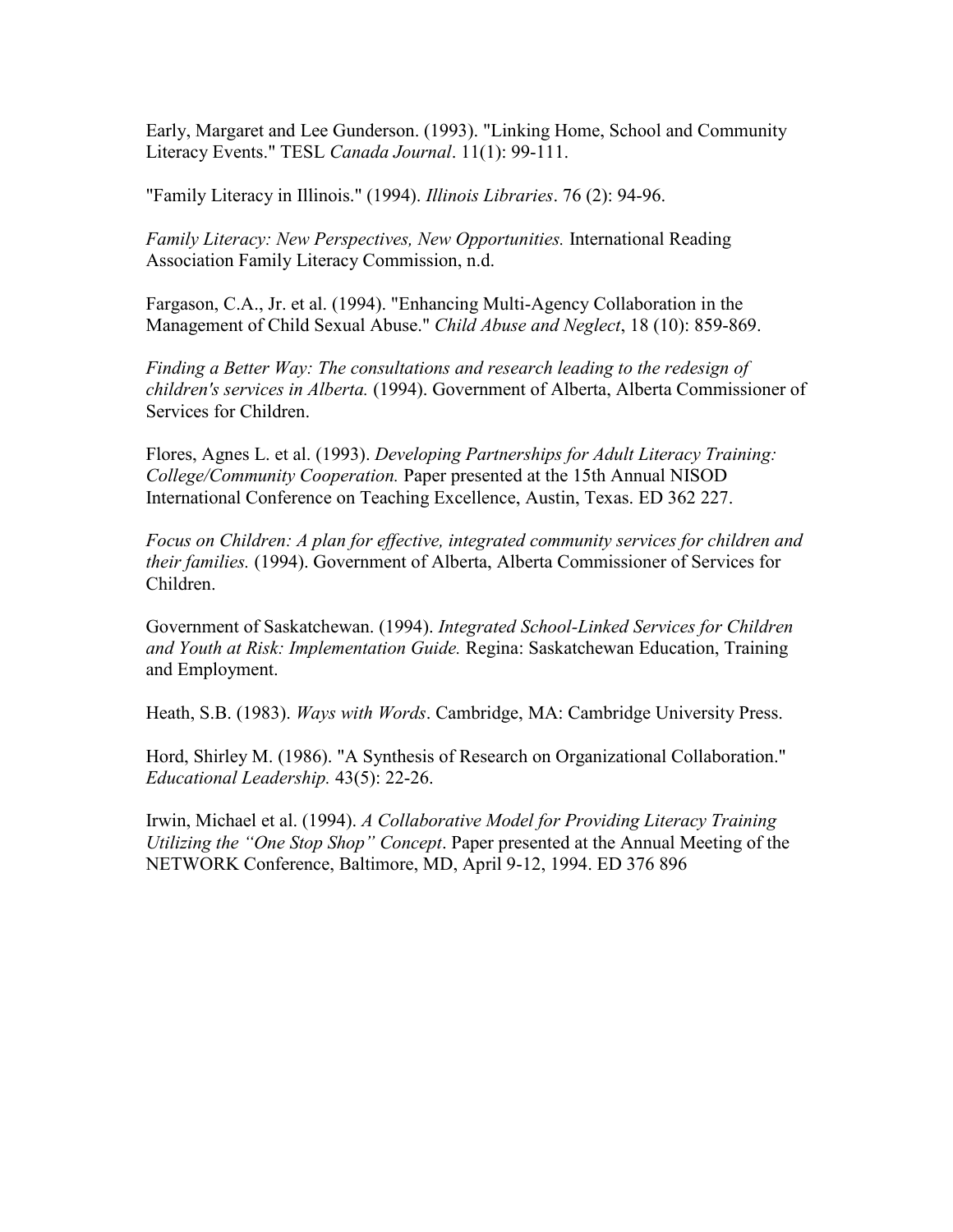Early, Margaret and Lee Gunderson. (1993). "Linking Home, School and Community Literacy Events." TESL *Canada Journal*. 11(1): 99-111.

"Family Literacy in Illinois." (1994). *Illinois Libraries*. 76 (2): 94-96.

*Family Literacy: New Perspectives, New Opportunities.* International Reading Association Family Literacy Commission, n.d.

Fargason, C.A., Jr. et al. (1994). "Enhancing Multi-Agency Collaboration in the Management of Child Sexual Abuse." *Child Abuse and Neglect*, 18 (10): 859-869.

*Finding a Better Way: The consultations and research leading to the redesign of children's services in Alberta.* (1994). Government of Alberta, Alberta Commissioner of Services for Children.

Flores, Agnes L. et al. (1993). *Developing Partnerships for Adult Literacy Training: College/Community Cooperation.* Paper presented at the 15th Annual NISOD International Conference on Teaching Excellence, Austin, Texas. ED 362 227.

*Focus on Children: A plan for effective, integrated community services for children and their families.* (1994). Government of Alberta, Alberta Commissioner of Services for Children.

Government of Saskatchewan. (1994). *Integrated School-Linked Services for Children and Youth at Risk: Implementation Guide.* Regina: Saskatchewan Education, Training and Employment.

Heath, S.B. (1983). *Ways with Words*. Cambridge, MA: Cambridge University Press.

Hord, Shirley M. (1986). "A Synthesis of Research on Organizational Collaboration." *Educational Leadership.* 43(5): 22-26.

Irwin, Michael et al. (1994). *A Collaborative Model for Providing Literacy Training Utilizing the "One Stop Shop" Concept*. Paper presented at the Annual Meeting of the NETWORK Conference, Baltimore, MD, April 9-12, 1994. ED 376 896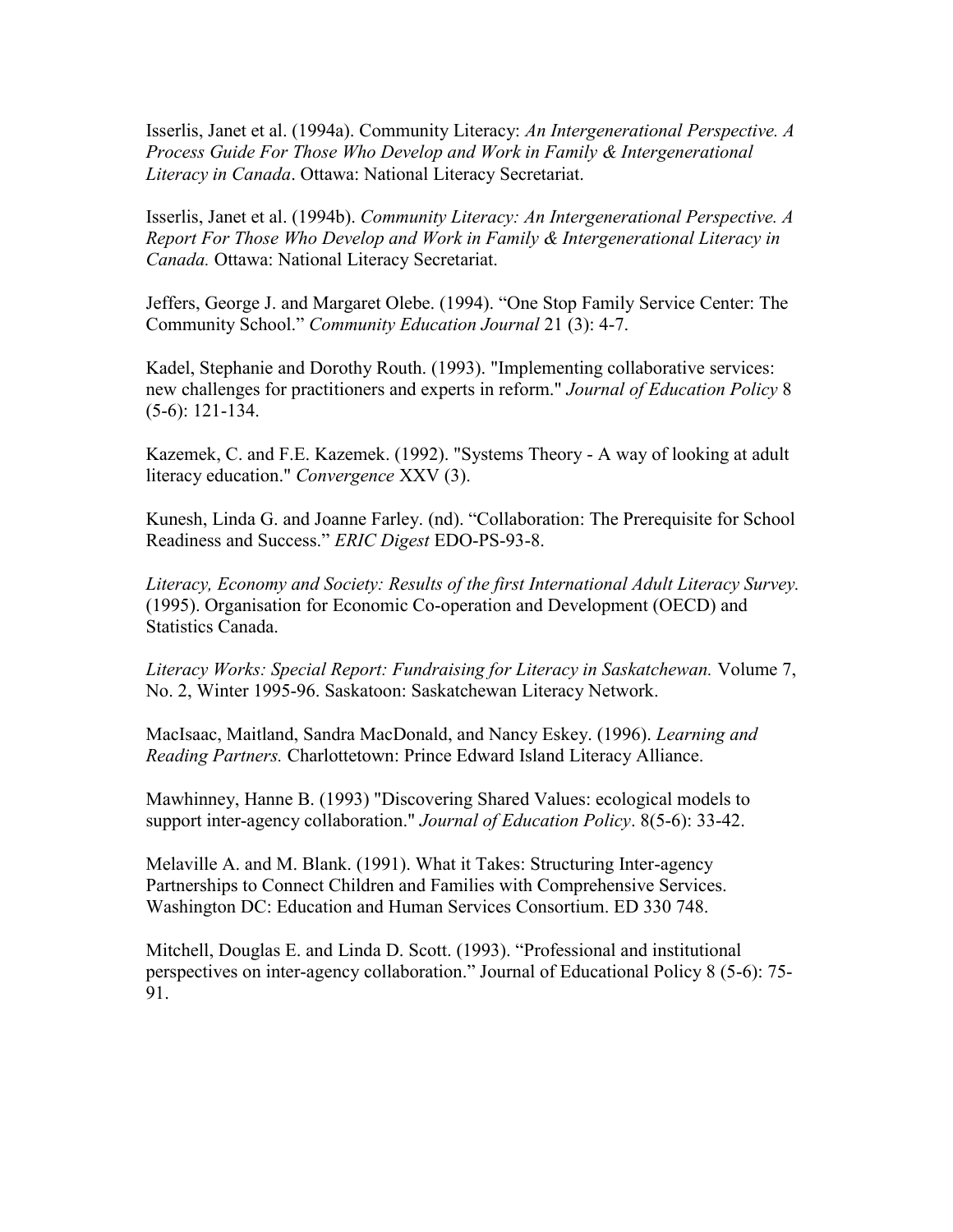Isserlis, Janet et al. (1994a). Community Literacy: *An Intergenerational Perspective. A Process Guide For Those Who Develop and Work in Family & Intergenerational Literacy in Canada*. Ottawa: National Literacy Secretariat.

Isserlis, Janet et al. (1994b). *Community Literacy: An Intergenerational Perspective. A Report For Those Who Develop and Work in Family & Intergenerational Literacy in Canada.* Ottawa: National Literacy Secretariat.

Jeffers, George J. and Margaret Olebe. (1994). "One Stop Family Service Center: The Community School." *Community Education Journal* 21 (3): 4-7.

Kadel, Stephanie and Dorothy Routh. (1993). "Implementing collaborative services: new challenges for practitioners and experts in reform." *Journal of Education Policy* 8 (5-6): 121-134.

Kazemek, C. and F.E. Kazemek. (1992). "Systems Theory - A way of looking at adult literacy education." *Convergence* XXV (3).

Kunesh, Linda G. and Joanne Farley. (nd). "Collaboration: The Prerequisite for School Readiness and Success." *ERIC Digest* EDO-PS-93-8.

*Literacy, Economy and Society: Results of the first International Adult Literacy Survey.* (1995). Organisation for Economic Co-operation and Development (OECD) and Statistics Canada.

*Literacy Works: Special Report: Fundraising for Literacy in Saskatchewan.* Volume 7, No. 2, Winter 1995-96. Saskatoon: Saskatchewan Literacy Network.

MacIsaac, Maitland, Sandra MacDonald, and Nancy Eskey. (1996). *Learning and Reading Partners.* Charlottetown: Prince Edward Island Literacy Alliance.

Mawhinney, Hanne B. (1993) "Discovering Shared Values: ecological models to support inter-agency collaboration." *Journal of Education Policy*. 8(5-6): 33-42.

Melaville A. and M. Blank. (1991). What it Takes: Structuring Inter-agency Partnerships to Connect Children and Families with Comprehensive Services. Washington DC: Education and Human Services Consortium. ED 330 748.

Mitchell, Douglas E. and Linda D. Scott. (1993). "Professional and institutional perspectives on inter-agency collaboration." Journal of Educational Policy 8 (5-6): 75-91.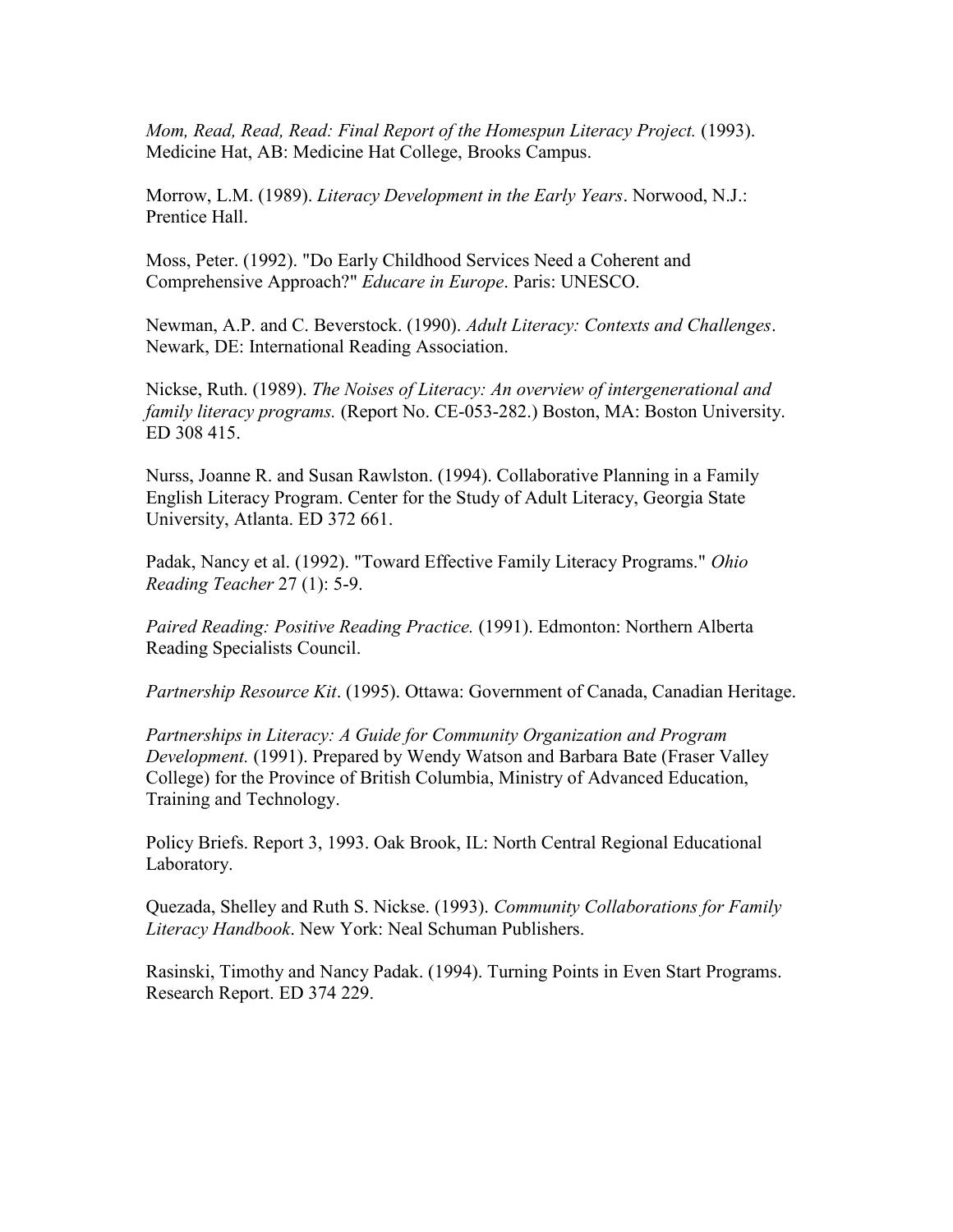*Mom, Read, Read, Read: Final Report of the Homespun Literacy Project.* (1993). Medicine Hat, AB: Medicine Hat College, Brooks Campus.

Morrow, L.M. (1989). *Literacy Development in the Early Years*. Norwood, N.J.: Prentice Hall.

Moss, Peter. (1992). "Do Early Childhood Services Need a Coherent and Comprehensive Approach?" *Educare in Europe*. Paris: UNESCO.

Newman, A.P. and C. Beverstock. (1990). *Adult Literacy: Contexts and Challenges*. Newark, DE: International Reading Association.

Nickse, Ruth. (1989). *The Noises of Literacy: An overview of intergenerational and family literacy programs.* (Report No. CE-053-282.) Boston, MA: Boston University. ED 308 415.

Nurss, Joanne R. and Susan Rawlston. (1994). Collaborative Planning in a Family English Literacy Program. Center for the Study of Adult Literacy, Georgia State University, Atlanta. ED 372 661.

Padak, Nancy et al. (1992). "Toward Effective Family Literacy Programs." *Ohio Reading Teacher* 27 (1): 5-9.

*Paired Reading: Positive Reading Practice.* (1991). Edmonton: Northern Alberta Reading Specialists Council.

*Partnership Resource Kit*. (1995). Ottawa: Government of Canada, Canadian Heritage.

*Partnerships in Literacy: A Guide for Community Organization and Program Development.* (1991). Prepared by Wendy Watson and Barbara Bate (Fraser Valley College) for the Province of British Columbia, Ministry of Advanced Education, Training and Technology.

Policy Briefs. Report 3, 1993. Oak Brook, IL: North Central Regional Educational Laboratory.

Quezada, Shelley and Ruth S. Nickse. (1993). *Community Collaborations for Family Literacy Handbook*. New York: Neal Schuman Publishers.

Rasinski, Timothy and Nancy Padak. (1994). Turning Points in Even Start Programs. Research Report. ED 374 229.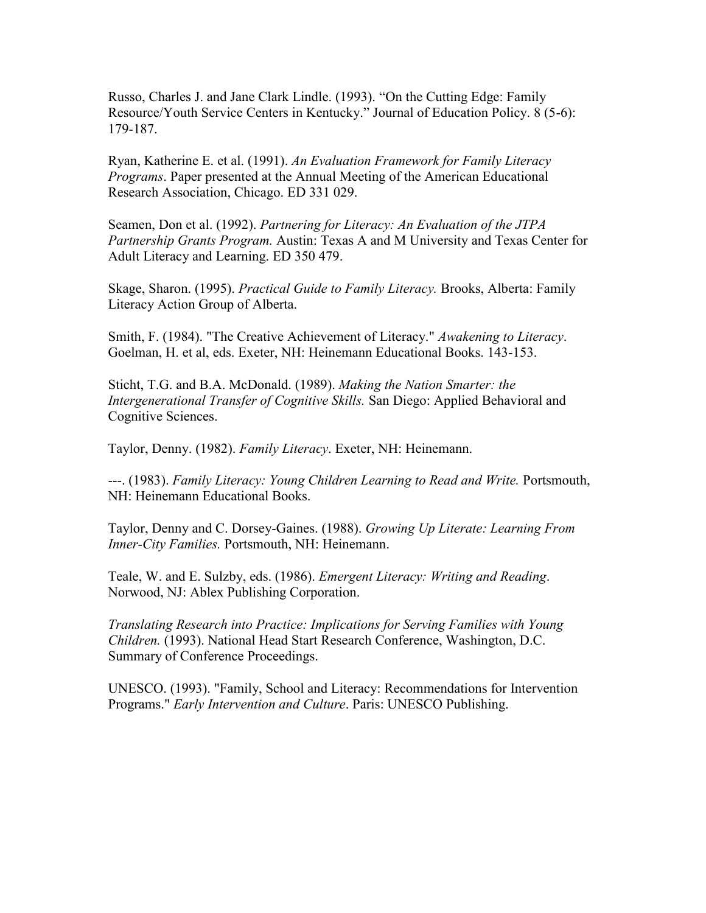Russo, Charles J. and Jane Clark Lindle. (1993). "On the Cutting Edge: Family Resource/Youth Service Centers in Kentucky." Journal of Education Policy. 8 (5-6): 179-187.

Ryan, Katherine E. et al. (1991). *An Evaluation Framework for Family Literacy Programs*. Paper presented at the Annual Meeting of the American Educational Research Association, Chicago. ED 331 029.

Seamen, Don et al. (1992). *Partnering for Literacy: An Evaluation of the JTPA Partnership Grants Program.* Austin: Texas A and M University and Texas Center for Adult Literacy and Learning. ED 350 479.

Skage, Sharon. (1995). *Practical Guide to Family Literacy.* Brooks, Alberta: Family Literacy Action Group of Alberta.

Smith, F. (1984). "The Creative Achievement of Literacy." *Awakening to Literacy*. Goelman, H. et al, eds. Exeter, NH: Heinemann Educational Books. 143-153.

Sticht, T.G. and B.A. McDonald. (1989). *Making the Nation Smarter: the Intergenerational Transfer of Cognitive Skills.* San Diego: Applied Behavioral and Cognitive Sciences.

Taylor, Denny. (1982). *Family Literacy*. Exeter, NH: Heinemann.

---. (1983). *Family Literacy: Young Children Learning to Read and Write.* Portsmouth, NH: Heinemann Educational Books.

Taylor, Denny and C. Dorsey-Gaines. (1988). *Growing Up Literate: Learning From Inner-City Families.* Portsmouth, NH: Heinemann.

Teale, W. and E. Sulzby, eds. (1986). *Emergent Literacy: Writing and Reading*. Norwood, NJ: Ablex Publishing Corporation.

*Translating Research into Practice: Implications for Serving Families with Young Children.* (1993). National Head Start Research Conference, Washington, D.C. Summary of Conference Proceedings.

UNESCO. (1993). "Family, School and Literacy: Recommendations for Intervention Programs." *Early Intervention and Culture*. Paris: UNESCO Publishing.